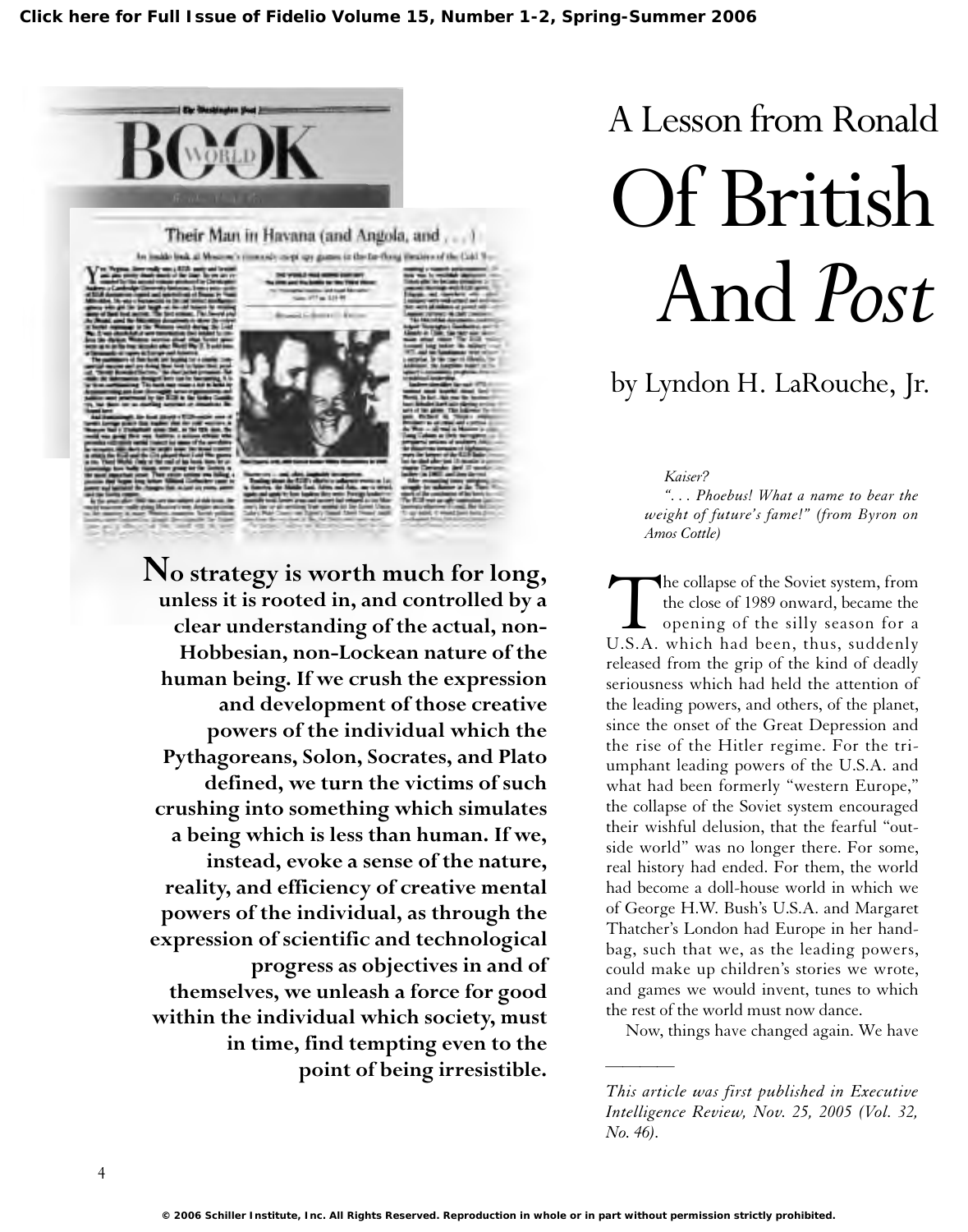# A Lesson from Ronald

# Of British And *Post*

by Lyndon H. LaRouche, Jr.

**No strategy is worth much for long, unless it is rooted in, and controlled by a clear understanding of the actual, non-Hobbesian, non-Lockean nature of the human being. If we crush the expression and development of those creative powers of the individual which the Pythagoreans, Solon, Socrates, and Plato defined, we turn the victims of such crushing into something which simulates a being which is less than human. If we, instead, evoke a sense of the nature, reality, and efficiency of creative mental powers of the individual, as through the expression of scientific and technological progress as objectives in and of themselves, we unleash a force for good within the individual which society, must in time, find tempting even to the point of being irresistible.**

> *Kaiser?*
>
> *". . . Phoebus! What a name to bear the weight of future's fame!" (from Byron on Amos Cottle)*

The collapse of the Soviet system, from the close of 1989 onward, became the opening of the silly season for a U.S.A. which had been, thus, suddenly released from the grip of the kind of deadly seriousness which had held the attention of the leading powers, and others, of the planet, since the onset of the Great Depression and the rise of the Hitler regime. For the triumphant leading powers of the U.S.A. and what had been formerly "western Europe," the collapse of the Soviet system encouraged their wishful delusion, that the fearful "outside world" was no longer there. For some, real history had ended. For them, the world had become a doll-house world in which we of George H.W. Bush's U.S.A. and Margaret Thatcher's London had Europe in her handbag, such that we, as the leading powers, could make up children's stories we wrote, and games we would invent, tunes to which the rest of the world must now dance.

Now, things have changed again. We have

---

*This article was first published in Executive Intelligence Review, Nov. 25, 2005 (Vol. 32, No. 46).*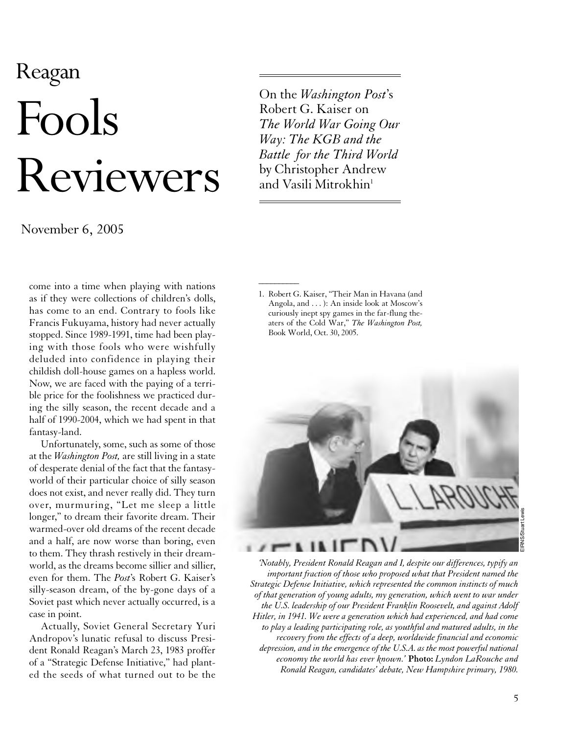# Reagan Fools Reviewers

November 6, 2005

On the *Washington Post*'s Robert G. Kaiser on *The World War Going Our Way: The KGB and the Battle for the Third World* by Christopher Andrew and Vasili Mitrokhin[1]

come into a time when playing with nations as if they were collections of children's dolls, has come to an end. Contrary to fools like Francis Fukuyama, history had never actually stopped. Since 1989-1991, time had been playing with those fools who were wishfully deluded into confidence in playing their childish doll-house games on a hapless world. Now, we are faced with the paying of a terrible price for the foolishness we practiced during the silly season, the recent decade and a half of 1990-2004, which we had spent in that fantasy-land.

Unfortunately, some, such as some of those at the *Washington Post,* are still living in a state of desperate denial of the fact that the fantasy-world of their particular choice of silly season does not exist, and never really did. They turn over, murmuring, "Let me sleep a little longer," to dream their favorite dream. Their warmed-over old dreams of the recent decade and a half, are now worse than boring, even to them. They thrash restively in their dream-world, as the dreams become sillier and sillier, even for them. The *Post*'s Robert G. Kaiser's silly-season dream, of the by-gone days of a Soviet past which never actually occurred, is a case in point.

Actually, Soviet General Secretary Yuri Andropov's lunatic refusal to discuss President Ronald Reagan's March 23, 1983 proffer of a "Strategic Defense Initiative," had planted the seeds of what turned out to be the

---

1. Robert G. Kaiser, "Their Man in Havana (and Angola, and . . . ): An inside look at Moscow's curiously inept spy games in the far-flung theaters of the Cold War," *The Washington Post,* Book World, Oct. 30, 2005.

*'Notably, President Ronald Reagan and I, despite our differences, typify an important fraction of those who proposed what that President named the Strategic Defense Initiative, which represented the common instincts of much of that generation of young adults, my generation, which went to war under the U.S. leadership of our President Franklin Roosevelt, and against Adolf Hitler, in 1941. We were a generation which had experienced, and had come to play a leading participating role, as youthful and matured adults, in the recovery from the effects of a deep, worldwide financial and economic depression, and in the emergence of the U.S.A. as the most powerful national economy the world has ever known.'* **Photo:** *Lyndon LaRouche and Ronald Reagan, candidates' debate, New Hampshire primary, 1980.*

EIRNS/Stuart Lewis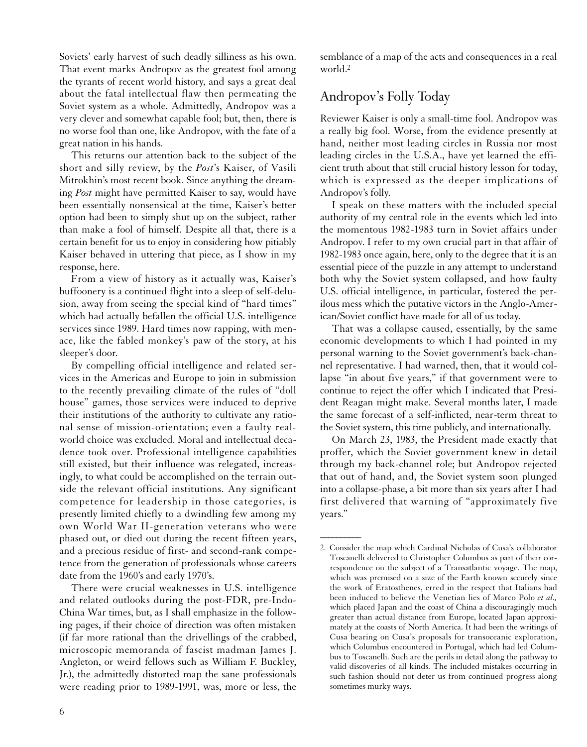Soviets' early harvest of such deadly silliness as his own. That event marks Andropov as the greatest fool among the tyrants of recent world history, and says a great deal about the fatal intellectual flaw then permeating the Soviet system as a whole. Admittedly, Andropov was a very clever and somewhat capable fool; but, then, there is no worse fool than one, like Andropov, with the fate of a great nation in his hands.

This returns our attention back to the subject of the short and silly review, by the *Post*'s Kaiser, of Vasili Mitrokhin's most recent book. Since anything the dreaming *Post* might have permitted Kaiser to say, would have been essentially nonsensical at the time, Kaiser's better option had been to simply shut up on the subject, rather than make a fool of himself. Despite all that, there is a certain benefit for us to enjoy in considering how pitiably Kaiser behaved in uttering that piece, as I show in my response, here.

From a view of history as it actually was, Kaiser's buffoonery is a continued flight into a sleep of self-delusion, away from seeing the special kind of "hard times" which had actually befallen the official U.S. intelligence services since 1989. Hard times now rapping, with menace, like the fabled monkey's paw of the story, at his sleeper's door.

By compelling official intelligence and related services in the Americas and Europe to join in submission to the recently prevailing climate of the rules of "doll house" games, those services were induced to deprive their institutions of the authority to cultivate any rational sense of mission-orientation; even a faulty real-world choice was excluded. Moral and intellectual decadence took over. Professional intelligence capabilities still existed, but their influence was relegated, increasingly, to what could be accomplished on the terrain outside the relevant official institutions. Any significant competence for leadership in those categories, is presently limited chiefly to a dwindling few among my own World War II-generation veterans who were phased out, or died out during the recent fifteen years, and a precious residue of first- and second-rank competence from the generation of professionals whose careers date from the 1960's and early 1970's.

There were crucial weaknesses in U.S. intelligence and related outlooks during the post-FDR, pre-Indo-China War times, but, as I shall emphasize in the following pages, if their choice of direction was often mistaken (if far more rational than the drivellings of the crabbed, microscopic memoranda of fascist madman James J. Angleton, or weird fellows such as William F. Buckley, Jr.), the admittedly distorted map the sane professionals were reading prior to 1989-1991, was, more or less, the semblance of a map of the acts and consequences in a real world.[2]

## Andropov's Folly Today

Reviewer Kaiser is only a small-time fool. Andropov was a really big fool. Worse, from the evidence presently at hand, neither most leading circles in Russia nor most leading circles in the U.S.A., have yet learned the efficient truth about that still crucial history lesson for today, which is expressed as the deeper implications of Andropov's folly.

I speak on these matters with the included special authority of my central role in the events which led into the momentous 1982-1983 turn in Soviet affairs under Andropov. I refer to my own crucial part in that affair of 1982-1983 once again, here, only to the degree that it is an essential piece of the puzzle in any attempt to understand both why the Soviet system collapsed, and how faulty U.S. official intelligence, in particular, fostered the perilous mess which the putative victors in the Anglo-American/Soviet conflict have made for all of us today.

That was a collapse caused, essentially, by the same economic developments to which I had pointed in my personal warning to the Soviet government's back-channel representative. I had warned, then, that it would collapse "in about five years," if that government were to continue to reject the offer which I indicated that President Reagan might make. Several months later, I made the same forecast of a self-inflicted, near-term threat to the Soviet system, this time publicly, and internationally.

On March 23, 1983, the President made exactly that proffer, which the Soviet government knew in detail through my back-channel role; but Andropov rejected that out of hand, and, the Soviet system soon plunged into a collapse-phase, a bit more than six years after I had first delivered that warning of "approximately five years."

---

2. Consider the map which Cardinal Nicholas of Cusa's collaborator Toscanelli delivered to Christopher Columbus as part of their correspondence on the subject of a Transatlantic voyage. The map, which was premised on a size of the Earth known securely since the work of Eratosthenes, erred in the respect that Italians had been induced to believe the Venetian lies of Marco Polo *et al.,* which placed Japan and the coast of China a discouragingly much greater than actual distance from Europe, located Japan approximately at the coasts of North America. It had been the writings of Cusa bearing on Cusa's proposals for transoceanic exploration, which Columbus encountered in Portugal, which had led Columbus to Toscanelli. Such are the perils in detail along the pathway to valid discoveries of all kinds. The included mistakes occurring in such fashion should not deter us from continued progress along sometimes murky ways.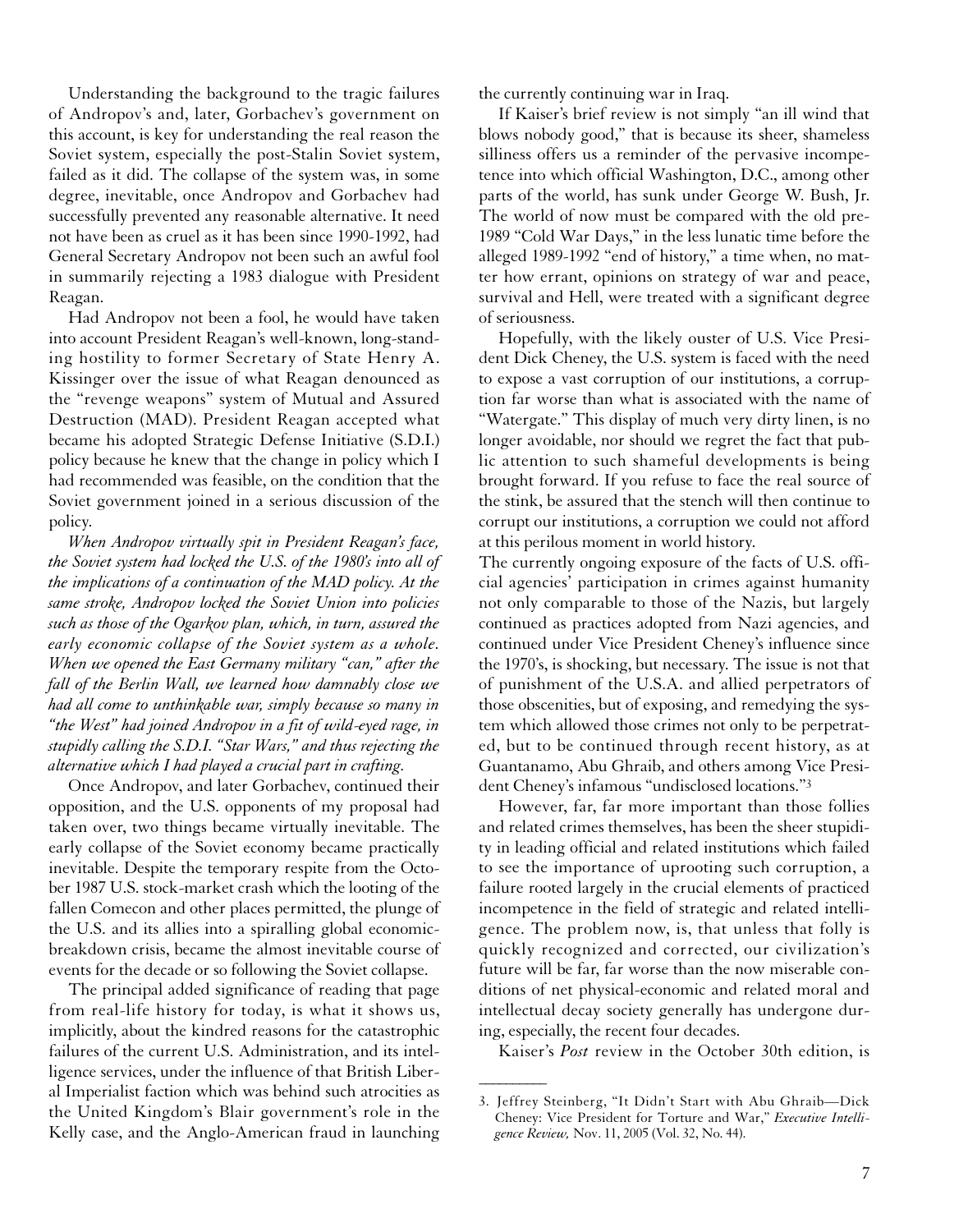Understanding the background to the tragic failures of Andropov's and, later, Gorbachev's government on this account, is key for understanding the real reason the Soviet system, especially the post-Stalin Soviet system, failed as it did. The collapse of the system was, in some degree, inevitable, once Andropov and Gorbachev had successfully prevented any reasonable alternative. It need not have been as cruel as it has been since 1990-1992, had General Secretary Andropov not been such an awful fool in summarily rejecting a 1983 dialogue with President Reagan.

Had Andropov not been a fool, he would have taken into account President Reagan's well-known, long-standing hostility to former Secretary of State Henry A. Kissinger over the issue of what Reagan denounced as the "revenge weapons" system of Mutual and Assured Destruction (MAD). President Reagan accepted what became his adopted Strategic Defense Initiative (S.D.I.) policy because he knew that the change in policy which I had recommended was feasible, on the condition that the Soviet government joined in a serious discussion of the policy.

*When Andropov virtually spit in President Reagan's face, the Soviet system had locked the U.S. of the 1980's into all of the implications of a continuation of the MAD policy. At the same stroke, Andropov locked the Soviet Union into policies such as those of the Ogarkov plan, which, in turn, assured the early economic collapse of the Soviet system as a whole. When we opened the East Germany military "can," after the fall of the Berlin Wall, we learned how damnably close we had all come to unthinkable war, simply because so many in "the West" had joined Andropov in a fit of wild-eyed rage, in stupidly calling the S.D.I. "Star Wars," and thus rejecting the alternative which I had played a crucial part in crafting.*

Once Andropov, and later Gorbachev, continued their opposition, and the U.S. opponents of my proposal had taken over, two things became virtually inevitable. The early collapse of the Soviet economy became practically inevitable. Despite the temporary respite from the October 1987 U.S. stock-market crash which the looting of the fallen Comecon and other places permitted, the plunge of the U.S. and its allies into a spiralling global economic-breakdown crisis, became the almost inevitable course of events for the decade or so following the Soviet collapse.

The principal added significance of reading that page from real-life history for today, is what it shows us, implicitly, about the kindred reasons for the catastrophic failures of the current U.S. Administration, and its intelligence services, under the influence of that British Liberal Imperialist faction which was behind such atrocities as the United Kingdom's Blair government's role in the Kelly case, and the Anglo-American fraud in launching the currently continuing war in Iraq.

If Kaiser's brief review is not simply "an ill wind that blows nobody good," that is because its sheer, shameless silliness offers us a reminder of the pervasive incompetence into which official Washington, D.C., among other parts of the world, has sunk under George W. Bush, Jr. The world of now must be compared with the old pre-1989 "Cold War Days," in the less lunatic time before the alleged 1989-1992 "end of history," a time when, no matter how errant, opinions on strategy of war and peace, survival and Hell, were treated with a significant degree of seriousness.

Hopefully, with the likely ouster of U.S. Vice President Dick Cheney, the U.S. system is faced with the need to expose a vast corruption of our institutions, a corruption far worse than what is associated with the name of "Watergate." This display of much very dirty linen, is no longer avoidable, nor should we regret the fact that public attention to such shameful developments is being brought forward. If you refuse to face the real source of the stink, be assured that the stench will then continue to corrupt our institutions, a corruption we could not afford at this perilous moment in world history.

The currently ongoing exposure of the facts of U.S. official agencies' participation in crimes against humanity not only comparable to those of the Nazis, but largely continued as practices adopted from Nazi agencies, and continued under Vice President Cheney's influence since the 1970's, is shocking, but necessary. The issue is not that of punishment of the U.S.A. and allied perpetrators of those obscenities, but of exposing, and remedying the system which allowed those crimes not only to be perpetrated, but to be continued through recent history, as at Guantanamo, Abu Ghraib, and others among Vice President Cheney's infamous "undisclosed locations."[3]

However, far, far more important than those follies and related crimes themselves, has been the sheer stupidity in leading official and related institutions which failed to see the importance of uprooting such corruption, a failure rooted largely in the crucial elements of practiced incompetence in the field of strategic and related intelligence. The problem now, is, that unless that folly is quickly recognized and corrected, our civilization's future will be far, far worse than the now miserable conditions of net physical-economic and related moral and intellectual decay society generally has undergone during, especially, the recent four decades.

Kaiser's *Post* review in the October 30th edition, is

---

3. Jeffrey Steinberg, "It Didn't Start with Abu Ghraib—Dick Cheney: Vice President for Torture and War," *Executive Intelligence Review,* Nov. 11, 2005 (Vol. 32, No. 44).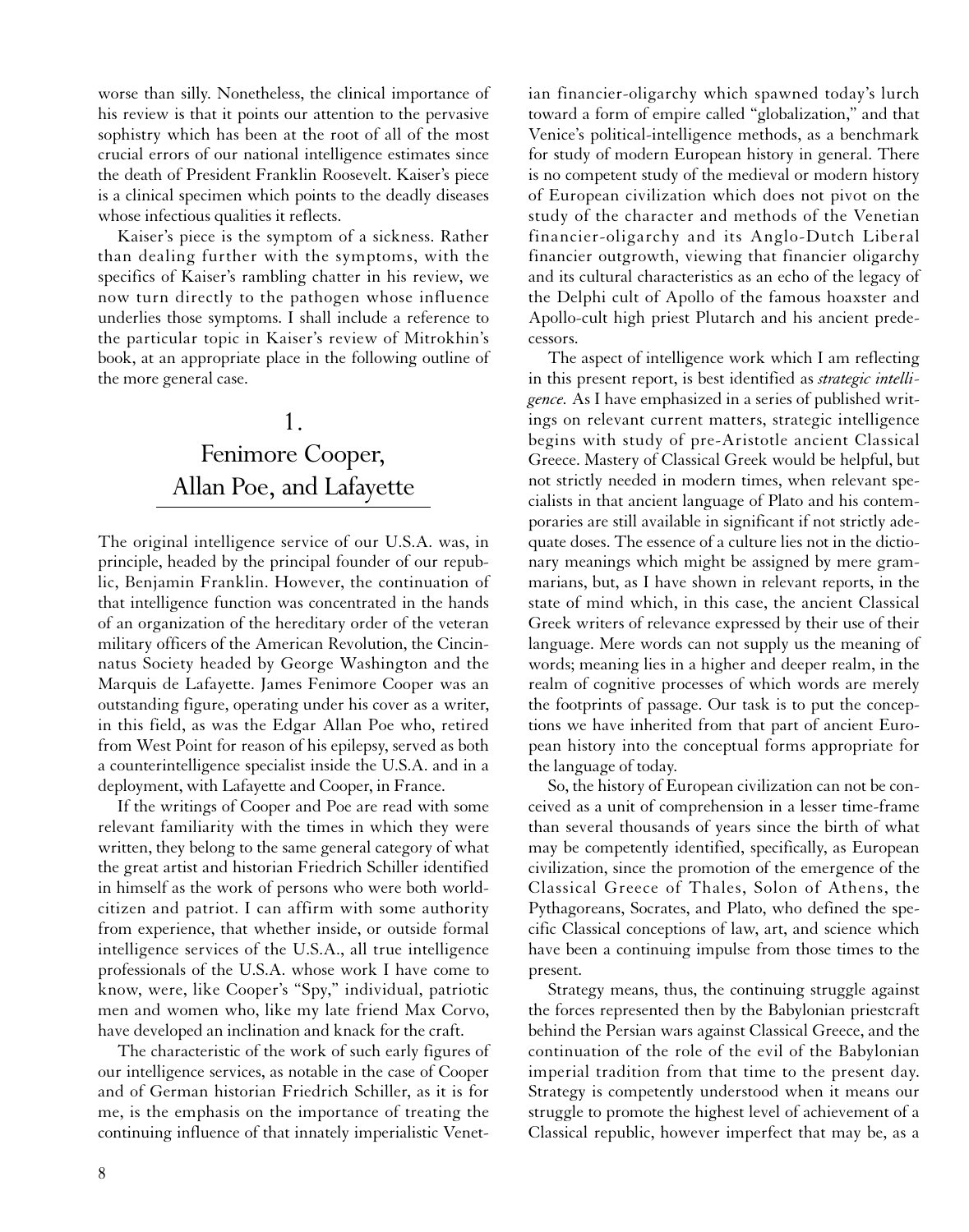worse than silly. Nonetheless, the clinical importance of his review is that it points our attention to the pervasive sophistry which has been at the root of all of the most crucial errors of our national intelligence estimates since the death of President Franklin Roosevelt. Kaiser's piece is a clinical specimen which points to the deadly diseases whose infectious qualities it reflects.

Kaiser's piece is the symptom of a sickness. Rather than dealing further with the symptoms, with the specifics of Kaiser's rambling chatter in his review, we now turn directly to the pathogen whose influence underlies those symptoms. I shall include a reference to the particular topic in Kaiser's review of Mitrokhin's book, at an appropriate place in the following outline of the more general case.

## 1. Fenimore Cooper, Allan Poe, and Lafayette

The original intelligence service of our U.S.A. was, in principle, headed by the principal founder of our republic, Benjamin Franklin. However, the continuation of that intelligence function was concentrated in the hands of an organization of the hereditary order of the veteran military officers of the American Revolution, the Cincinnatus Society headed by George Washington and the Marquis de Lafayette. James Fenimore Cooper was an outstanding figure, operating under his cover as a writer, in this field, as was the Edgar Allan Poe who, retired from West Point for reason of his epilepsy, served as both a counterintelligence specialist inside the U.S.A. and in a deployment, with Lafayette and Cooper, in France.

If the writings of Cooper and Poe are read with some relevant familiarity with the times in which they were written, they belong to the same general category of what the great artist and historian Friedrich Schiller identified in himself as the work of persons who were both world-citizen and patriot. I can affirm with some authority from experience, that whether inside, or outside formal intelligence services of the U.S.A., all true intelligence professionals of the U.S.A. whose work I have come to know, were, like Cooper's "Spy," individual, patriotic men and women who, like my late friend Max Corvo, have developed an inclination and knack for the craft.

The characteristic of the work of such early figures of our intelligence services, as notable in the case of Cooper and of German historian Friedrich Schiller, as it is for me, is the emphasis on the importance of treating the continuing influence of that innately imperialistic Venetian financier-oligarchy which spawned today's lurch toward a form of empire called "globalization," and that Venice's political-intelligence methods, as a benchmark for study of modern European history in general. There is no competent study of the medieval or modern history of European civilization which does not pivot on the study of the character and methods of the Venetian financier-oligarchy and its Anglo-Dutch Liberal financier outgrowth, viewing that financier oligarchy and its cultural characteristics as an echo of the legacy of the Delphi cult of Apollo of the famous hoaxster and Apollo-cult high priest Plutarch and his ancient predecessors.

The aspect of intelligence work which I am reflecting in this present report, is best identified as *strategic intelligence.* As I have emphasized in a series of published writings on relevant current matters, strategic intelligence begins with study of pre-Aristotle ancient Classical Greece. Mastery of Classical Greek would be helpful, but not strictly needed in modern times, when relevant specialists in that ancient language of Plato and his contemporaries are still available in significant if not strictly adequate doses. The essence of a culture lies not in the dictionary meanings which might be assigned by mere grammarians, but, as I have shown in relevant reports, in the state of mind which, in this case, the ancient Classical Greek writers of relevance expressed by their use of their language. Mere words can not supply us the meaning of words; meaning lies in a higher and deeper realm, in the realm of cognitive processes of which words are merely the footprints of passage. Our task is to put the conceptions we have inherited from that part of ancient European history into the conceptual forms appropriate for the language of today.

So, the history of European civilization can not be conceived as a unit of comprehension in a lesser time-frame than several thousands of years since the birth of what may be competently identified, specifically, as European civilization, since the promotion of the emergence of the Classical Greece of Thales, Solon of Athens, the Pythagoreans, Socrates, and Plato, who defined the specific Classical conceptions of law, art, and science which have been a continuing impulse from those times to the present.

Strategy means, thus, the continuing struggle against the forces represented then by the Babylonian priestcraft behind the Persian wars against Classical Greece, and the continuation of the role of the evil of the Babylonian imperial tradition from that time to the present day. Strategy is competently understood when it means our struggle to promote the highest level of achievement of a Classical republic, however imperfect that may be, as a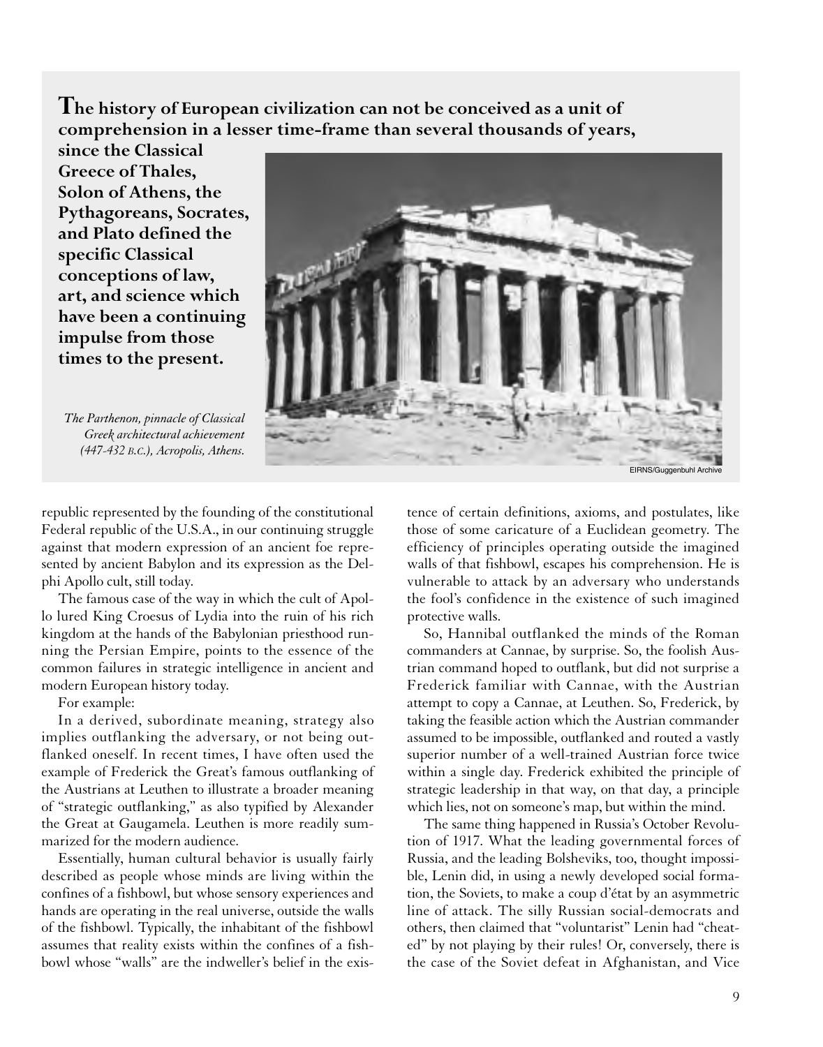**The history of European civilization can not be conceived as a unit of comprehension in a lesser time-frame than several thousands of years, since the Classical Greece of Thales, Solon of Athens, the Pythagoreans, Socrates, and Plato defined the specific Classical conceptions of law, art, and science which have been a continuing impulse from those times to the present.**

*The Parthenon, pinnacle of Classical Greek architectural achievement (447-432 B.C.), Acropolis, Athens.*

EIRNS/Guggenbuhl Archive

republic represented by the founding of the constitutional Federal republic of the U.S.A., in our continuing struggle against that modern expression of an ancient foe represented by ancient Babylon and its expression as the Delphi Apollo cult, still today.

The famous case of the way in which the cult of Apollo lured King Croesus of Lydia into the ruin of his rich kingdom at the hands of the Babylonian priesthood running the Persian Empire, points to the essence of the common failures in strategic intelligence in ancient and modern European history today.

For example:

In a derived, subordinate meaning, strategy also implies outflanking the adversary, or not being outflanked oneself. In recent times, I have often used the example of Frederick the Great's famous outflanking of the Austrians at Leuthen to illustrate a broader meaning of "strategic outflanking," as also typified by Alexander the Great at Gaugamela. Leuthen is more readily summarized for the modern audience.

Essentially, human cultural behavior is usually fairly described as people whose minds are living within the confines of a fishbowl, but whose sensory experiences and hands are operating in the real universe, outside the walls of the fishbowl. Typically, the inhabitant of the fishbowl assumes that reality exists within the confines of a fishbowl whose "walls" are the indweller's belief in the existence of certain definitions, axioms, and postulates, like those of some caricature of a Euclidean geometry. The efficiency of principles operating outside the imagined walls of that fishbowl, escapes his comprehension. He is vulnerable to attack by an adversary who understands the fool's confidence in the existence of such imagined protective walls.

So, Hannibal outflanked the minds of the Roman commanders at Cannae, by surprise. So, the foolish Austrian command hoped to outflank, but did not surprise a Frederick familiar with Cannae, with the Austrian attempt to copy a Cannae, at Leuthen. So, Frederick, by taking the feasible action which the Austrian commander assumed to be impossible, outflanked and routed a vastly superior number of a well-trained Austrian force twice within a single day. Frederick exhibited the principle of strategic leadership in that way, on that day, a principle which lies, not on someone's map, but within the mind.

The same thing happened in Russia's October Revolution of 1917. What the leading governmental forces of Russia, and the leading Bolsheviks, too, thought impossible, Lenin did, in using a newly developed social formation, the Soviets, to make a coup d'état by an asymmetric line of attack. The silly Russian social-democrats and others, then claimed that "voluntarist" Lenin had "cheated" by not playing by their rules! Or, conversely, there is the case of the Soviet defeat in Afghanistan, and Vice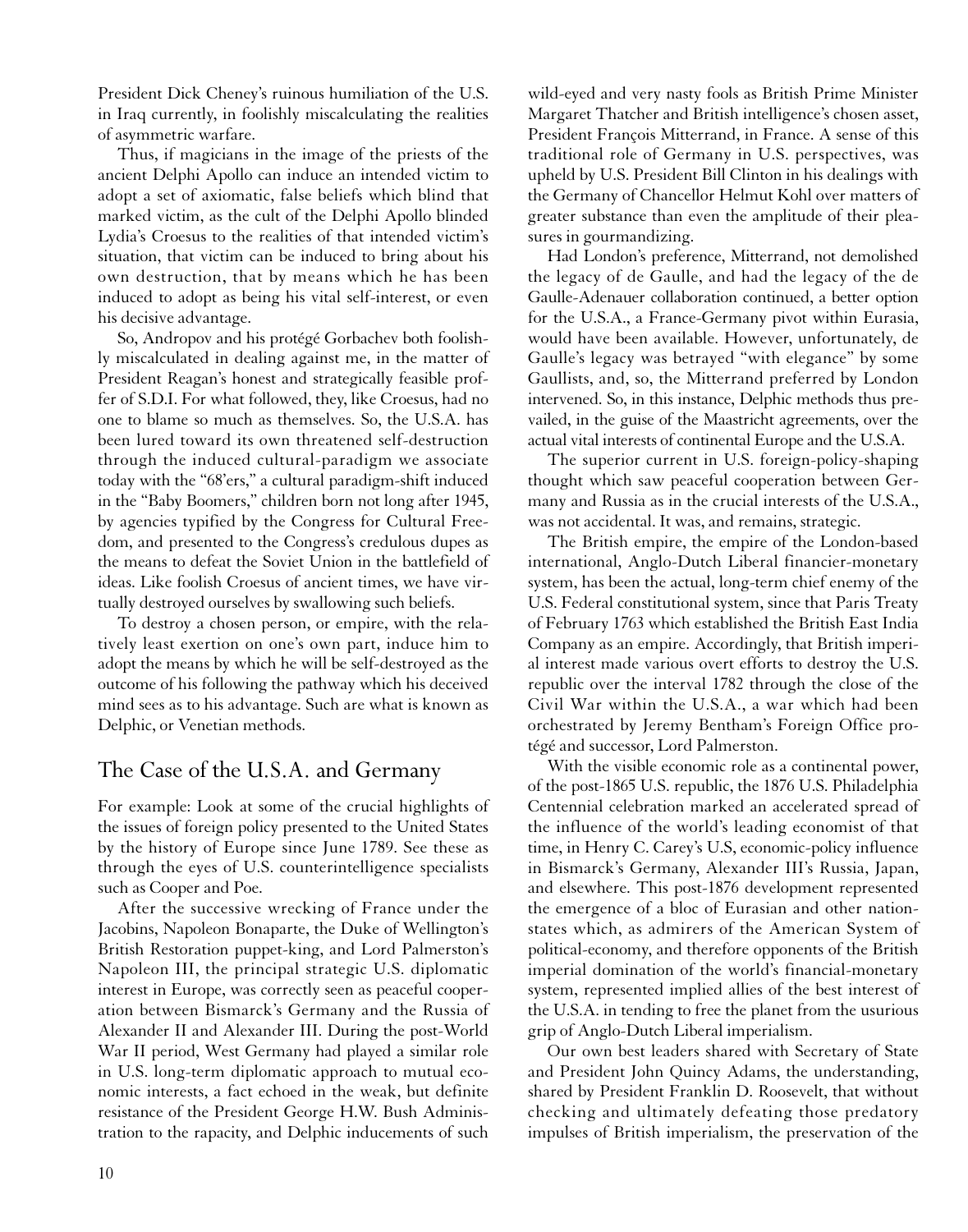President Dick Cheney's ruinous humiliation of the U.S. in Iraq currently, in foolishly miscalculating the realities of asymmetric warfare.

Thus, if magicians in the image of the priests of the ancient Delphi Apollo can induce an intended victim to adopt a set of axiomatic, false beliefs which blind that marked victim, as the cult of the Delphi Apollo blinded Lydia's Croesus to the realities of that intended victim's situation, that victim can be induced to bring about his own destruction, that by means which he has been induced to adopt as being his vital self-interest, or even his decisive advantage.

So, Andropov and his protégé Gorbachev both foolishly miscalculated in dealing against me, in the matter of President Reagan's honest and strategically feasible proffer of S.D.I. For what followed, they, like Croesus, had no one to blame so much as themselves. So, the U.S.A. has been lured toward its own threatened self-destruction through the induced cultural-paradigm we associate today with the "68'ers," a cultural paradigm-shift induced in the "Baby Boomers," children born not long after 1945, by agencies typified by the Congress for Cultural Freedom, and presented to the Congress's credulous dupes as the means to defeat the Soviet Union in the battlefield of ideas. Like foolish Croesus of ancient times, we have virtually destroyed ourselves by swallowing such beliefs.

To destroy a chosen person, or empire, with the relatively least exertion on one's own part, induce him to adopt the means by which he will be self-destroyed as the outcome of his following the pathway which his deceived mind sees as to his advantage. Such are what is known as Delphic, or Venetian methods.

## The Case of the U.S.A. and Germany

For example: Look at some of the crucial highlights of the issues of foreign policy presented to the United States by the history of Europe since June 1789. See these as through the eyes of U.S. counterintelligence specialists such as Cooper and Poe.

After the successive wrecking of France under the Jacobins, Napoleon Bonaparte, the Duke of Wellington's British Restoration puppet-king, and Lord Palmerston's Napoleon III, the principal strategic U.S. diplomatic interest in Europe, was correctly seen as peaceful cooperation between Bismarck's Germany and the Russia of Alexander II and Alexander III. During the post-World War II period, West Germany had played a similar role in U.S. long-term diplomatic approach to mutual economic interests, a fact echoed in the weak, but definite resistance of the President George H.W. Bush Administration to the rapacity, and Delphic inducements of such wild-eyed and very nasty fools as British Prime Minister Margaret Thatcher and British intelligence's chosen asset, President François Mitterrand, in France. A sense of this traditional role of Germany in U.S. perspectives, was upheld by U.S. President Bill Clinton in his dealings with the Germany of Chancellor Helmut Kohl over matters of greater substance than even the amplitude of their pleasures in gourmandizing.

Had London's preference, Mitterrand, not demolished the legacy of de Gaulle, and had the legacy of the de Gaulle-Adenauer collaboration continued, a better option for the U.S.A., a France-Germany pivot within Eurasia, would have been available. However, unfortunately, de Gaulle's legacy was betrayed "with elegance" by some Gaullists, and, so, the Mitterrand preferred by London intervened. So, in this instance, Delphic methods thus prevailed, in the guise of the Maastricht agreements, over the actual vital interests of continental Europe and the U.S.A.

The superior current in U.S. foreign-policy-shaping thought which saw peaceful cooperation between Germany and Russia as in the crucial interests of the U.S.A., was not accidental. It was, and remains, strategic.

The British empire, the empire of the London-based international, Anglo-Dutch Liberal financier-monetary system, has been the actual, long-term chief enemy of the U.S. Federal constitutional system, since that Paris Treaty of February 1763 which established the British East India Company as an empire. Accordingly, that British imperial interest made various overt efforts to destroy the U.S. republic over the interval 1782 through the close of the Civil War within the U.S.A., a war which had been orchestrated by Jeremy Bentham's Foreign Office protégé and successor, Lord Palmerston.

With the visible economic role as a continental power, of the post-1865 U.S. republic, the 1876 U.S. Philadelphia Centennial celebration marked an accelerated spread of the influence of the world's leading economist of that time, in Henry C. Carey's U.S, economic-policy influence in Bismarck's Germany, Alexander III's Russia, Japan, and elsewhere. This post-1876 development represented the emergence of a bloc of Eurasian and other nation-states which, as admirers of the American System of political-economy, and therefore opponents of the British imperial domination of the world's financial-monetary system, represented implied allies of the best interest of the U.S.A. in tending to free the planet from the usurious grip of Anglo-Dutch Liberal imperialism.

Our own best leaders shared with Secretary of State and President John Quincy Adams, the understanding, shared by President Franklin D. Roosevelt, that without checking and ultimately defeating those predatory impulses of British imperialism, the preservation of the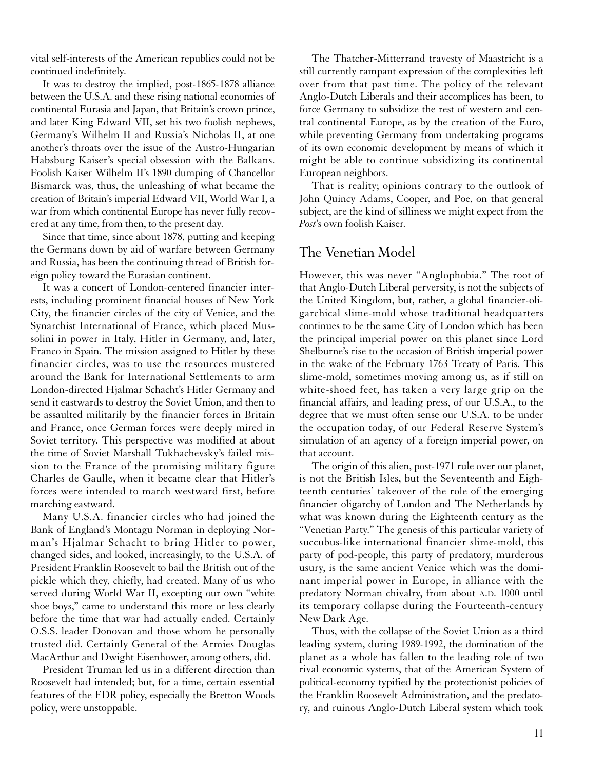vital self-interests of the American republics could not be continued indefinitely.

It was to destroy the implied, post-1865-1878 alliance between the U.S.A. and these rising national economies of continental Eurasia and Japan, that Britain's crown prince, and later King Edward VII, set his two foolish nephews, Germany's Wilhelm II and Russia's Nicholas II, at one another's throats over the issue of the Austro-Hungarian Habsburg Kaiser's special obsession with the Balkans. Foolish Kaiser Wilhelm II's 1890 dumping of Chancellor Bismarck was, thus, the unleashing of what became the creation of Britain's imperial Edward VII, World War I, a war from which continental Europe has never fully recovered at any time, from then, to the present day.

Since that time, since about 1878, putting and keeping the Germans down by aid of warfare between Germany and Russia, has been the continuing thread of British foreign policy toward the Eurasian continent.

It was a concert of London-centered financier interests, including prominent financial houses of New York City, the financier circles of the city of Venice, and the Synarchist International of France, which placed Mussolini in power in Italy, Hitler in Germany, and, later, Franco in Spain. The mission assigned to Hitler by these financier circles, was to use the resources mustered around the Bank for International Settlements to arm London-directed Hjalmar Schacht's Hitler Germany and send it eastwards to destroy the Soviet Union, and then to be assaulted militarily by the financier forces in Britain and France, once German forces were deeply mired in Soviet territory. This perspective was modified at about the time of Soviet Marshall Tukhachevsky's failed mission to the France of the promising military figure Charles de Gaulle, when it became clear that Hitler's forces were intended to march westward first, before marching eastward.

Many U.S.A. financier circles who had joined the Bank of England's Montagu Norman in deploying Norman's Hjalmar Schacht to bring Hitler to power, changed sides, and looked, increasingly, to the U.S.A. of President Franklin Roosevelt to bail the British out of the pickle which they, chiefly, had created. Many of us who served during World War II, excepting our own "white shoe boys," came to understand this more or less clearly before the time that war had actually ended. Certainly O.S.S. leader Donovan and those whom he personally trusted did. Certainly General of the Armies Douglas MacArthur and Dwight Eisenhower, among others, did.

President Truman led us in a different direction than Roosevelt had intended; but, for a time, certain essential features of the FDR policy, especially the Bretton Woods policy, were unstoppable.

The Thatcher-Mitterrand travesty of Maastricht is a still currently rampant expression of the complexities left over from that past time. The policy of the relevant Anglo-Dutch Liberals and their accomplices has been, to force Germany to subsidize the rest of western and central continental Europe, as by the creation of the Euro, while preventing Germany from undertaking programs of its own economic development by means of which it might be able to continue subsidizing its continental European neighbors.

That is reality; opinions contrary to the outlook of John Quincy Adams, Cooper, and Poe, on that general subject, are the kind of silliness we might expect from the *Post*'s own foolish Kaiser.

## The Venetian Model

However, this was never "Anglophobia." The root of that Anglo-Dutch Liberal perversity, is not the subjects of the United Kingdom, but, rather, a global financier-oligarchical slime-mold whose traditional headquarters continues to be the same City of London which has been the principal imperial power on this planet since Lord Shelburne's rise to the occasion of British imperial power in the wake of the February 1763 Treaty of Paris. This slime-mold, sometimes moving among us, as if still on white-shoed feet, has taken a very large grip on the financial affairs, and leading press, of our U.S.A., to the degree that we must often sense our U.S.A. to be under the occupation today, of our Federal Reserve System's simulation of an agency of a foreign imperial power, on that account.

The origin of this alien, post-1971 rule over our planet, is not the British Isles, but the Seventeenth and Eighteenth centuries' takeover of the role of the emerging financier oligarchy of London and The Netherlands by what was known during the Eighteenth century as the "Venetian Party." The genesis of this particular variety of succubus-like international financier slime-mold, this party of pod-people, this party of predatory, murderous usury, is the same ancient Venice which was the dominant imperial power in Europe, in alliance with the predatory Norman chivalry, from about A.D. 1000 until its temporary collapse during the Fourteenth-century New Dark Age.

Thus, with the collapse of the Soviet Union as a third leading system, during 1989-1992, the domination of the planet as a whole has fallen to the leading role of two rival economic systems, that of the American System of political-economy typified by the protectionist policies of the Franklin Roosevelt Administration, and the predatory, and ruinous Anglo-Dutch Liberal system which took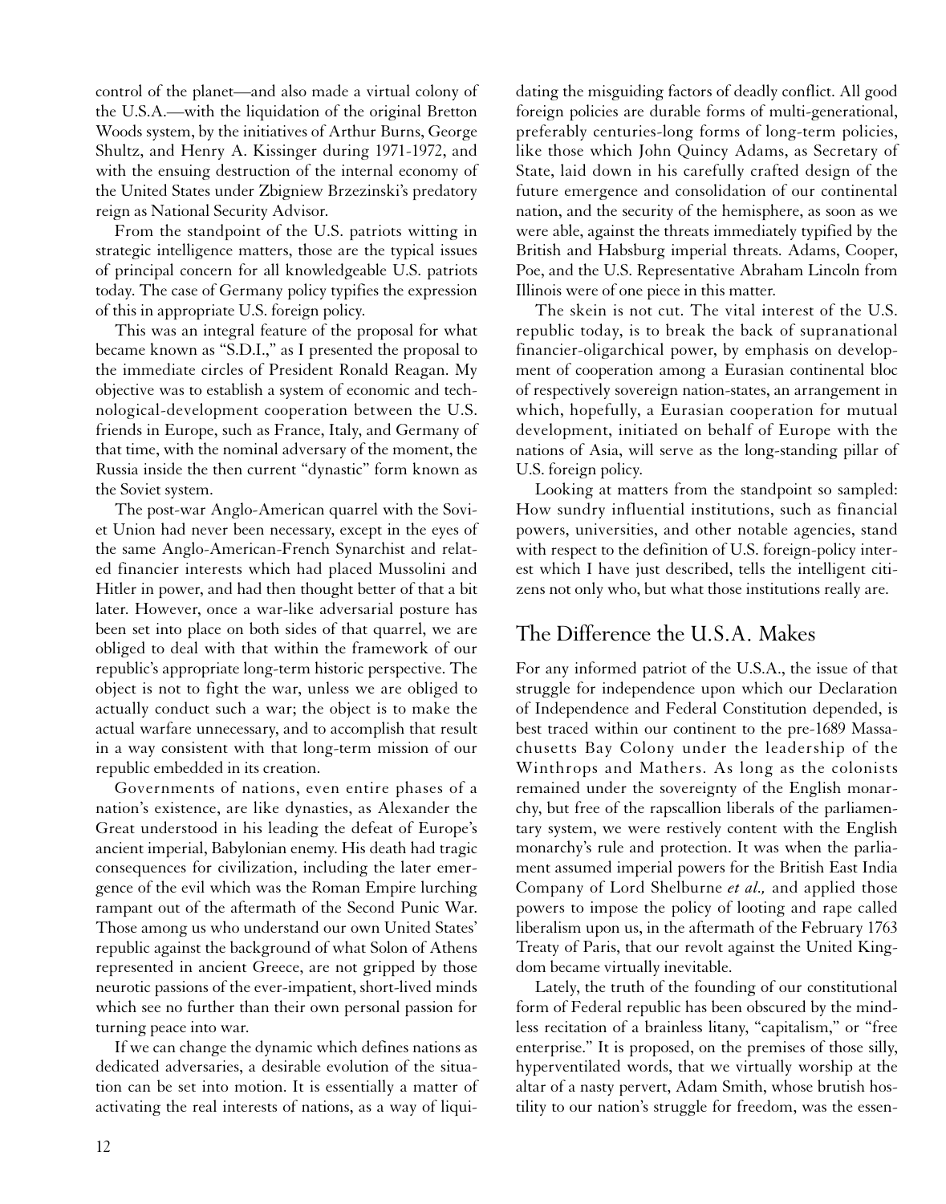control of the planet—and also made a virtual colony of the U.S.A.—with the liquidation of the original Bretton Woods system, by the initiatives of Arthur Burns, George Shultz, and Henry A. Kissinger during 1971-1972, and with the ensuing destruction of the internal economy of the United States under Zbigniew Brzezinski's predatory reign as National Security Advisor.

From the standpoint of the U.S. patriots witting in strategic intelligence matters, those are the typical issues of principal concern for all knowledgeable U.S. patriots today. The case of Germany policy typifies the expression of this in appropriate U.S. foreign policy.

This was an integral feature of the proposal for what became known as "S.D.I.," as I presented the proposal to the immediate circles of President Ronald Reagan. My objective was to establish a system of economic and technological-development cooperation between the U.S. friends in Europe, such as France, Italy, and Germany of that time, with the nominal adversary of the moment, the Russia inside the then current "dynastic" form known as the Soviet system.

The post-war Anglo-American quarrel with the Soviet Union had never been necessary, except in the eyes of the same Anglo-American-French Synarchist and related financier interests which had placed Mussolini and Hitler in power, and had then thought better of that a bit later. However, once a war-like adversarial posture has been set into place on both sides of that quarrel, we are obliged to deal with that within the framework of our republic's appropriate long-term historic perspective. The object is not to fight the war, unless we are obliged to actually conduct such a war; the object is to make the actual warfare unnecessary, and to accomplish that result in a way consistent with that long-term mission of our republic embedded in its creation.

Governments of nations, even entire phases of a nation's existence, are like dynasties, as Alexander the Great understood in his leading the defeat of Europe's ancient imperial, Babylonian enemy. His death had tragic consequences for civilization, including the later emergence of the evil which was the Roman Empire lurching rampant out of the aftermath of the Second Punic War. Those among us who understand our own United States' republic against the background of what Solon of Athens represented in ancient Greece, are not gripped by those neurotic passions of the ever-impatient, short-lived minds which see no further than their own personal passion for turning peace into war.

If we can change the dynamic which defines nations as dedicated adversaries, a desirable evolution of the situation can be set into motion. It is essentially a matter of activating the real interests of nations, as a way of liquidating the misguiding factors of deadly conflict. All good foreign policies are durable forms of multi-generational, preferably centuries-long forms of long-term policies, like those which John Quincy Adams, as Secretary of State, laid down in his carefully crafted design of the future emergence and consolidation of our continental nation, and the security of the hemisphere, as soon as we were able, against the threats immediately typified by the British and Habsburg imperial threats. Adams, Cooper, Poe, and the U.S. Representative Abraham Lincoln from Illinois were of one piece in this matter.

The skein is not cut. The vital interest of the U.S. republic today, is to break the back of supranational financier-oligarchical power, by emphasis on development of cooperation among a Eurasian continental bloc of respectively sovereign nation-states, an arrangement in which, hopefully, a Eurasian cooperation for mutual development, initiated on behalf of Europe with the nations of Asia, will serve as the long-standing pillar of U.S. foreign policy.

Looking at matters from the standpoint so sampled: How sundry influential institutions, such as financial powers, universities, and other notable agencies, stand with respect to the definition of U.S. foreign-policy interest which I have just described, tells the intelligent citizens not only who, but what those institutions really are.

## The Difference the U.S.A. Makes

For any informed patriot of the U.S.A., the issue of that struggle for independence upon which our Declaration of Independence and Federal Constitution depended, is best traced within our continent to the pre-1689 Massachusetts Bay Colony under the leadership of the Winthrops and Mathers. As long as the colonists remained under the sovereignty of the English monarchy, but free of the rapscallion liberals of the parliamentary system, we were restively content with the English monarchy's rule and protection. It was when the parliament assumed imperial powers for the British East India Company of Lord Shelburne *et al.,* and applied those powers to impose the policy of looting and rape called liberalism upon us, in the aftermath of the February 1763 Treaty of Paris, that our revolt against the United Kingdom became virtually inevitable.

Lately, the truth of the founding of our constitutional form of Federal republic has been obscured by the mindless recitation of a brainless litany, "capitalism," or "free enterprise." It is proposed, on the premises of those silly, hyperventilated words, that we virtually worship at the altar of a nasty pervert, Adam Smith, whose brutish hostility to our nation's struggle for freedom, was the essen-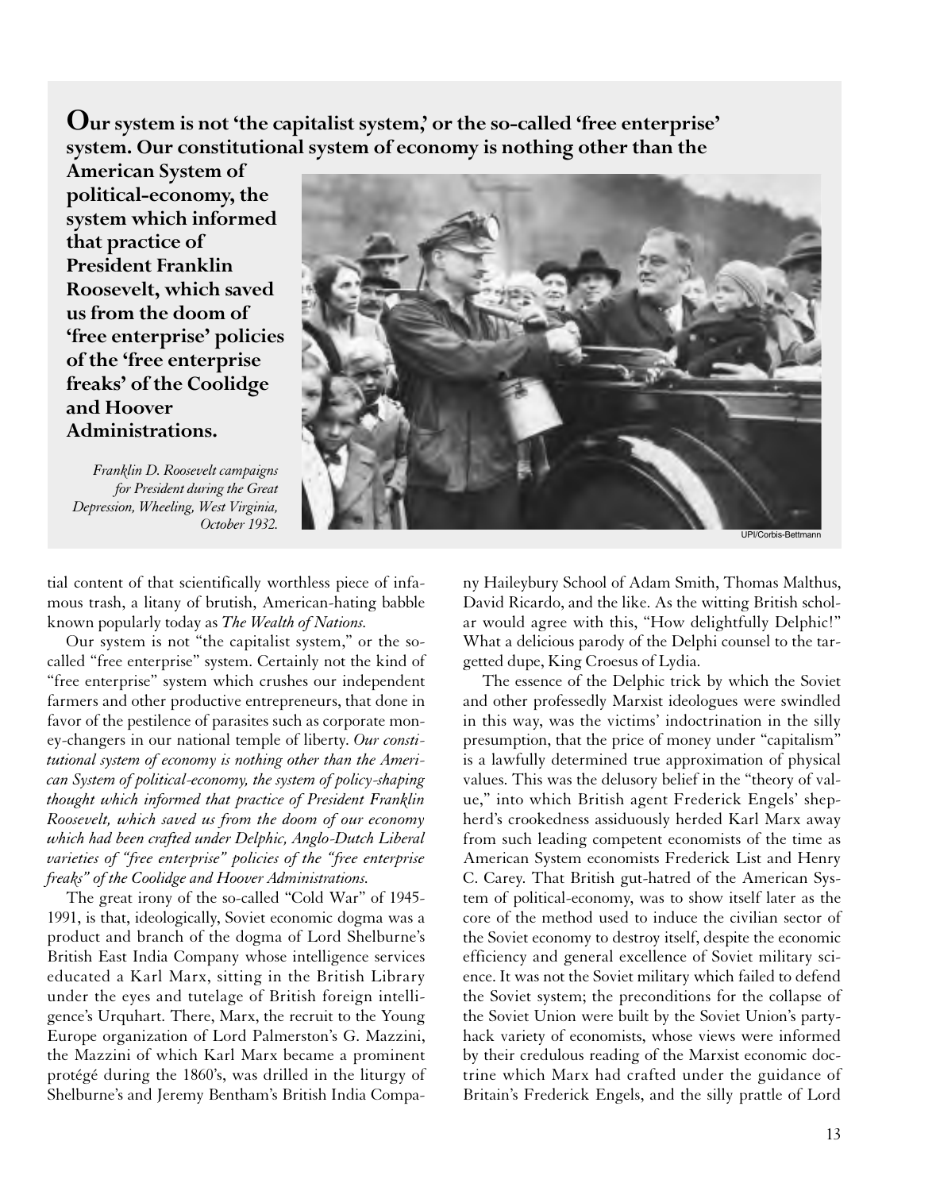**Our system is not 'the capitalist system,' or the so-called 'free enterprise' system. Our constitutional system of economy is nothing other than the American System of political-economy, the system which informed that practice of President Franklin Roosevelt, which saved us from the doom of 'free enterprise' policies of the 'free enterprise freaks' of the Coolidge and Hoover Administrations.**

*Franklin D. Roosevelt campaigns for President during the Great Depression, Wheeling, West Virginia, October 1932.*

UPI/Corbis-Bettmann

tial content of that scientifically worthless piece of infamous trash, a litany of brutish, American-hating babble known popularly today as *The Wealth of Nations.*

Our system is not "the capitalist system," or the so-called "free enterprise" system. Certainly not the kind of "free enterprise" system which crushes our independent farmers and other productive entrepreneurs, that done in favor of the pestilence of parasites such as corporate money-changers in our national temple of liberty. *Our constitutional system of economy is nothing other than the American System of political-economy, the system of policy-shaping thought which informed that practice of President Franklin Roosevelt, which saved us from the doom of our economy which had been crafted under Delphic, Anglo-Dutch Liberal varieties of "free enterprise" policies of the "free enterprise freaks" of the Coolidge and Hoover Administrations.*

The great irony of the so-called "Cold War" of 1945-1991, is that, ideologically, Soviet economic dogma was a product and branch of the dogma of Lord Shelburne's British East India Company whose intelligence services educated a Karl Marx, sitting in the British Library under the eyes and tutelage of British foreign intelligence's Urquhart. There, Marx, the recruit to the Young Europe organization of Lord Palmerston's G. Mazzini, the Mazzini of which Karl Marx became a prominent protégé during the 1860's, was drilled in the liturgy of Shelburne's and Jeremy Bentham's British India Company Haileybury School of Adam Smith, Thomas Malthus, David Ricardo, and the like. As the witting British scholar would agree with this, "How delightfully Delphic!" What a delicious parody of the Delphi counsel to the targetted dupe, King Croesus of Lydia.

The essence of the Delphic trick by which the Soviet and other professedly Marxist ideologues were swindled in this way, was the victims' indoctrination in the silly presumption, that the price of money under "capitalism" is a lawfully determined true approximation of physical values. This was the delusory belief in the "theory of value," into which British agent Frederick Engels' shepherd's crookedness assiduously herded Karl Marx away from such leading competent economists of the time as American System economists Frederick List and Henry C. Carey. That British gut-hatred of the American System of political-economy, was to show itself later as the core of the method used to induce the civilian sector of the Soviet economy to destroy itself, despite the economic efficiency and general excellence of Soviet military science. It was not the Soviet military which failed to defend the Soviet system; the preconditions for the collapse of the Soviet Union were built by the Soviet Union's party-hack variety of economists, whose views were informed by their credulous reading of the Marxist economic doctrine which Marx had crafted under the guidance of Britain's Frederick Engels, and the silly prattle of Lord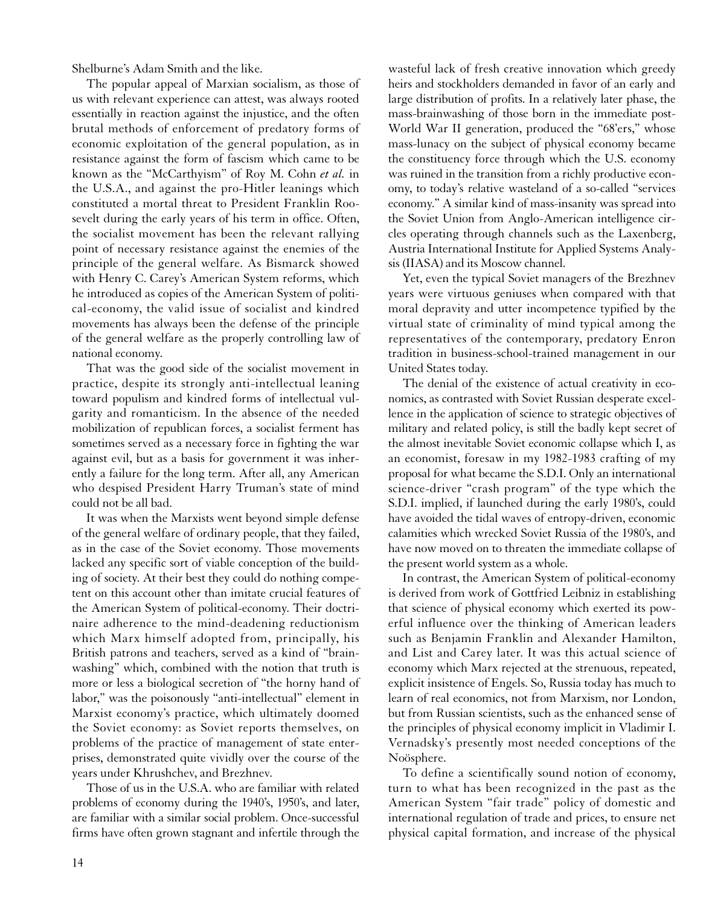Shelburne's Adam Smith and the like.

The popular appeal of Marxian socialism, as those of us with relevant experience can attest, was always rooted essentially in reaction against the injustice, and the often brutal methods of enforcement of predatory forms of economic exploitation of the general population, as in resistance against the form of fascism which came to be known as the "McCarthyism" of Roy M. Cohn *et al.* in the U.S.A., and against the pro-Hitler leanings which constituted a mortal threat to President Franklin Roosevelt during the early years of his term in office. Often, the socialist movement has been the relevant rallying point of necessary resistance against the enemies of the principle of the general welfare. As Bismarck showed with Henry C. Carey's American System reforms, which he introduced as copies of the American System of political-economy, the valid issue of socialist and kindred movements has always been the defense of the principle of the general welfare as the properly controlling law of national economy.

That was the good side of the socialist movement in practice, despite its strongly anti-intellectual leaning toward populism and kindred forms of intellectual vulgarity and romanticism. In the absence of the needed mobilization of republican forces, a socialist ferment has sometimes served as a necessary force in fighting the war against evil, but as a basis for government it was inherently a failure for the long term. After all, any American who despised President Harry Truman's state of mind could not be all bad.

It was when the Marxists went beyond simple defense of the general welfare of ordinary people, that they failed, as in the case of the Soviet economy. Those movements lacked any specific sort of viable conception of the building of society. At their best they could do nothing competent on this account other than imitate crucial features of the American System of political-economy. Their doctrinaire adherence to the mind-deadening reductionism which Marx himself adopted from, principally, his British patrons and teachers, served as a kind of "brainwashing" which, combined with the notion that truth is more or less a biological secretion of "the horny hand of labor," was the poisonously "anti-intellectual" element in Marxist economy's practice, which ultimately doomed the Soviet economy: as Soviet reports themselves, on problems of the practice of management of state enterprises, demonstrated quite vividly over the course of the years under Khrushchev, and Brezhnev.

Those of us in the U.S.A. who are familiar with related problems of economy during the 1940's, 1950's, and later, are familiar with a similar social problem. Once-successful firms have often grown stagnant and infertile through the wasteful lack of fresh creative innovation which greedy heirs and stockholders demanded in favor of an early and large distribution of profits. In a relatively later phase, the mass-brainwashing of those born in the immediate post-World War II generation, produced the "68'ers," whose mass-lunacy on the subject of physical economy became the constituency force through which the U.S. economy was ruined in the transition from a richly productive economy, to today's relative wasteland of a so-called "services economy." A similar kind of mass-insanity was spread into the Soviet Union from Anglo-American intelligence circles operating through channels such as the Laxenberg, Austria International Institute for Applied Systems Analysis (IIASA) and its Moscow channel.

Yet, even the typical Soviet managers of the Brezhnev years were virtuous geniuses when compared with that moral depravity and utter incompetence typified by the virtual state of criminality of mind typical among the representatives of the contemporary, predatory Enron tradition in business-school-trained management in our United States today.

The denial of the existence of actual creativity in economics, as contrasted with Soviet Russian desperate excellence in the application of science to strategic objectives of military and related policy, is still the badly kept secret of the almost inevitable Soviet economic collapse which I, as an economist, foresaw in my 1982-1983 crafting of my proposal for what became the S.D.I. Only an international science-driver "crash program" of the type which the S.D.I. implied, if launched during the early 1980's, could have avoided the tidal waves of entropy-driven, economic calamities which wrecked Soviet Russia of the 1980's, and have now moved on to threaten the immediate collapse of the present world system as a whole.

In contrast, the American System of political-economy is derived from work of Gottfried Leibniz in establishing that science of physical economy which exerted its powerful influence over the thinking of American leaders such as Benjamin Franklin and Alexander Hamilton, and List and Carey later. It was this actual science of economy which Marx rejected at the strenuous, repeated, explicit insistence of Engels. So, Russia today has much to learn of real economics, not from Marxism, nor London, but from Russian scientists, such as the enhanced sense of the principles of physical economy implicit in Vladimir I. Vernadsky's presently most needed conceptions of the Noösphere.

To define a scientifically sound notion of economy, turn to what has been recognized in the past as the American System "fair trade" policy of domestic and international regulation of trade and prices, to ensure net physical capital formation, and increase of the physical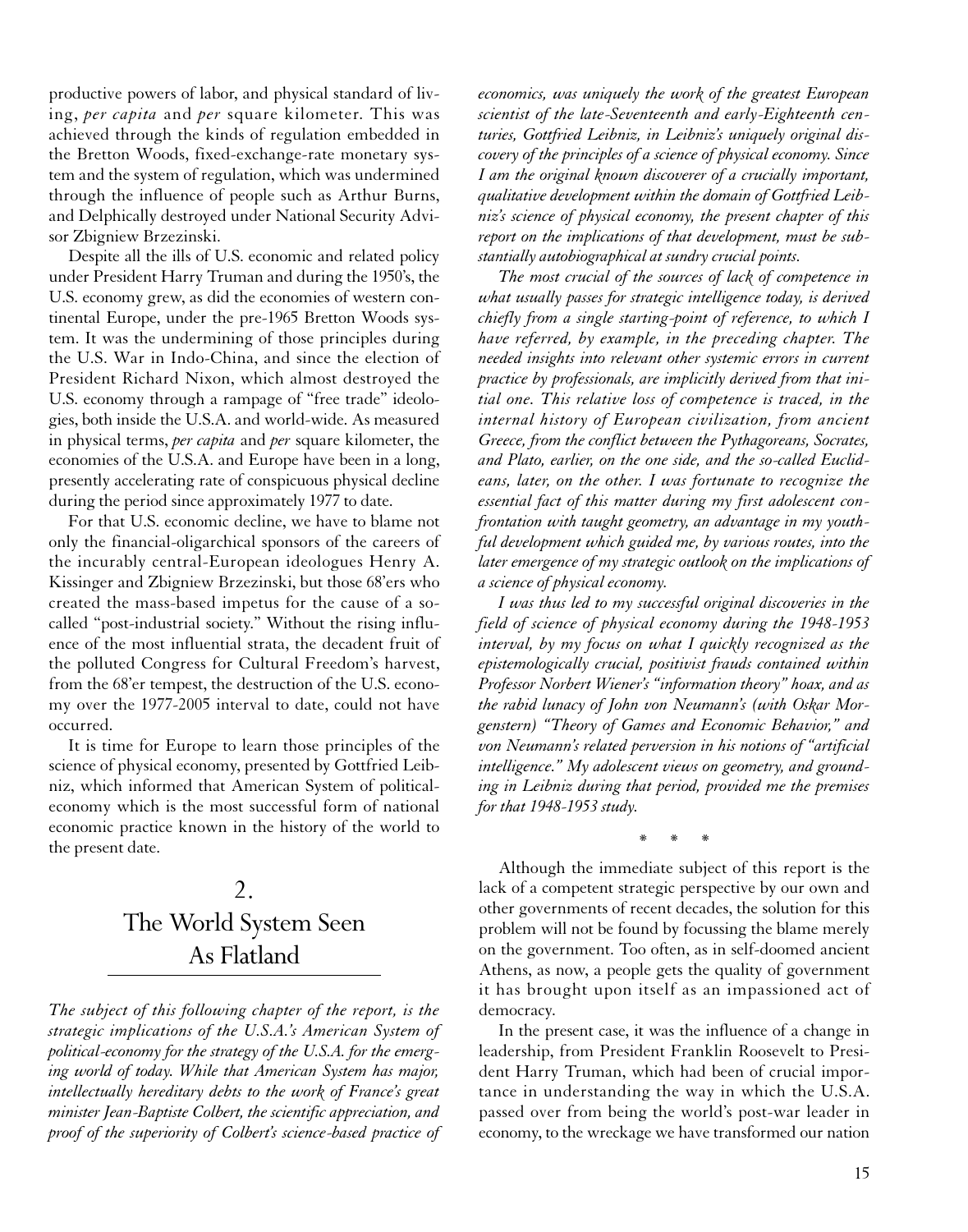productive powers of labor, and physical standard of living, *per capita* and *per* square kilometer. This was achieved through the kinds of regulation embedded in the Bretton Woods, fixed-exchange-rate monetary system and the system of regulation, which was undermined through the influence of people such as Arthur Burns, and Delphically destroyed under National Security Advisor Zbigniew Brzezinski.

Despite all the ills of U.S. economic and related policy under President Harry Truman and during the 1950's, the U.S. economy grew, as did the economies of western continental Europe, under the pre-1965 Bretton Woods system. It was the undermining of those principles during the U.S. War in Indo-China, and since the election of President Richard Nixon, which almost destroyed the U.S. economy through a rampage of "free trade" ideologies, both inside the U.S.A. and world-wide. As measured in physical terms, *per capita* and *per* square kilometer, the economies of the U.S.A. and Europe have been in a long, presently accelerating rate of conspicuous physical decline during the period since approximately 1977 to date.

For that U.S. economic decline, we have to blame not only the financial-oligarchical sponsors of the careers of the incurably central-European ideologues Henry A. Kissinger and Zbigniew Brzezinski, but those 68'ers who created the mass-based impetus for the cause of a so-called "post-industrial society." Without the rising influence of the most influential strata, the decadent fruit of the polluted Congress for Cultural Freedom's harvest, from the 68'er tempest, the destruction of the U.S. economy over the 1977-2005 interval to date, could not have occurred.

It is time for Europe to learn those principles of the science of physical economy, presented by Gottfried Leibniz, which informed that American System of political-economy which is the most successful form of national economic practice known in the history of the world to the present date.

## 2. The World System Seen As Flatland

*The subject of this following chapter of the report, is the strategic implications of the U.S.A.'s American System of political-economy for the strategy of the U.S.A. for the emerging world of today. While that American System has major, intellectually hereditary debts to the work of France's great minister Jean-Baptiste Colbert, the scientific appreciation, and proof of the superiority of Colbert's science-based practice of economics, was uniquely the work of the greatest European scientist of the late-Seventeenth and early-Eighteenth centuries, Gottfried Leibniz, in Leibniz's uniquely original discovery of the principles of a science of physical economy. Since I am the original known discoverer of a crucially important, qualitative development within the domain of Gottfried Leibniz's science of physical economy, the present chapter of this report on the implications of that development, must be substantially autobiographical at sundry crucial points.*

*The most crucial of the sources of lack of competence in what usually passes for strategic intelligence today, is derived chiefly from a single starting-point of reference, to which I have referred, by example, in the preceding chapter. The needed insights into relevant other systemic errors in current practice by professionals, are implicitly derived from that initial one. This relative loss of competence is traced, in the internal history of European civilization, from ancient Greece, from the conflict between the Pythagoreans, Socrates, and Plato, earlier, on the one side, and the so-called Euclideans, later, on the other. I was fortunate to recognize the essential fact of this matter during my first adolescent confrontation with taught geometry, an advantage in my youthful development which guided me, by various routes, into the later emergence of my strategic outlook on the implications of a science of physical economy.*

*I was thus led to my successful original discoveries in the field of science of physical economy during the 1948-1953 interval, by my focus on what I quickly recognized as the epistemologically crucial, positivist frauds contained within Professor Norbert Wiener's "information theory" hoax, and as the rabid lunacy of John von Neumann's (with Oskar Morgenstern) "Theory of Games and Economic Behavior," and von Neumann's related perversion in his notions of "artificial intelligence." My adolescent views on geometry, and grounding in Leibniz during that period, provided me the premises for that 1948-1953 study.*

\* \* \*

Although the immediate subject of this report is the lack of a competent strategic perspective by our own and other governments of recent decades, the solution for this problem will not be found by focussing the blame merely on the government. Too often, as in self-doomed ancient Athens, as now, a people gets the quality of government it has brought upon itself as an impassioned act of democracy.

In the present case, it was the influence of a change in leadership, from President Franklin Roosevelt to President Harry Truman, which had been of crucial importance in understanding the way in which the U.S.A. passed over from being the world's post-war leader in economy, to the wreckage we have transformed our nation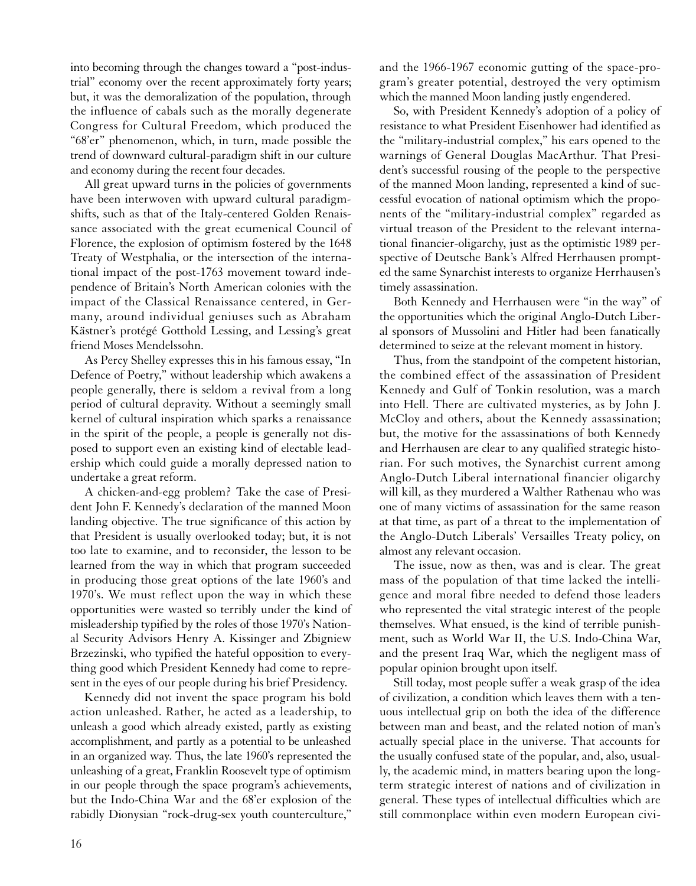into becoming through the changes toward a "post-industrial" economy over the recent approximately forty years; but, it was the demoralization of the population, through the influence of cabals such as the morally degenerate Congress for Cultural Freedom, which produced the "68'er" phenomenon, which, in turn, made possible the trend of downward cultural-paradigm shift in our culture and economy during the recent four decades.

All great upward turns in the policies of governments have been interwoven with upward cultural paradigm-shifts, such as that of the Italy-centered Golden Renaissance associated with the great ecumenical Council of Florence, the explosion of optimism fostered by the 1648 Treaty of Westphalia, or the intersection of the international impact of the post-1763 movement toward independence of Britain's North American colonies with the impact of the Classical Renaissance centered, in Germany, around individual geniuses such as Abraham Kästner's protégé Gotthold Lessing, and Lessing's great friend Moses Mendelssohn.

As Percy Shelley expresses this in his famous essay, "In Defence of Poetry," without leadership which awakens a people generally, there is seldom a revival from a long period of cultural depravity. Without a seemingly small kernel of cultural inspiration which sparks a renaissance in the spirit of the people, a people is generally not disposed to support even an existing kind of electable leadership which could guide a morally depressed nation to undertake a great reform.

A chicken-and-egg problem? Take the case of President John F. Kennedy's declaration of the manned Moon landing objective. The true significance of this action by that President is usually overlooked today; but, it is not too late to examine, and to reconsider, the lesson to be learned from the way in which that program succeeded in producing those great options of the late 1960's and 1970's. We must reflect upon the way in which these opportunities were wasted so terribly under the kind of misleadership typified by the roles of those 1970's National Security Advisors Henry A. Kissinger and Zbigniew Brzezinski, who typified the hateful opposition to everything good which President Kennedy had come to represent in the eyes of our people during his brief Presidency.

Kennedy did not invent the space program his bold action unleashed. Rather, he acted as a leadership, to unleash a good which already existed, partly as existing accomplishment, and partly as a potential to be unleashed in an organized way. Thus, the late 1960's represented the unleashing of a great, Franklin Roosevelt type of optimism in our people through the space program's achievements, but the Indo-China War and the 68'er explosion of the rabidly Dionysian "rock-drug-sex youth counterculture," and the 1966-1967 economic gutting of the space-program's greater potential, destroyed the very optimism which the manned Moon landing justly engendered.

So, with President Kennedy's adoption of a policy of resistance to what President Eisenhower had identified as the "military-industrial complex," his ears opened to the warnings of General Douglas MacArthur. That President's successful rousing of the people to the perspective of the manned Moon landing, represented a kind of successful evocation of national optimism which the proponents of the "military-industrial complex" regarded as virtual treason of the President to the relevant international financier-oligarchy, just as the optimistic 1989 perspective of Deutsche Bank's Alfred Herrhausen prompted the same Synarchist interests to organize Herrhausen's timely assassination.

Both Kennedy and Herrhausen were "in the way" of the opportunities which the original Anglo-Dutch Liberal sponsors of Mussolini and Hitler had been fanatically determined to seize at the relevant moment in history.

Thus, from the standpoint of the competent historian, the combined effect of the assassination of President Kennedy and Gulf of Tonkin resolution, was a march into Hell. There are cultivated mysteries, as by John J. McCloy and others, about the Kennedy assassination; but, the motive for the assassinations of both Kennedy and Herrhausen are clear to any qualified strategic historian. For such motives, the Synarchist current among Anglo-Dutch Liberal international financier oligarchy will kill, as they murdered a Walther Rathenau who was one of many victims of assassination for the same reason at that time, as part of a threat to the implementation of the Anglo-Dutch Liberals' Versailles Treaty policy, on almost any relevant occasion.

The issue, now as then, was and is clear. The great mass of the population of that time lacked the intelligence and moral fibre needed to defend those leaders who represented the vital strategic interest of the people themselves. What ensued, is the kind of terrible punishment, such as World War II, the U.S. Indo-China War, and the present Iraq War, which the negligent mass of popular opinion brought upon itself.

Still today, most people suffer a weak grasp of the idea of civilization, a condition which leaves them with a tenuous intellectual grip on both the idea of the difference between man and beast, and the related notion of man's actually special place in the universe. That accounts for the usually confused state of the popular, and, also, usually, the academic mind, in matters bearing upon the long-term strategic interest of nations and of civilization in general. These types of intellectual difficulties which are still commonplace within even modern European civi-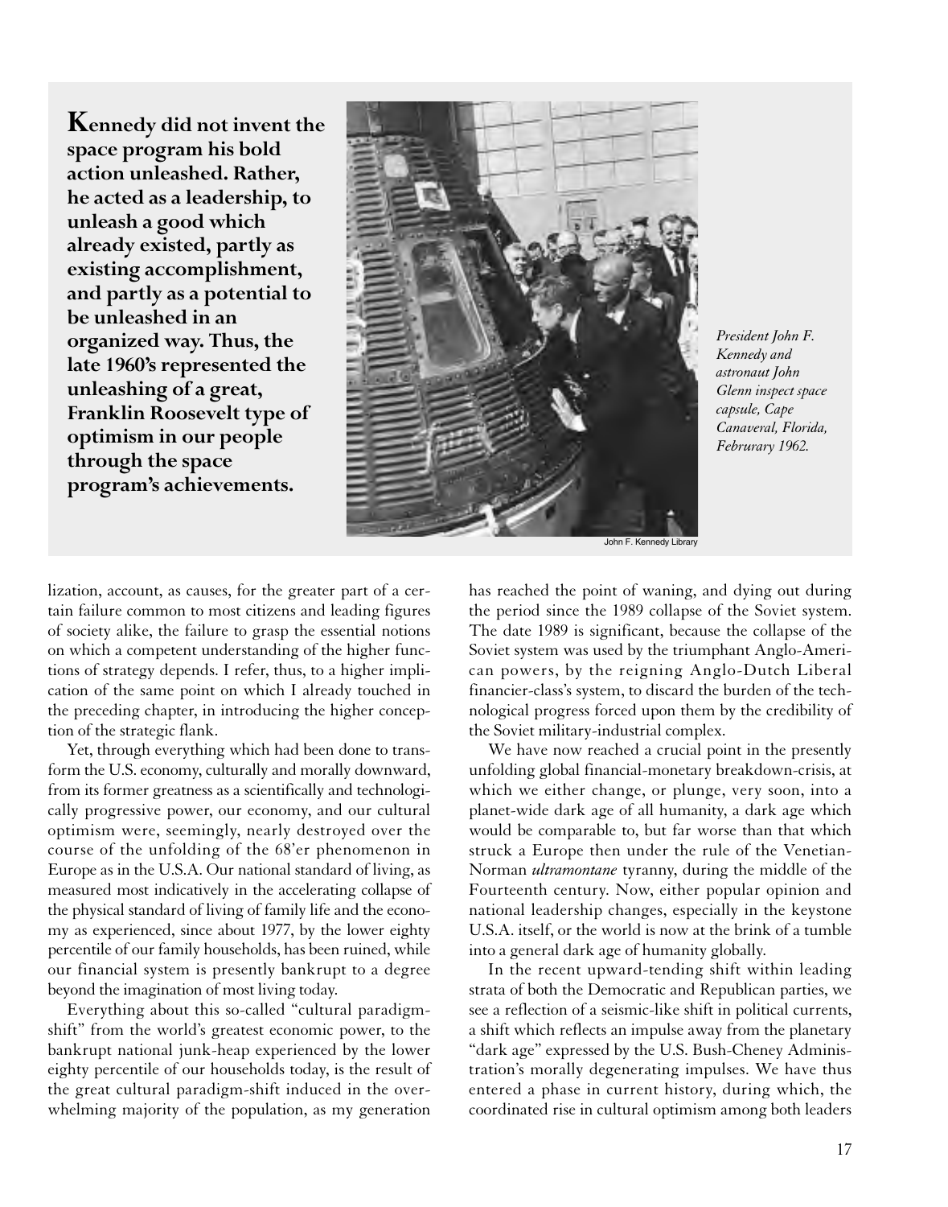**Kennedy did not invent the space program his bold action unleashed. Rather, he acted as a leadership, to unleash a good which already existed, partly as existing accomplishment, and partly as a potential to be unleashed in an organized way. Thus, the late 1960's represented the unleashing of a great, Franklin Roosevelt type of optimism in our people through the space program's achievements.**

John F. Kennedy Library

*President John F. Kennedy and astronaut John Glenn inspect space capsule, Cape Canaveral, Florida, Februrary 1962.*

lization, account, as causes, for the greater part of a certain failure common to most citizens and leading figures of society alike, the failure to grasp the essential notions on which a competent understanding of the higher functions of strategy depends. I refer, thus, to a higher implication of the same point on which I already touched in the preceding chapter, in introducing the higher conception of the strategic flank.

Yet, through everything which had been done to transform the U.S. economy, culturally and morally downward, from its former greatness as a scientifically and technologically progressive power, our economy, and our cultural optimism were, seemingly, nearly destroyed over the course of the unfolding of the 68'er phenomenon in Europe as in the U.S.A. Our national standard of living, as measured most indicatively in the accelerating collapse of the physical standard of living of family life and the economy as experienced, since about 1977, by the lower eighty percentile of our family households, has been ruined, while our financial system is presently bankrupt to a degree beyond the imagination of most living today.

Everything about this so-called "cultural paradigm-shift" from the world's greatest economic power, to the bankrupt national junk-heap experienced by the lower eighty percentile of our households today, is the result of the great cultural paradigm-shift induced in the overwhelming majority of the population, as my generation has reached the point of waning, and dying out during the period since the 1989 collapse of the Soviet system. The date 1989 is significant, because the collapse of the Soviet system was used by the triumphant Anglo-American powers, by the reigning Anglo-Dutch Liberal financier-class's system, to discard the burden of the technological progress forced upon them by the credibility of the Soviet military-industrial complex.

We have now reached a crucial point in the presently unfolding global financial-monetary breakdown-crisis, at which we either change, or plunge, very soon, into a planet-wide dark age of all humanity, a dark age which would be comparable to, but far worse than that which struck a Europe then under the rule of the Venetian-Norman *ultramontane* tyranny, during the middle of the Fourteenth century. Now, either popular opinion and national leadership changes, especially in the keystone U.S.A. itself, or the world is now at the brink of a tumble into a general dark age of humanity globally.

In the recent upward-tending shift within leading strata of both the Democratic and Republican parties, we see a reflection of a seismic-like shift in political currents, a shift which reflects an impulse away from the planetary "dark age" expressed by the U.S. Bush-Cheney Administration's morally degenerating impulses. We have thus entered a phase in current history, during which, the coordinated rise in cultural optimism among both leaders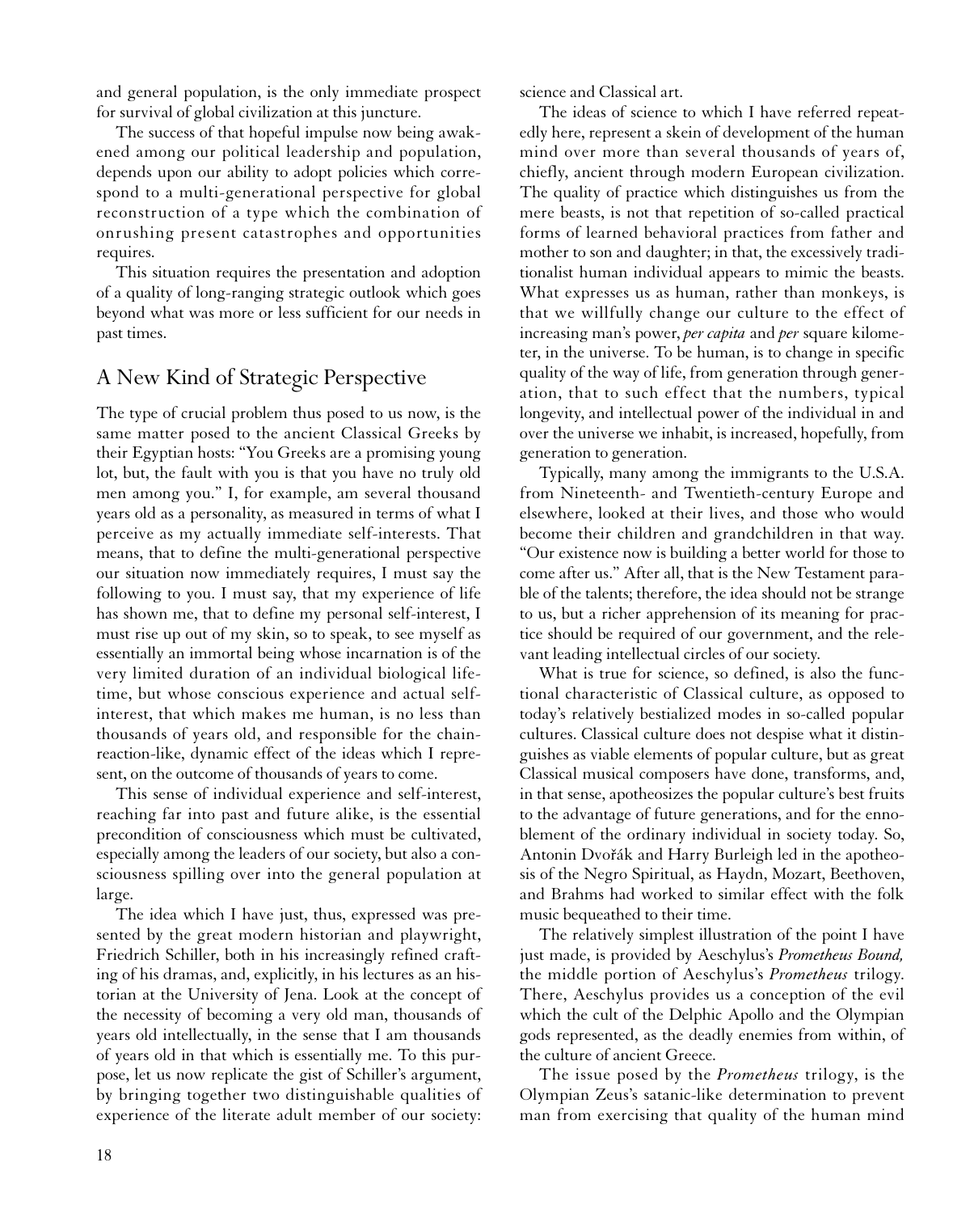and general population, is the only immediate prospect for survival of global civilization at this juncture.

The success of that hopeful impulse now being awakened among our political leadership and population, depends upon our ability to adopt policies which correspond to a multi-generational perspective for global reconstruction of a type which the combination of onrushing present catastrophes and opportunities requires.

This situation requires the presentation and adoption of a quality of long-ranging strategic outlook which goes beyond what was more or less sufficient for our needs in past times.

## A New Kind of Strategic Perspective

The type of crucial problem thus posed to us now, is the same matter posed to the ancient Classical Greeks by their Egyptian hosts: "You Greeks are a promising young lot, but, the fault with you is that you have no truly old men among you." I, for example, am several thousand years old as a personality, as measured in terms of what I perceive as my actually immediate self-interests. That means, that to define the multi-generational perspective our situation now immediately requires, I must say the following to you. I must say, that my experience of life has shown me, that to define my personal self-interest, I must rise up out of my skin, so to speak, to see myself as essentially an immortal being whose incarnation is of the very limited duration of an individual biological lifetime, but whose conscious experience and actual self-interest, that which makes me human, is no less than thousands of years old, and responsible for the chain-reaction-like, dynamic effect of the ideas which I represent, on the outcome of thousands of years to come.

This sense of individual experience and self-interest, reaching far into past and future alike, is the essential precondition of consciousness which must be cultivated, especially among the leaders of our society, but also a consciousness spilling over into the general population at large.

The idea which I have just, thus, expressed was presented by the great modern historian and playwright, Friedrich Schiller, both in his increasingly refined crafting of his dramas, and, explicitly, in his lectures as an historian at the University of Jena. Look at the concept of the necessity of becoming a very old man, thousands of years old intellectually, in the sense that I am thousands of years old in that which is essentially me. To this purpose, let us now replicate the gist of Schiller's argument, by bringing together two distinguishable qualities of experience of the literate adult member of our society: science and Classical art.

The ideas of science to which I have referred repeatedly here, represent a skein of development of the human mind over more than several thousands of years of, chiefly, ancient through modern European civilization. The quality of practice which distinguishes us from the mere beasts, is not that repetition of so-called practical forms of learned behavioral practices from father and mother to son and daughter; in that, the excessively traditionalist human individual appears to mimic the beasts. What expresses us as human, rather than monkeys, is that we willfully change our culture to the effect of increasing man's power, *per capita* and *per* square kilometer, in the universe. To be human, is to change in specific quality of the way of life, from generation through generation, that to such effect that the numbers, typical longevity, and intellectual power of the individual in and over the universe we inhabit, is increased, hopefully, from generation to generation.

Typically, many among the immigrants to the U.S.A. from Nineteenth- and Twentieth-century Europe and elsewhere, looked at their lives, and those who would become their children and grandchildren in that way. "Our existence now is building a better world for those to come after us." After all, that is the New Testament parable of the talents; therefore, the idea should not be strange to us, but a richer apprehension of its meaning for practice should be required of our government, and the relevant leading intellectual circles of our society.

What is true for science, so defined, is also the functional characteristic of Classical culture, as opposed to today's relatively bestialized modes in so-called popular cultures. Classical culture does not despise what it distinguishes as viable elements of popular culture, but as great Classical musical composers have done, transforms, and, in that sense, apotheosizes the popular culture's best fruits to the advantage of future generations, and for the ennoblement of the ordinary individual in society today. So, Antonin Dvořák and Harry Burleigh led in the apotheosis of the Negro Spiritual, as Haydn, Mozart, Beethoven, and Brahms had worked to similar effect with the folk music bequeathed to their time.

The relatively simplest illustration of the point I have just made, is provided by Aeschylus's *Prometheus Bound,* the middle portion of Aeschylus's *Prometheus* trilogy. There, Aeschylus provides us a conception of the evil which the cult of the Delphic Apollo and the Olympian gods represented, as the deadly enemies from within, of the culture of ancient Greece.

The issue posed by the *Prometheus* trilogy, is the Olympian Zeus's satanic-like determination to prevent man from exercising that quality of the human mind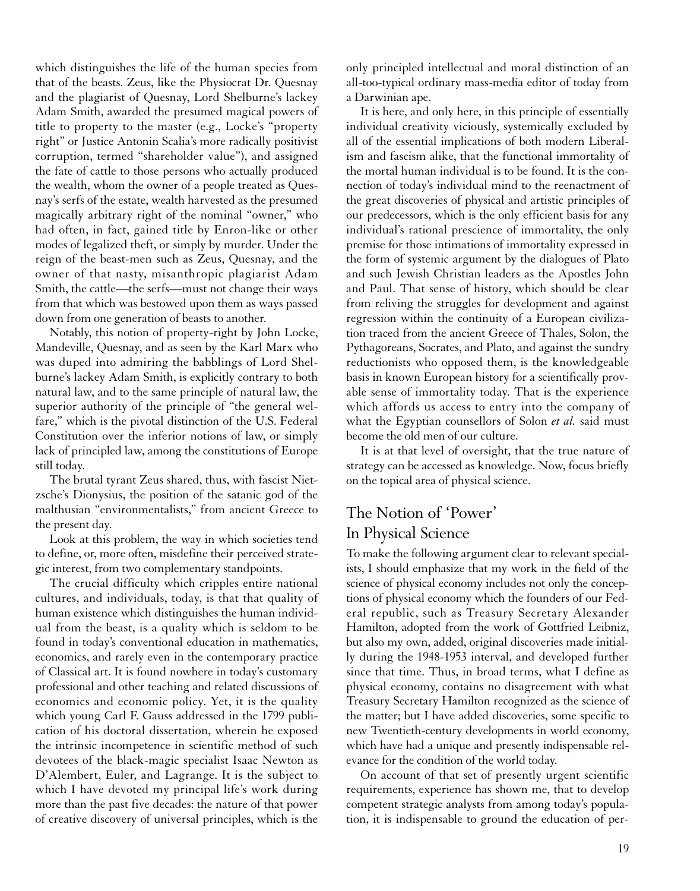which distinguishes the life of the human species from that of the beasts. Zeus, like the Physiocrat Dr. Quesnay and the plagiarist of Quesnay, Lord Shelburne's lackey Adam Smith, awarded the presumed magical powers of title to property to the master (e.g., Locke's "property right" or Justice Antonin Scalia's more radically positivist corruption, termed "shareholder value"), and assigned the fate of cattle to those persons who actually produced the wealth, whom the owner of a people treated as Quesnay's serfs of the estate, wealth harvested as the presumed magically arbitrary right of the nominal "owner," who had often, in fact, gained title by Enron-like or other modes of legalized theft, or simply by murder. Under the reign of the beast-men such as Zeus, Quesnay, and the owner of that nasty, misanthropic plagiarist Adam Smith, the cattle—the serfs—must not change their ways from that which was bestowed upon them as ways passed down from one generation of beasts to another.

Notably, this notion of property-right by John Locke, Mandeville, Quesnay, and as seen by the Karl Marx who was duped into admiring the babblings of Lord Shelburne's lackey Adam Smith, is explicitly contrary to both natural law, and to the same principle of natural law, the superior authority of the principle of "the general welfare," which is the pivotal distinction of the U.S. Federal Constitution over the inferior notions of law, or simply lack of principled law, among the constitutions of Europe still today.

The brutal tyrant Zeus shared, thus, with fascist Nietzsche's Dionysius, the position of the satanic god of the malthusian "environmentalists," from ancient Greece to the present day.

Look at this problem, the way in which societies tend to define, or, more often, misdefine their perceived strategic interest, from two complementary standpoints.

The crucial difficulty which cripples entire national cultures, and individuals, today, is that that quality of human existence which distinguishes the human individual from the beast, is a quality which is seldom to be found in today's conventional education in mathematics, economics, and rarely even in the contemporary practice of Classical art. It is found nowhere in today's customary professional and other teaching and related discussions of economics and economic policy. Yet, it is the quality which young Carl F. Gauss addressed in the 1799 publication of his doctoral dissertation, wherein he exposed the intrinsic incompetence in scientific method of such devotees of the black-magic specialist Isaac Newton as D'Alembert, Euler, and Lagrange. It is the subject to which I have devoted my principal life's work during more than the past five decades: the nature of that power of creative discovery of universal principles, which is the only principled intellectual and moral distinction of an all-too-typical ordinary mass-media editor of today from a Darwinian ape.

It is here, and only here, in this principle of essentially individual creativity viciously, systemically excluded by all of the essential implications of both modern Liberalism and fascism alike, that the functional immortality of the mortal human individual is to be found. It is the connection of today's individual mind to the reenactment of the great discoveries of physical and artistic principles of our predecessors, which is the only efficient basis for any individual's rational prescience of immortality, the only premise for those intimations of immortality expressed in the form of systemic argument by the dialogues of Plato and such Jewish Christian leaders as the Apostles John and Paul. That sense of history, which should be clear from reliving the struggles for development and against regression within the continuity of a European civilization traced from the ancient Greece of Thales, Solon, the Pythagoreans, Socrates, and Plato, and against the sundry reductionists who opposed them, is the knowledgeable basis in known European history for a scientifically provable sense of immortality today. That is the experience which affords us access to entry into the company of what the Egyptian counsellors of Solon *et al.* said must become the old men of our culture.

It is at that level of oversight, that the true nature of strategy can be accessed as knowledge. Now, focus briefly on the topical area of physical science.

## The Notion of 'Power' In Physical Science

To make the following argument clear to relevant specialists, I should emphasize that my work in the field of the science of physical economy includes not only the conceptions of physical economy which the founders of our Federal republic, such as Treasury Secretary Alexander Hamilton, adopted from the work of Gottfried Leibniz, but also my own, added, original discoveries made initially during the 1948-1953 interval, and developed further since that time. Thus, in broad terms, what I define as physical economy, contains no disagreement with what Treasury Secretary Hamilton recognized as the science of the matter; but I have added discoveries, some specific to new Twentieth-century developments in world economy, which have had a unique and presently indispensable relevance for the condition of the world today.

On account of that set of presently urgent scientific requirements, experience has shown me, that to develop competent strategic analysts from among today's population, it is indispensable to ground the education of per-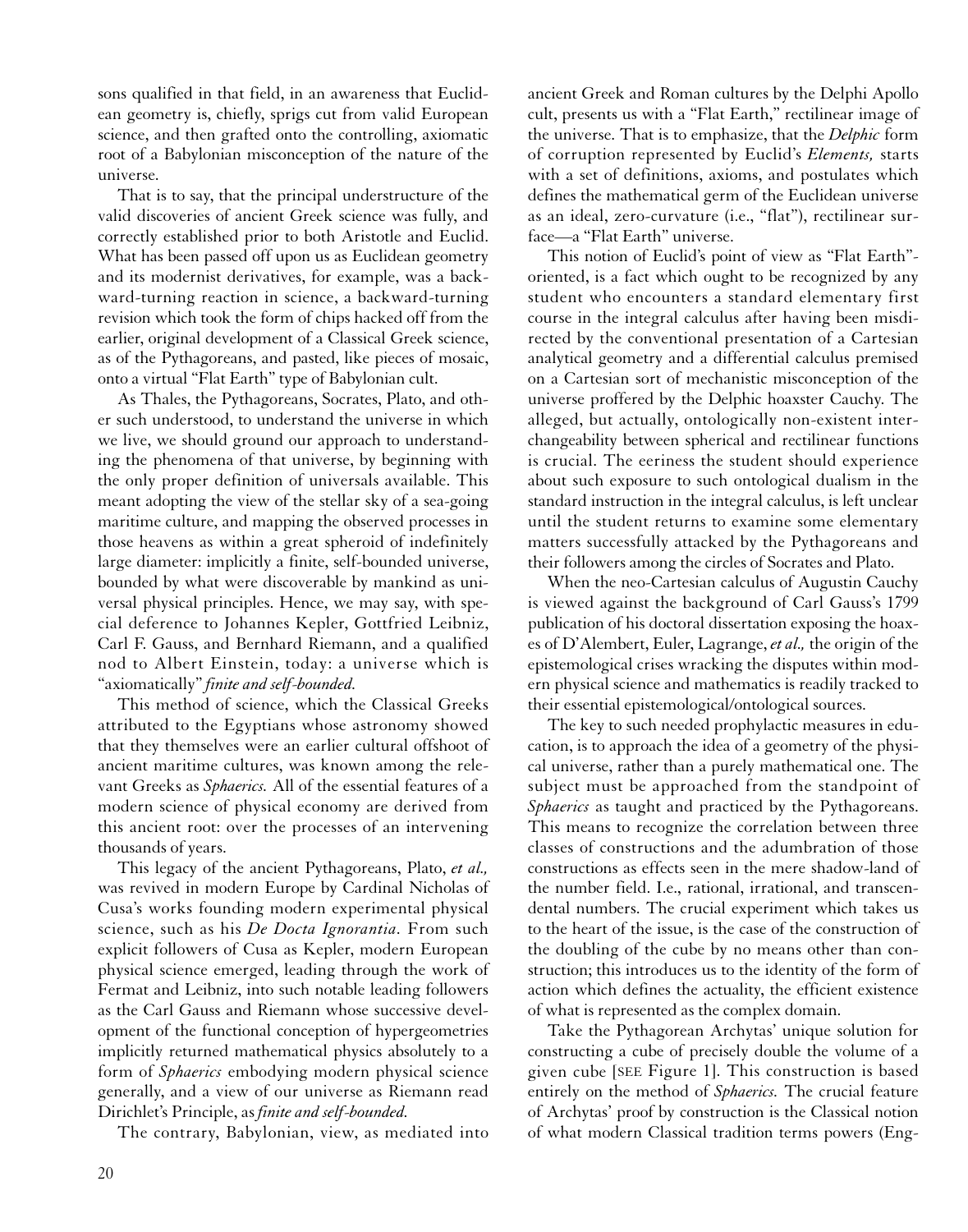sons qualified in that field, in an awareness that Euclidean geometry is, chiefly, sprigs cut from valid European science, and then grafted onto the controlling, axiomatic root of a Babylonian misconception of the nature of the universe.

That is to say, that the principal understructure of the valid discoveries of ancient Greek science was fully, and correctly established prior to both Aristotle and Euclid. What has been passed off upon us as Euclidean geometry and its modernist derivatives, for example, was a backward-turning reaction in science, a backward-turning revision which took the form of chips hacked off from the earlier, original development of a Classical Greek science, as of the Pythagoreans, and pasted, like pieces of mosaic, onto a virtual "Flat Earth" type of Babylonian cult.

As Thales, the Pythagoreans, Socrates, Plato, and other such understood, to understand the universe in which we live, we should ground our approach to understanding the phenomena of that universe, by beginning with the only proper definition of universals available. This meant adopting the view of the stellar sky of a sea-going maritime culture, and mapping the observed processes in those heavens as within a great spheroid of indefinitely large diameter: implicitly a finite, self-bounded universe, bounded by what were discoverable by mankind as universal physical principles. Hence, we may say, with special deference to Johannes Kepler, Gottfried Leibniz, Carl F. Gauss, and Bernhard Riemann, and a qualified nod to Albert Einstein, today: a universe which is "axiomatically" *finite and self-bounded.*

This method of science, which the Classical Greeks attributed to the Egyptians whose astronomy showed that they themselves were an earlier cultural offshoot of ancient maritime cultures, was known among the relevant Greeks as *Sphaerics.* All of the essential features of a modern science of physical economy are derived from this ancient root: over the processes of an intervening thousands of years.

This legacy of the ancient Pythagoreans, Plato, *et al.,* was revived in modern Europe by Cardinal Nicholas of Cusa's works founding modern experimental physical science, such as his *De Docta Ignorantia.* From such explicit followers of Cusa as Kepler, modern European physical science emerged, leading through the work of Fermat and Leibniz, into such notable leading followers as the Carl Gauss and Riemann whose successive development of the functional conception of hypergeometries implicitly returned mathematical physics absolutely to a form of *Sphaerics* embodying modern physical science generally, and a view of our universe as Riemann read Dirichlet's Principle, as *finite and self-bounded.*

The contrary, Babylonian, view, as mediated into ancient Greek and Roman cultures by the Delphi Apollo cult, presents us with a "Flat Earth," rectilinear image of the universe. That is to emphasize, that the *Delphic* form of corruption represented by Euclid's *Elements,* starts with a set of definitions, axioms, and postulates which defines the mathematical germ of the Euclidean universe as an ideal, zero-curvature (i.e., "flat"), rectilinear surface—a "Flat Earth" universe.

This notion of Euclid's point of view as "Flat Earth"-oriented, is a fact which ought to be recognized by any student who encounters a standard elementary first course in the integral calculus after having been misdirected by the conventional presentation of a Cartesian analytical geometry and a differential calculus premised on a Cartesian sort of mechanistic misconception of the universe proffered by the Delphic hoaxster Cauchy. The alleged, but actually, ontologically non-existent interchangeability between spherical and rectilinear functions is crucial. The eeriness the student should experience about such exposure to such ontological dualism in the standard instruction in the integral calculus, is left unclear until the student returns to examine some elementary matters successfully attacked by the Pythagoreans and their followers among the circles of Socrates and Plato.

When the neo-Cartesian calculus of Augustin Cauchy is viewed against the background of Carl Gauss's 1799 publication of his doctoral dissertation exposing the hoaxes of D'Alembert, Euler, Lagrange, *et al.,* the origin of the epistemological crises wracking the disputes within modern physical science and mathematics is readily tracked to their essential epistemological/ontological sources.

The key to such needed prophylactic measures in education, is to approach the idea of a geometry of the physical universe, rather than a purely mathematical one. The subject must be approached from the standpoint of *Sphaerics* as taught and practiced by the Pythagoreans. This means to recognize the correlation between three classes of constructions and the adumbration of those constructions as effects seen in the mere shadow-land of the number field. I.e., rational, irrational, and transcendental numbers. The crucial experiment which takes us to the heart of the issue, is the case of the construction of the doubling of the cube by no means other than construction; this introduces us to the identity of the form of action which defines the actuality, the efficient existence of what is represented as the complex domain.

Take the Pythagorean Archytas' unique solution for constructing a cube of precisely double the volume of a given cube [SEE Figure 1]. This construction is based entirely on the method of *Sphaerics.* The crucial feature of Archytas' proof by construction is the Classical notion of what modern Classical tradition terms powers (Eng-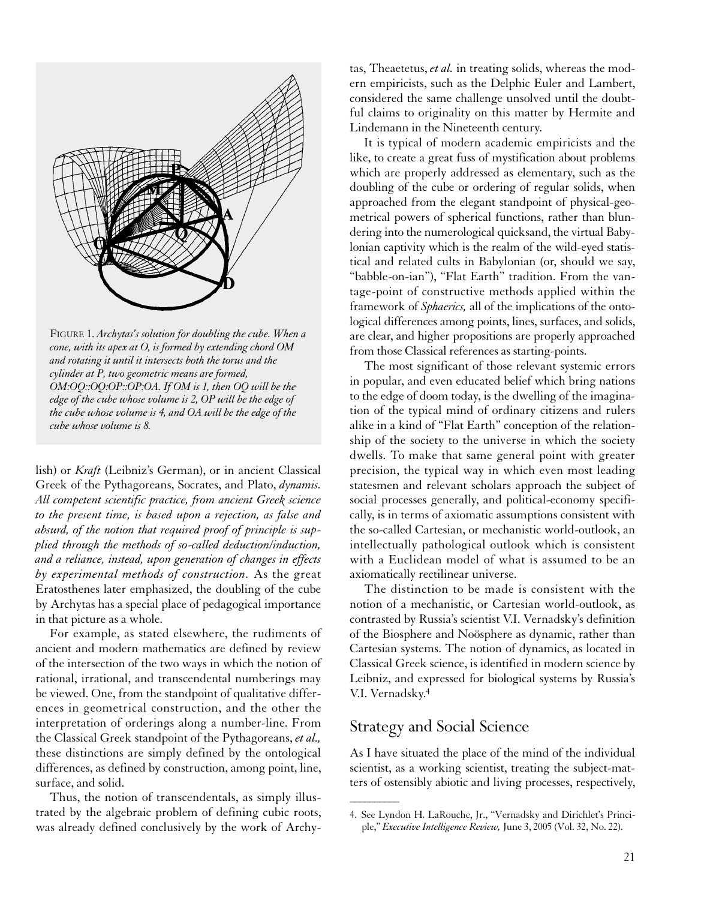FIGURE 1. *Archytas's solution for doubling the cube. When a cone, with its apex at O, is formed by extending chord OM and rotating it until it intersects both the torus and the cylinder at P, two geometric means are formed, OM:OQ::OQ:OP::OP:OA. If OM is 1, then OQ will be the edge of the cube whose volume is 2, OP will be the edge of the cube whose volume is 4, and OA will be the edge of the cube whose volume is 8.*

lish) or *Kraft* (Leibniz's German), or in ancient Classical Greek of the Pythagoreans, Socrates, and Plato, *dynamis. All competent scientific practice, from ancient Greek science to the present time, is based upon a rejection, as false and absurd, of the notion that required proof of principle is supplied through the methods of so-called deduction/induction, and a reliance, instead, upon generation of changes in effects by experimental methods of construction.* As the great Eratosthenes later emphasized, the doubling of the cube by Archytas has a special place of pedagogical importance in that picture as a whole.

For example, as stated elsewhere, the rudiments of ancient and modern mathematics are defined by review of the intersection of the two ways in which the notion of rational, irrational, and transcendental numberings may be viewed. One, from the standpoint of qualitative differences in geometrical construction, and the other the interpretation of orderings along a number-line. From the Classical Greek standpoint of the Pythagoreans, *et al.,* these distinctions are simply defined by the ontological differences, as defined by construction, among point, line, surface, and solid.

Thus, the notion of transcendentals, as simply illustrated by the algebraic problem of defining cubic roots, was already defined conclusively by the work of Archytas, Theaetetus, *et al.* in treating solids, whereas the modern empiricists, such as the Delphic Euler and Lambert, considered the same challenge unsolved until the doubtful claims to originality on this matter by Hermite and Lindemann in the Nineteenth century.

It is typical of modern academic empiricists and the like, to create a great fuss of mystification about problems which are properly addressed as elementary, such as the doubling of the cube or ordering of regular solids, when approached from the elegant standpoint of physical-geometrical powers of spherical functions, rather than blundering into the numerological quicksand, the virtual Babylonian captivity which is the realm of the wild-eyed statistical and related cults in Babylonian (or, should we say, "babble-on-ian"), "Flat Earth" tradition. From the vantage-point of constructive methods applied within the framework of *Sphaerics,* all of the implications of the ontological differences among points, lines, surfaces, and solids, are clear, and higher propositions are properly approached from those Classical references as starting-points.

The most significant of those relevant systemic errors in popular, and even educated belief which bring nations to the edge of doom today, is the dwelling of the imagination of the typical mind of ordinary citizens and rulers alike in a kind of "Flat Earth" conception of the relationship of the society to the universe in which the society dwells. To make that same general point with greater precision, the typical way in which even most leading statesmen and relevant scholars approach the subject of social processes generally, and political-economy specifically, is in terms of axiomatic assumptions consistent with the so-called Cartesian, or mechanistic world-outlook, an intellectually pathological outlook which is consistent with a Euclidean model of what is assumed to be an axiomatically rectilinear universe.

The distinction to be made is consistent with the notion of a mechanistic, or Cartesian world-outlook, as contrasted by Russia's scientist V.I. Vernadsky's definition of the Biosphere and Noösphere as dynamic, rather than Cartesian systems. The notion of dynamics, as located in Classical Greek science, is identified in modern science by Leibniz, and expressed for biological systems by Russia's V.I. Vernadsky.[4]

## Strategy and Social Science

As I have situated the place of the mind of the individual scientist, as a working scientist, treating the subject-matters of ostensibly abiotic and living processes, respectively,

---

4. See Lyndon H. LaRouche, Jr., "Vernadsky and Dirichlet's Principle," *Executive Intelligence Review,* June 3, 2005 (Vol. 32, No. 22).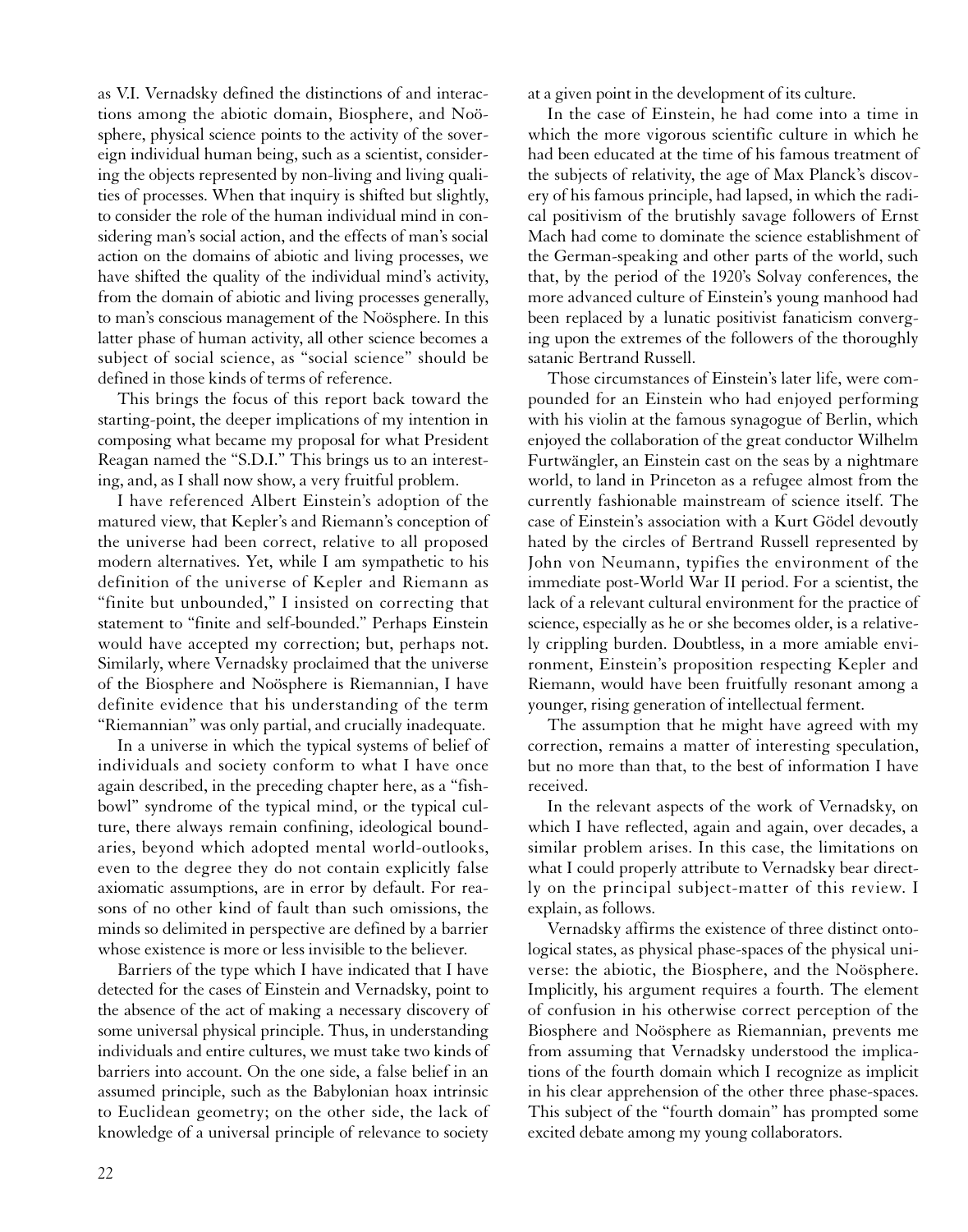as V.I. Vernadsky defined the distinctions of and interactions among the abiotic domain, Biosphere, and Noösphere, physical science points to the activity of the sovereign individual human being, such as a scientist, considering the objects represented by non-living and living qualities of processes. When that inquiry is shifted but slightly, to consider the role of the human individual mind in considering man's social action, and the effects of man's social action on the domains of abiotic and living processes, we have shifted the quality of the individual mind's activity, from the domain of abiotic and living processes generally, to man's conscious management of the Noösphere. In this latter phase of human activity, all other science becomes a subject of social science, as "social science" should be defined in those kinds of terms of reference.

This brings the focus of this report back toward the starting-point, the deeper implications of my intention in composing what became my proposal for what President Reagan named the "S.D.I." This brings us to an interesting, and, as I shall now show, a very fruitful problem.

I have referenced Albert Einstein's adoption of the matured view, that Kepler's and Riemann's conception of the universe had been correct, relative to all proposed modern alternatives. Yet, while I am sympathetic to his definition of the universe of Kepler and Riemann as "finite but unbounded," I insisted on correcting that statement to "finite and self-bounded." Perhaps Einstein would have accepted my correction; but, perhaps not. Similarly, where Vernadsky proclaimed that the universe of the Biosphere and Noösphere is Riemannian, I have definite evidence that his understanding of the term "Riemannian" was only partial, and crucially inadequate.

In a universe in which the typical systems of belief of individuals and society conform to what I have once again described, in the preceding chapter here, as a "fishbowl" syndrome of the typical mind, or the typical culture, there always remain confining, ideological boundaries, beyond which adopted mental world-outlooks, even to the degree they do not contain explicitly false axiomatic assumptions, are in error by default. For reasons of no other kind of fault than such omissions, the minds so delimited in perspective are defined by a barrier whose existence is more or less invisible to the believer.

Barriers of the type which I have indicated that I have detected for the cases of Einstein and Vernadsky, point to the absence of the act of making a necessary discovery of some universal physical principle. Thus, in understanding individuals and entire cultures, we must take two kinds of barriers into account. On the one side, a false belief in an assumed principle, such as the Babylonian hoax intrinsic to Euclidean geometry; on the other side, the lack of knowledge of a universal principle of relevance to society at a given point in the development of its culture.

In the case of Einstein, he had come into a time in which the more vigorous scientific culture in which he had been educated at the time of his famous treatment of the subjects of relativity, the age of Max Planck's discovery of his famous principle, had lapsed, in which the radical positivism of the brutishly savage followers of Ernst Mach had come to dominate the science establishment of the German-speaking and other parts of the world, such that, by the period of the 1920's Solvay conferences, the more advanced culture of Einstein's young manhood had been replaced by a lunatic positivist fanaticism converging upon the extremes of the followers of the thoroughly satanic Bertrand Russell.

Those circumstances of Einstein's later life, were compounded for an Einstein who had enjoyed performing with his violin at the famous synagogue of Berlin, which enjoyed the collaboration of the great conductor Wilhelm Furtwängler, an Einstein cast on the seas by a nightmare world, to land in Princeton as a refugee almost from the currently fashionable mainstream of science itself. The case of Einstein's association with a Kurt Gödel devoutly hated by the circles of Bertrand Russell represented by John von Neumann, typifies the environment of the immediate post-World War II period. For a scientist, the lack of a relevant cultural environment for the practice of science, especially as he or she becomes older, is a relatively crippling burden. Doubtless, in a more amiable environment, Einstein's proposition respecting Kepler and Riemann, would have been fruitfully resonant among a younger, rising generation of intellectual ferment.

The assumption that he might have agreed with my correction, remains a matter of interesting speculation, but no more than that, to the best of information I have received.

In the relevant aspects of the work of Vernadsky, on which I have reflected, again and again, over decades, a similar problem arises. In this case, the limitations on what I could properly attribute to Vernadsky bear directly on the principal subject-matter of this review. I explain, as follows.

Vernadsky affirms the existence of three distinct ontological states, as physical phase-spaces of the physical universe: the abiotic, the Biosphere, and the Noösphere. Implicitly, his argument requires a fourth. The element of confusion in his otherwise correct perception of the Biosphere and Noösphere as Riemannian, prevents me from assuming that Vernadsky understood the implications of the fourth domain which I recognize as implicit in his clear apprehension of the other three phase-spaces. This subject of the "fourth domain" has prompted some excited debate among my young collaborators.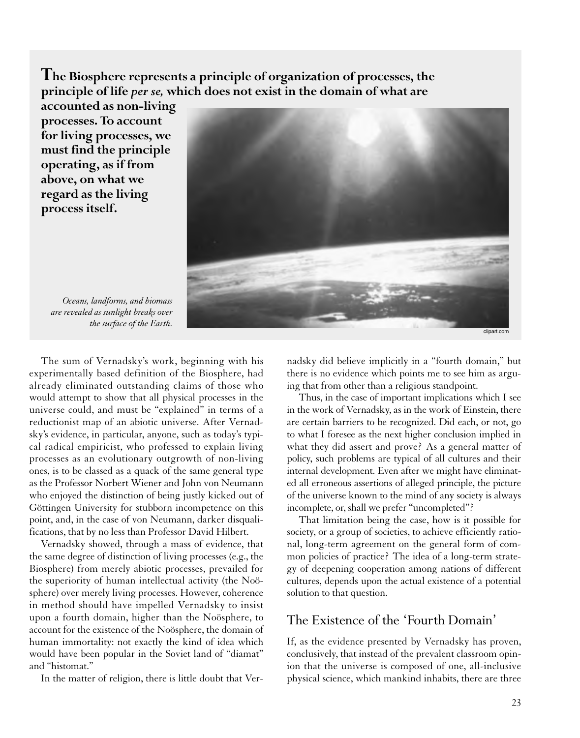**The Biosphere represents a principle of organization of processes, the principle of life *per se,* which does not exist in the domain of what are accounted as non-living processes. To account for living processes, we must find the principle operating, as if from above, on what we regard as the living process itself.**

*Oceans, landforms, and biomass are revealed as sunlight breaks over the surface of the Earth.*

The sum of Vernadsky's work, beginning with his experimentally based definition of the Biosphere, had already eliminated outstanding claims of those who would attempt to show that all physical processes in the universe could, and must be "explained" in terms of a reductionist map of an abiotic universe. After Vernadsky's evidence, in particular, anyone, such as today's typical radical empiricist, who professed to explain living processes as an evolutionary outgrowth of non-living ones, is to be classed as a quack of the same general type as the Professor Norbert Wiener and John von Neumann who enjoyed the distinction of being justly kicked out of Göttingen University for stubborn incompetence on this point, and, in the case of von Neumann, darker disqualifications, that by no less than Professor David Hilbert.

Vernadsky showed, through a mass of evidence, that the same degree of distinction of living processes (e.g., the Biosphere) from merely abiotic processes, prevailed for the superiority of human intellectual activity (the Noösphere) over merely living processes. However, coherence in method should have impelled Vernadsky to insist upon a fourth domain, higher than the Noösphere, to account for the existence of the Noösphere, the domain of human immortality: not exactly the kind of idea which would have been popular in the Soviet land of "diamat" and "histomat."

In the matter of religion, there is little doubt that Vernadsky did believe implicitly in a "fourth domain," but there is no evidence which points me to see him as arguing that from other than a religious standpoint.

Thus, in the case of important implications which I see in the work of Vernadsky, as in the work of Einstein, there are certain barriers to be recognized. Did each, or not, go to what I foresee as the next higher conclusion implied in what they did assert and prove? As a general matter of policy, such problems are typical of all cultures and their internal development. Even after we might have eliminated all erroneous assertions of alleged principle, the picture of the universe known to the mind of any society is always incomplete, or, shall we prefer "uncompleted"?

That limitation being the case, how is it possible for society, or a group of societies, to achieve efficiently rational, long-term agreement on the general form of common policies of practice? The idea of a long-term strategy of deepening cooperation among nations of different cultures, depends upon the actual existence of a potential solution to that question.

## The Existence of the 'Fourth Domain'

If, as the evidence presented by Vernadsky has proven, conclusively, that instead of the prevalent classroom opinion that the universe is composed of one, all-inclusive physical science, which mankind inhabits, there are three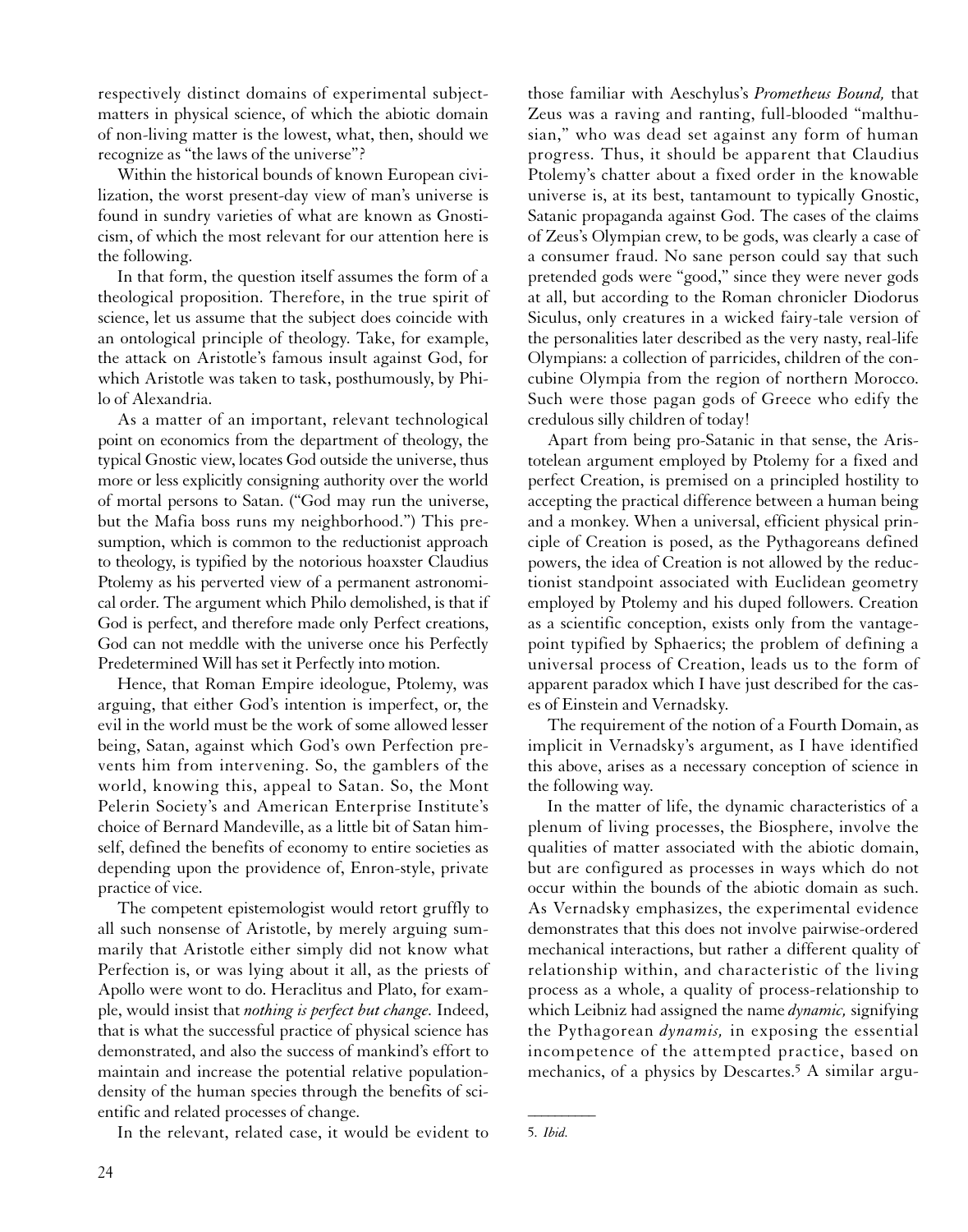respectively distinct domains of experimental subject-matters in physical science, of which the abiotic domain of non-living matter is the lowest, what, then, should we recognize as "the laws of the universe"?

Within the historical bounds of known European civilization, the worst present-day view of man's universe is found in sundry varieties of what are known as Gnosticism, of which the most relevant for our attention here is the following.

In that form, the question itself assumes the form of a theological proposition. Therefore, in the true spirit of science, let us assume that the subject does coincide with an ontological principle of theology. Take, for example, the attack on Aristotle's famous insult against God, for which Aristotle was taken to task, posthumously, by Philo of Alexandria.

As a matter of an important, relevant technological point on economics from the department of theology, the typical Gnostic view, locates God outside the universe, thus more or less explicitly consigning authority over the world of mortal persons to Satan. ("God may run the universe, but the Mafia boss runs my neighborhood.") This presumption, which is common to the reductionist approach to theology, is typified by the notorious hoaxster Claudius Ptolemy as his perverted view of a permanent astronomical order. The argument which Philo demolished, is that if God is perfect, and therefore made only Perfect creations, God can not meddle with the universe once his Perfectly Predetermined Will has set it Perfectly into motion.

Hence, that Roman Empire ideologue, Ptolemy, was arguing, that either God's intention is imperfect, or, the evil in the world must be the work of some allowed lesser being, Satan, against which God's own Perfection prevents him from intervening. So, the gamblers of the world, knowing this, appeal to Satan. So, the Mont Pelerin Society's and American Enterprise Institute's choice of Bernard Mandeville, as a little bit of Satan himself, defined the benefits of economy to entire societies as depending upon the providence of, Enron-style, private practice of vice.

The competent epistemologist would retort gruffly to all such nonsense of Aristotle, by merely arguing summarily that Aristotle either simply did not know what Perfection is, or was lying about it all, as the priests of Apollo were wont to do. Heraclitus and Plato, for example, would insist that *nothing is perfect but change.* Indeed, that is what the successful practice of physical science has demonstrated, and also the success of mankind's effort to maintain and increase the potential relative population-density of the human species through the benefits of scientific and related processes of change.

In the relevant, related case, it would be evident to those familiar with Aeschylus's *Prometheus Bound,* that Zeus was a raving and ranting, full-blooded "malthusian," who was dead set against any form of human progress. Thus, it should be apparent that Claudius Ptolemy's chatter about a fixed order in the knowable universe is, at its best, tantamount to typically Gnostic, Satanic propaganda against God. The cases of the claims of Zeus's Olympian crew, to be gods, was clearly a case of a consumer fraud. No sane person could say that such pretended gods were "good," since they were never gods at all, but according to the Roman chronicler Diodorus Siculus, only creatures in a wicked fairy-tale version of the personalities later described as the very nasty, real-life Olympians: a collection of parricides, children of the concubine Olympia from the region of northern Morocco. Such were those pagan gods of Greece who edify the credulous silly children of today!

Apart from being pro-Satanic in that sense, the Aristotelean argument employed by Ptolemy for a fixed and perfect Creation, is premised on a principled hostility to accepting the practical difference between a human being and a monkey. When a universal, efficient physical principle of Creation is posed, as the Pythagoreans defined powers, the idea of Creation is not allowed by the reductionist standpoint associated with Euclidean geometry employed by Ptolemy and his duped followers. Creation as a scientific conception, exists only from the vantage-point typified by Sphaerics; the problem of defining a universal process of Creation, leads us to the form of apparent paradox which I have just described for the cases of Einstein and Vernadsky.

The requirement of the notion of a Fourth Domain, as implicit in Vernadsky's argument, as I have identified this above, arises as a necessary conception of science in the following way.

In the matter of life, the dynamic characteristics of a plenum of living processes, the Biosphere, involve the qualities of matter associated with the abiotic domain, but are configured as processes in ways which do not occur within the bounds of the abiotic domain as such. As Vernadsky emphasizes, the experimental evidence demonstrates that this does not involve pairwise-ordered mechanical interactions, but rather a different quality of relationship within, and characteristic of the living process as a whole, a quality of process-relationship to which Leibniz had assigned the name *dynamic,* signifying the Pythagorean *dynamis,* in exposing the essential incompetence of the attempted practice, based on mechanics, of a physics by Descartes.[5] A similar argu-

---

5. *Ibid.*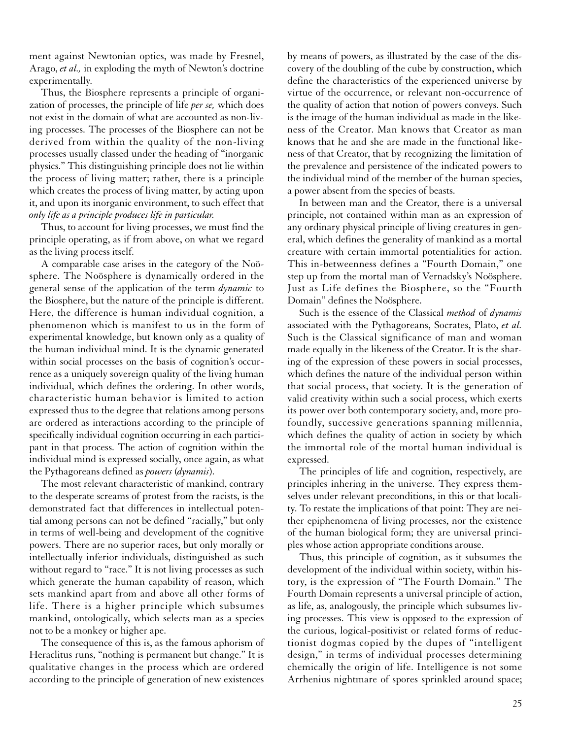ment against Newtonian optics, was made by Fresnel, Arago, *et al.,* in exploding the myth of Newton's doctrine experimentally.

Thus, the Biosphere represents a principle of organization of processes, the principle of life *per se,* which does not exist in the domain of what are accounted as non-living processes. The processes of the Biosphere can not be derived from within the quality of the non-living processes usually classed under the heading of "inorganic physics." This distinguishing principle does not lie within the process of living matter; rather, there is a principle which creates the process of living matter, by acting upon it, and upon its inorganic environment, to such effect that *only life as a principle produces life in particular.*

Thus, to account for living processes, we must find the principle operating, as if from above, on what we regard as the living process itself.

A comparable case arises in the category of the Noösphere. The Noösphere is dynamically ordered in the general sense of the application of the term *dynamic* to the Biosphere, but the nature of the principle is different. Here, the difference is human individual cognition, a phenomenon which is manifest to us in the form of experimental knowledge, but known only as a quality of the human individual mind. It is the dynamic generated within social processes on the basis of cognition's occurrence as a uniquely sovereign quality of the living human individual, which defines the ordering. In other words, characteristic human behavior is limited to action expressed thus to the degree that relations among persons are ordered as interactions according to the principle of specifically individual cognition occurring in each participant in that process. The action of cognition within the individual mind is expressed socially, once again, as what the Pythagoreans defined as *powers* (*dynamis*).

The most relevant characteristic of mankind, contrary to the desperate screams of protest from the racists, is the demonstrated fact that differences in intellectual potential among persons can not be defined "racially," but only in terms of well-being and development of the cognitive powers. There are no superior races, but only morally or intellectually inferior individuals, distinguished as such without regard to "race." It is not living processes as such which generate the human capability of reason, which sets mankind apart from and above all other forms of life. There is a higher principle which subsumes mankind, ontologically, which selects man as a species not to be a monkey or higher ape.

The consequence of this is, as the famous aphorism of Heraclitus runs, "nothing is permanent but change." It is qualitative changes in the process which are ordered according to the principle of generation of new existences by means of powers, as illustrated by the case of the discovery of the doubling of the cube by construction, which define the characteristics of the experienced universe by virtue of the occurrence, or relevant non-occurrence of the quality of action that notion of powers conveys. Such is the image of the human individual as made in the likeness of the Creator. Man knows that Creator as man knows that he and she are made in the functional likeness of that Creator, that by recognizing the limitation of the prevalence and persistence of the indicated powers to the individual mind of the member of the human species, a power absent from the species of beasts.

In between man and the Creator, there is a universal principle, not contained within man as an expression of any ordinary physical principle of living creatures in general, which defines the generality of mankind as a mortal creature with certain immortal potentialities for action. This in-betweenness defines a "Fourth Domain," one step up from the mortal man of Vernadsky's Noösphere. Just as Life defines the Biosphere, so the "Fourth Domain" defines the Noösphere.

Such is the essence of the Classical *method* of *dynamis* associated with the Pythagoreans, Socrates, Plato, *et al.* Such is the Classical significance of man and woman made equally in the likeness of the Creator. It is the sharing of the expression of these powers in social processes, which defines the nature of the individual person within that social process, that society. It is the generation of valid creativity within such a social process, which exerts its power over both contemporary society, and, more profoundly, successive generations spanning millennia, which defines the quality of action in society by which the immortal role of the mortal human individual is expressed.

The principles of life and cognition, respectively, are principles inhering in the universe. They express themselves under relevant preconditions, in this or that locality. To restate the implications of that point: They are neither epiphenomena of living processes, nor the existence of the human biological form; they are universal principles whose action appropriate conditions arouse.

Thus, this principle of cognition, as it subsumes the development of the individual within society, within history, is the expression of "The Fourth Domain." The Fourth Domain represents a universal principle of action, as life, as, analogously, the principle which subsumes living processes. This view is opposed to the expression of the curious, logical-positivist or related forms of reductionist dogmas copied by the dupes of "intelligent design," in terms of individual processes determining chemically the origin of life. Intelligence is not some Arrhenius nightmare of spores sprinkled around space;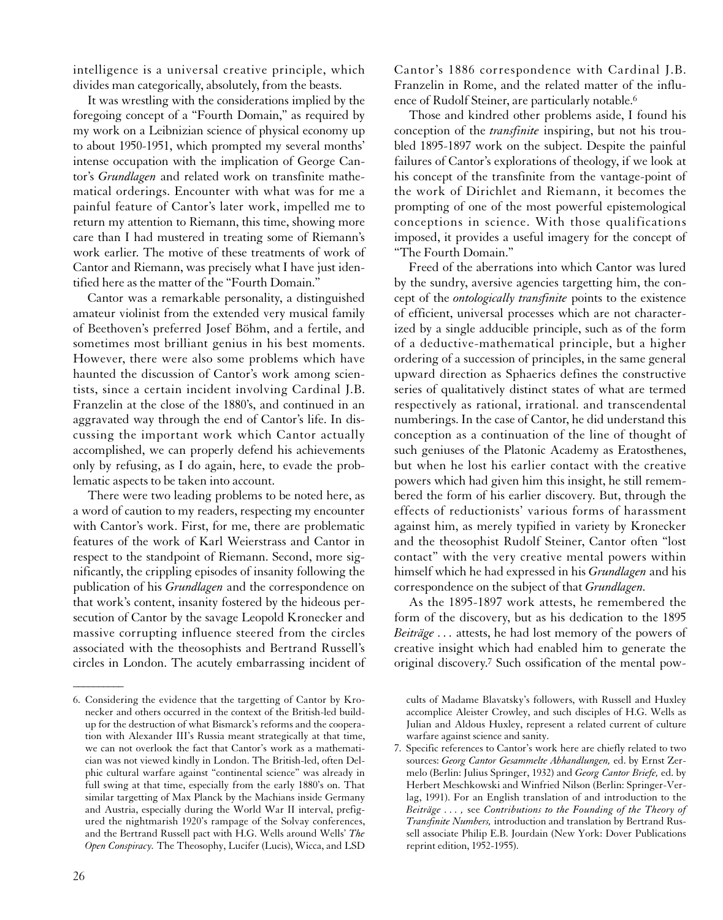intelligence is a universal creative principle, which divides man categorically, absolutely, from the beasts.

It was wrestling with the considerations implied by the foregoing concept of a "Fourth Domain," as required by my work on a Leibnizian science of physical economy up to about 1950-1951, which prompted my several months' intense occupation with the implication of George Cantor's *Grundlagen* and related work on transfinite mathematical orderings. Encounter with what was for me a painful feature of Cantor's later work, impelled me to return my attention to Riemann, this time, showing more care than I had mustered in treating some of Riemann's work earlier. The motive of these treatments of work of Cantor and Riemann, was precisely what I have just identified here as the matter of the "Fourth Domain."

Cantor was a remarkable personality, a distinguished amateur violinist from the extended very musical family of Beethoven's preferred Josef Böhm, and a fertile, and sometimes most brilliant genius in his best moments. However, there were also some problems which have haunted the discussion of Cantor's work among scientists, since a certain incident involving Cardinal J.B. Franzelin at the close of the 1880's, and continued in an aggravated way through the end of Cantor's life. In discussing the important work which Cantor actually accomplished, we can properly defend his achievements only by refusing, as I do again, here, to evade the problematic aspects to be taken into account.

There were two leading problems to be noted here, as a word of caution to my readers, respecting my encounter with Cantor's work. First, for me, there are problematic features of the work of Karl Weierstrass and Cantor in respect to the standpoint of Riemann. Second, more significantly, the crippling episodes of insanity following the publication of his *Grundlagen* and the correspondence on that work's content, insanity fostered by the hideous persecution of Cantor by the savage Leopold Kronecker and massive corrupting influence steered from the circles associated with the theosophists and Bertrand Russell's circles in London. The acutely embarrassing incident of Cantor's 1886 correspondence with Cardinal J.B. Franzelin in Rome, and the related matter of the influence of Rudolf Steiner, are particularly notable.[6]

Those and kindred other problems aside, I found his conception of the *transfinite* inspiring, but not his troubled 1895-1897 work on the subject. Despite the painful failures of Cantor's explorations of theology, if we look at his concept of the transfinite from the vantage-point of the work of Dirichlet and Riemann, it becomes the prompting of one of the most powerful epistemological conceptions in science. With those qualifications imposed, it provides a useful imagery for the concept of "The Fourth Domain."

Freed of the aberrations into which Cantor was lured by the sundry, aversive agencies targetting him, the concept of the *ontologically transfinite* points to the existence of efficient, universal processes which are not characterized by a single adducible principle, such as of the form of a deductive-mathematical principle, but a higher ordering of a succession of principles, in the same general upward direction as Sphaerics defines the constructive series of qualitatively distinct states of what are termed respectively as rational, irrational. and transcendental numberings. In the case of Cantor, he did understand this conception as a continuation of the line of thought of such geniuses of the Platonic Academy as Eratosthenes, but when he lost his earlier contact with the creative powers which had given him this insight, he still remembered the form of his earlier discovery. But, through the effects of reductionists' various forms of harassment against him, as merely typified in variety by Kronecker and the theosophist Rudolf Steiner, Cantor often "lost contact" with the very creative mental powers within himself which he had expressed in his *Grundlagen* and his correspondence on the subject of that *Grundlagen*.

As the 1895-1897 work attests, he remembered the form of the discovery, but as his dedication to the 1895 *Beiträge* . . . attests, he had lost memory of the powers of creative insight which had enabled him to generate the original discovery.[7] Such ossification of the mental pow-

---

6. Considering the evidence that the targetting of Cantor by Kronecker and others occurred in the context of the British-led buildup for the destruction of what Bismarck's reforms and the cooperation with Alexander III's Russia meant strategically at that time, we can not overlook the fact that Cantor's work as a mathematician was not viewed kindly in London. The British-led, often Delphic cultural warfare against "continental science" was already in full swing at that time, especially from the early 1880's on. That similar targetting of Max Planck by the Machians inside Germany and Austria, especially during the World War II interval, prefigured the nightmarish 1920's rampage of the Solvay conferences, and the Bertrand Russell pact with H.G. Wells around Wells' *The Open Conspiracy.* The Theosophy, Lucifer (Lucis), Wicca, and LSD cults of Madame Blavatsky's followers, with Russell and Huxley accomplice Aleister Crowley, and such disciples of H.G. Wells as Julian and Aldous Huxley, represent a related current of culture warfare against science and sanity.

7. Specific references to Cantor's work here are chiefly related to two sources: *Georg Cantor Gesammelte Abhandlungen,* ed. by Ernst Zermelo (Berlin: Julius Springer, 1932) and *Georg Cantor Briefe,* ed. by Herbert Meschkowski and Winfried Nilson (Berlin: Springer-Verlag, 1991). For an English translation of and introduction to the *Beiträge . . . ,* see *Contributions to the Founding of the Theory of Transfinite Numbers,* introduction and translation by Bertrand Russell associate Philip E.B. Jourdain (New York: Dover Publications reprint edition, 1952-1955).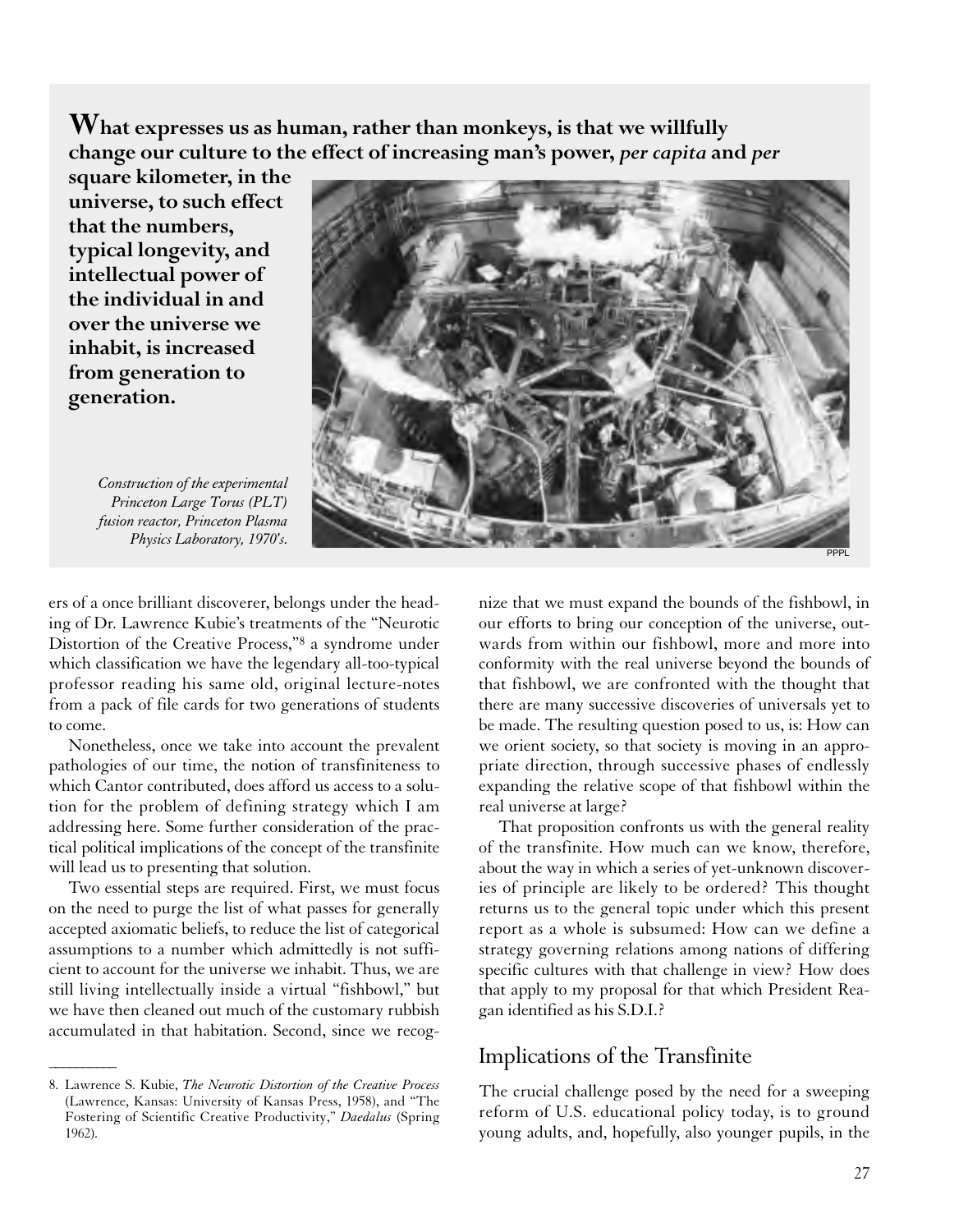**What expresses us as human, rather than monkeys, is that we willfully change our culture to the effect of increasing man's power, *per capita* and *per* square kilometer, in the universe, to such effect that the numbers, typical longevity, and intellectual power of the individual in and over the universe we inhabit, is increased from generation to generation.**

*Construction of the experimental Princeton Large Torus (PLT) fusion reactor, Princeton Plasma Physics Laboratory, 1970's.*

PPPL

ers of a once brilliant discoverer, belongs under the heading of Dr. Lawrence Kubie's treatments of the "Neurotic Distortion of the Creative Process,"[8] a syndrome under which classification we have the legendary all-too-typical professor reading his same old, original lecture-notes from a pack of file cards for two generations of students to come.

Nonetheless, once we take into account the prevalent pathologies of our time, the notion of transfiniteness to which Cantor contributed, does afford us access to a solution for the problem of defining strategy which I am addressing here. Some further consideration of the practical political implications of the concept of the transfinite will lead us to presenting that solution.

Two essential steps are required. First, we must focus on the need to purge the list of what passes for generally accepted axiomatic beliefs, to reduce the list of categorical assumptions to a number which admittedly is not sufficient to account for the universe we inhabit. Thus, we are still living intellectually inside a virtual "fishbowl," but we have then cleaned out much of the customary rubbish accumulated in that habitation. Second, since we recognize that we must expand the bounds of the fishbowl, in our efforts to bring our conception of the universe, outwards from within our fishbowl, more and more into conformity with the real universe beyond the bounds of that fishbowl, we are confronted with the thought that there are many successive discoveries of universals yet to be made. The resulting question posed to us, is: How can we orient society, so that society is moving in an appropriate direction, through successive phases of endlessly expanding the relative scope of that fishbowl within the real universe at large?

That proposition confronts us with the general reality of the transfinite. How much can we know, therefore, about the way in which a series of yet-unknown discoveries of principle are likely to be ordered? This thought returns us to the general topic under which this present report as a whole is subsumed: How can we define a strategy governing relations among nations of differing specific cultures with that challenge in view? How does that apply to my proposal for that which President Reagan identified as his S.D.I.?

## Implications of the Transfinite

The crucial challenge posed by the need for a sweeping reform of U.S. educational policy today, is to ground young adults, and, hopefully, also younger pupils, in the

---

8. Lawrence S. Kubie, *The Neurotic Distortion of the Creative Process* (Lawrence, Kansas: University of Kansas Press, 1958), and "The Fostering of Scientific Creative Productivity," *Daedalus* (Spring 1962).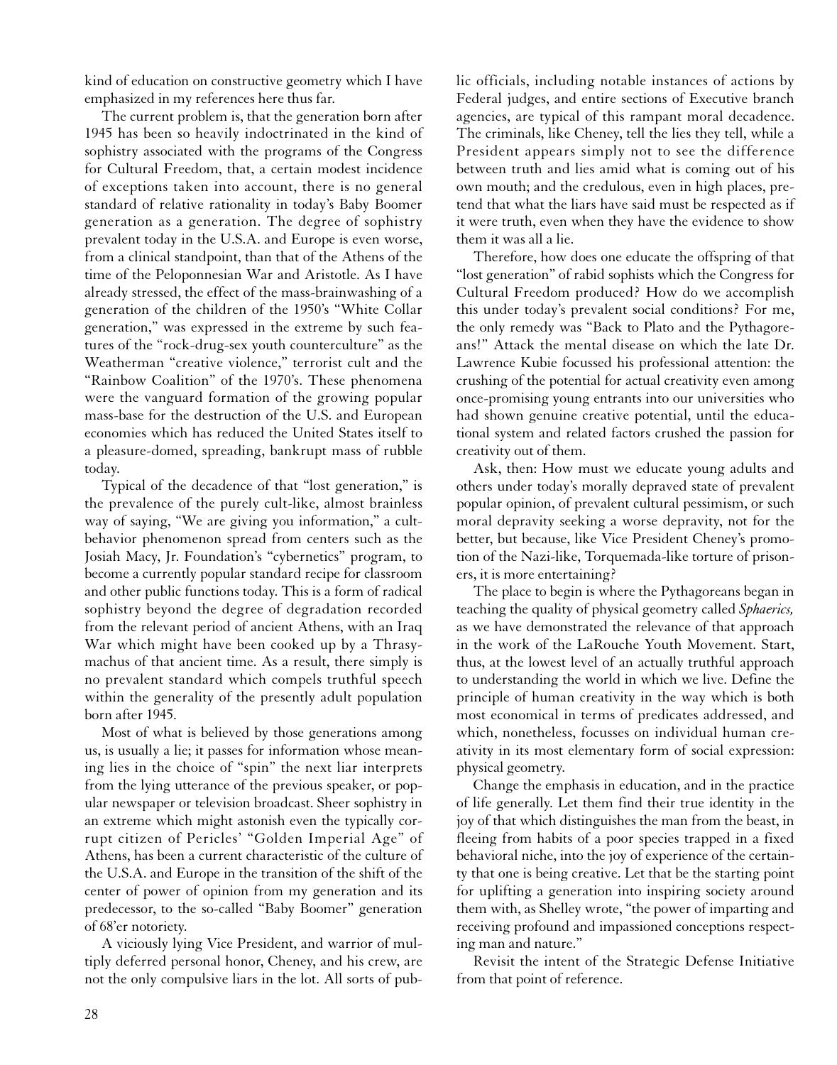kind of education on constructive geometry which I have emphasized in my references here thus far.

The current problem is, that the generation born after 1945 has been so heavily indoctrinated in the kind of sophistry associated with the programs of the Congress for Cultural Freedom, that, a certain modest incidence of exceptions taken into account, there is no general standard of relative rationality in today's Baby Boomer generation as a generation. The degree of sophistry prevalent today in the U.S.A. and Europe is even worse, from a clinical standpoint, than that of the Athens of the time of the Peloponnesian War and Aristotle. As I have already stressed, the effect of the mass-brainwashing of a generation of the children of the 1950's "White Collar generation," was expressed in the extreme by such features of the "rock-drug-sex youth counterculture" as the Weatherman "creative violence," terrorist cult and the "Rainbow Coalition" of the 1970's. These phenomena were the vanguard formation of the growing popular mass-base for the destruction of the U.S. and European economies which has reduced the United States itself to a pleasure-domed, spreading, bankrupt mass of rubble today.

Typical of the decadence of that "lost generation," is the prevalence of the purely cult-like, almost brainless way of saying, "We are giving you information," a cult-behavior phenomenon spread from centers such as the Josiah Macy, Jr. Foundation's "cybernetics" program, to become a currently popular standard recipe for classroom and other public functions today. This is a form of radical sophistry beyond the degree of degradation recorded from the relevant period of ancient Athens, with an Iraq War which might have been cooked up by a Thrasymachus of that ancient time. As a result, there simply is no prevalent standard which compels truthful speech within the generality of the presently adult population born after 1945.

Most of what is believed by those generations among us, is usually a lie; it passes for information whose meaning lies in the choice of "spin" the next liar interprets from the lying utterance of the previous speaker, or popular newspaper or television broadcast. Sheer sophistry in an extreme which might astonish even the typically corrupt citizen of Pericles' "Golden Imperial Age" of Athens, has been a current characteristic of the culture of the U.S.A. and Europe in the transition of the shift of the center of power of opinion from my generation and its predecessor, to the so-called "Baby Boomer" generation of 68'er notoriety.

A viciously lying Vice President, and warrior of multiply deferred personal honor, Cheney, and his crew, are not the only compulsive liars in the lot. All sorts of public officials, including notable instances of actions by Federal judges, and entire sections of Executive branch agencies, are typical of this rampant moral decadence. The criminals, like Cheney, tell the lies they tell, while a President appears simply not to see the difference between truth and lies amid what is coming out of his own mouth; and the credulous, even in high places, pretend that what the liars have said must be respected as if it were truth, even when they have the evidence to show them it was all a lie.

Therefore, how does one educate the offspring of that "lost generation" of rabid sophists which the Congress for Cultural Freedom produced? How do we accomplish this under today's prevalent social conditions? For me, the only remedy was "Back to Plato and the Pythagoreans!" Attack the mental disease on which the late Dr. Lawrence Kubie focussed his professional attention: the crushing of the potential for actual creativity even among once-promising young entrants into our universities who had shown genuine creative potential, until the educational system and related factors crushed the passion for creativity out of them.

Ask, then: How must we educate young adults and others under today's morally depraved state of prevalent popular opinion, of prevalent cultural pessimism, or such moral depravity seeking a worse depravity, not for the better, but because, like Vice President Cheney's promotion of the Nazi-like, Torquemada-like torture of prisoners, it is more entertaining?

The place to begin is where the Pythagoreans began in teaching the quality of physical geometry called *Sphaerics,* as we have demonstrated the relevance of that approach in the work of the LaRouche Youth Movement. Start, thus, at the lowest level of an actually truthful approach to understanding the world in which we live. Define the principle of human creativity in the way which is both most economical in terms of predicates addressed, and which, nonetheless, focusses on individual human creativity in its most elementary form of social expression: physical geometry.

Change the emphasis in education, and in the practice of life generally. Let them find their true identity in the joy of that which distinguishes the man from the beast, in fleeing from habits of a poor species trapped in a fixed behavioral niche, into the joy of experience of the certainty that one is being creative. Let that be the starting point for uplifting a generation into inspiring society around them with, as Shelley wrote, "the power of imparting and receiving profound and impassioned conceptions respecting man and nature."

Revisit the intent of the Strategic Defense Initiative from that point of reference.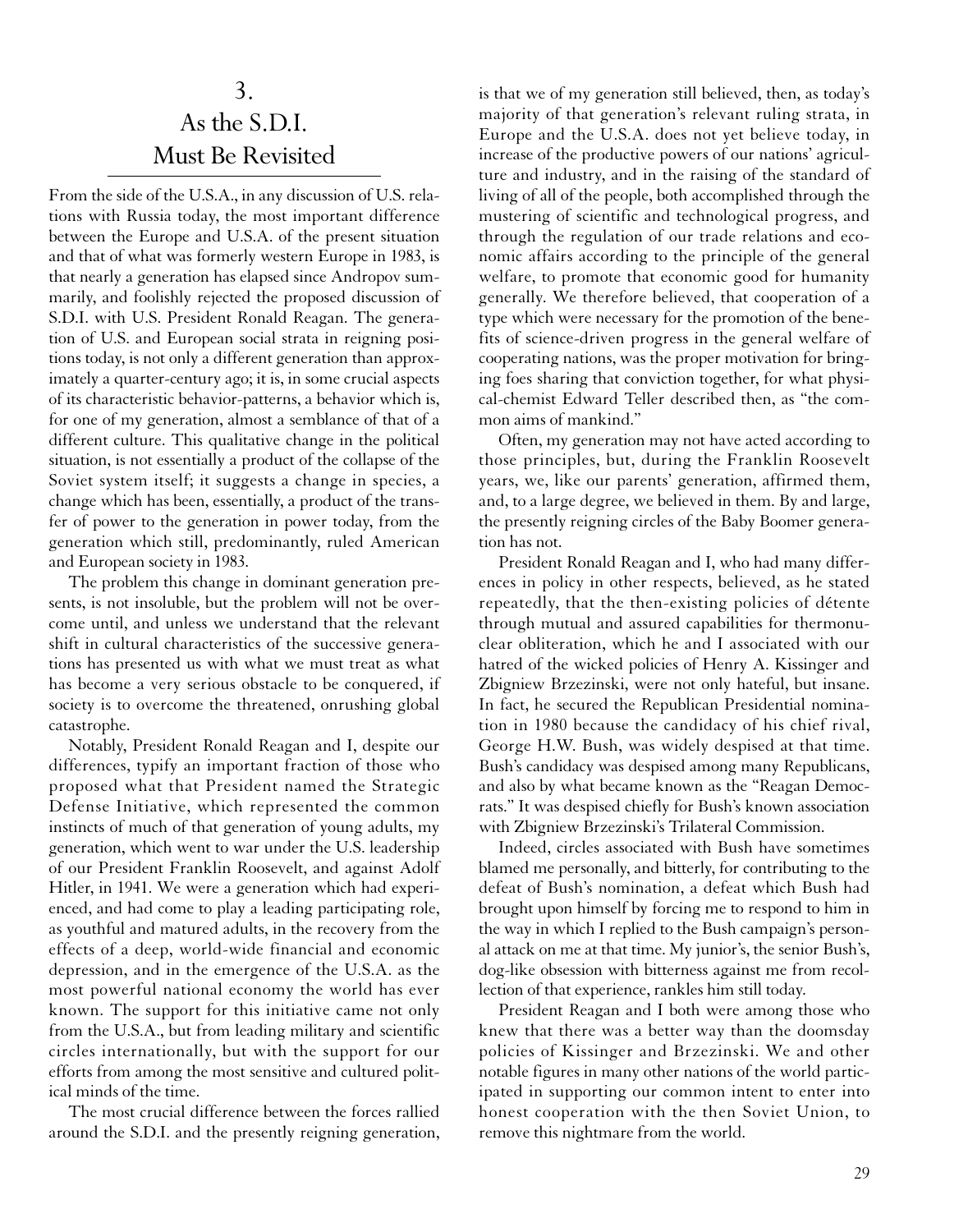## 3. As the S.D.I. Must Be Revisited

From the side of the U.S.A., in any discussion of U.S. relations with Russia today, the most important difference between the Europe and U.S.A. of the present situation and that of what was formerly western Europe in 1983, is that nearly a generation has elapsed since Andropov summarily, and foolishly rejected the proposed discussion of S.D.I. with U.S. President Ronald Reagan. The generation of U.S. and European social strata in reigning positions today, is not only a different generation than approximately a quarter-century ago; it is, in some crucial aspects of its characteristic behavior-patterns, a behavior which is, for one of my generation, almost a semblance of that of a different culture. This qualitative change in the political situation, is not essentially a product of the collapse of the Soviet system itself; it suggests a change in species, a change which has been, essentially, a product of the transfer of power to the generation in power today, from the generation which still, predominantly, ruled American and European society in 1983.

The problem this change in dominant generation presents, is not insoluble, but the problem will not be overcome until, and unless we understand that the relevant shift in cultural characteristics of the successive generations has presented us with what we must treat as what has become a very serious obstacle to be conquered, if society is to overcome the threatened, onrushing global catastrophe.

Notably, President Ronald Reagan and I, despite our differences, typify an important fraction of those who proposed what that President named the Strategic Defense Initiative, which represented the common instincts of much of that generation of young adults, my generation, which went to war under the U.S. leadership of our President Franklin Roosevelt, and against Adolf Hitler, in 1941. We were a generation which had experienced, and had come to play a leading participating role, as youthful and matured adults, in the recovery from the effects of a deep, world-wide financial and economic depression, and in the emergence of the U.S.A. as the most powerful national economy the world has ever known. The support for this initiative came not only from the U.S.A., but from leading military and scientific circles internationally, but with the support for our efforts from among the most sensitive and cultured political minds of the time.

The most crucial difference between the forces rallied around the S.D.I. and the presently reigning generation, is that we of my generation still believed, then, as today's majority of that generation's relevant ruling strata, in Europe and the U.S.A. does not yet believe today, in increase of the productive powers of our nations' agriculture and industry, and in the raising of the standard of living of all of the people, both accomplished through the mustering of scientific and technological progress, and through the regulation of our trade relations and economic affairs according to the principle of the general welfare, to promote that economic good for humanity generally. We therefore believed, that cooperation of a type which were necessary for the promotion of the benefits of science-driven progress in the general welfare of cooperating nations, was the proper motivation for bringing foes sharing that conviction together, for what physical-chemist Edward Teller described then, as "the common aims of mankind."

Often, my generation may not have acted according to those principles, but, during the Franklin Roosevelt years, we, like our parents' generation, affirmed them, and, to a large degree, we believed in them. By and large, the presently reigning circles of the Baby Boomer generation has not.

President Ronald Reagan and I, who had many differences in policy in other respects, believed, as he stated repeatedly, that the then-existing policies of détente through mutual and assured capabilities for thermonuclear obliteration, which he and I associated with our hatred of the wicked policies of Henry A. Kissinger and Zbigniew Brzezinski, were not only hateful, but insane. In fact, he secured the Republican Presidential nomination in 1980 because the candidacy of his chief rival, George H.W. Bush, was widely despised at that time. Bush's candidacy was despised among many Republicans, and also by what became known as the "Reagan Democrats." It was despised chiefly for Bush's known association with Zbigniew Brzezinski's Trilateral Commission.

Indeed, circles associated with Bush have sometimes blamed me personally, and bitterly, for contributing to the defeat of Bush's nomination, a defeat which Bush had brought upon himself by forcing me to respond to him in the way in which I replied to the Bush campaign's personal attack on me at that time. My junior's, the senior Bush's, dog-like obsession with bitterness against me from recollection of that experience, rankles him still today.

President Reagan and I both were among those who knew that there was a better way than the doomsday policies of Kissinger and Brzezinski. We and other notable figures in many other nations of the world participated in supporting our common intent to enter into honest cooperation with the then Soviet Union, to remove this nightmare from the world.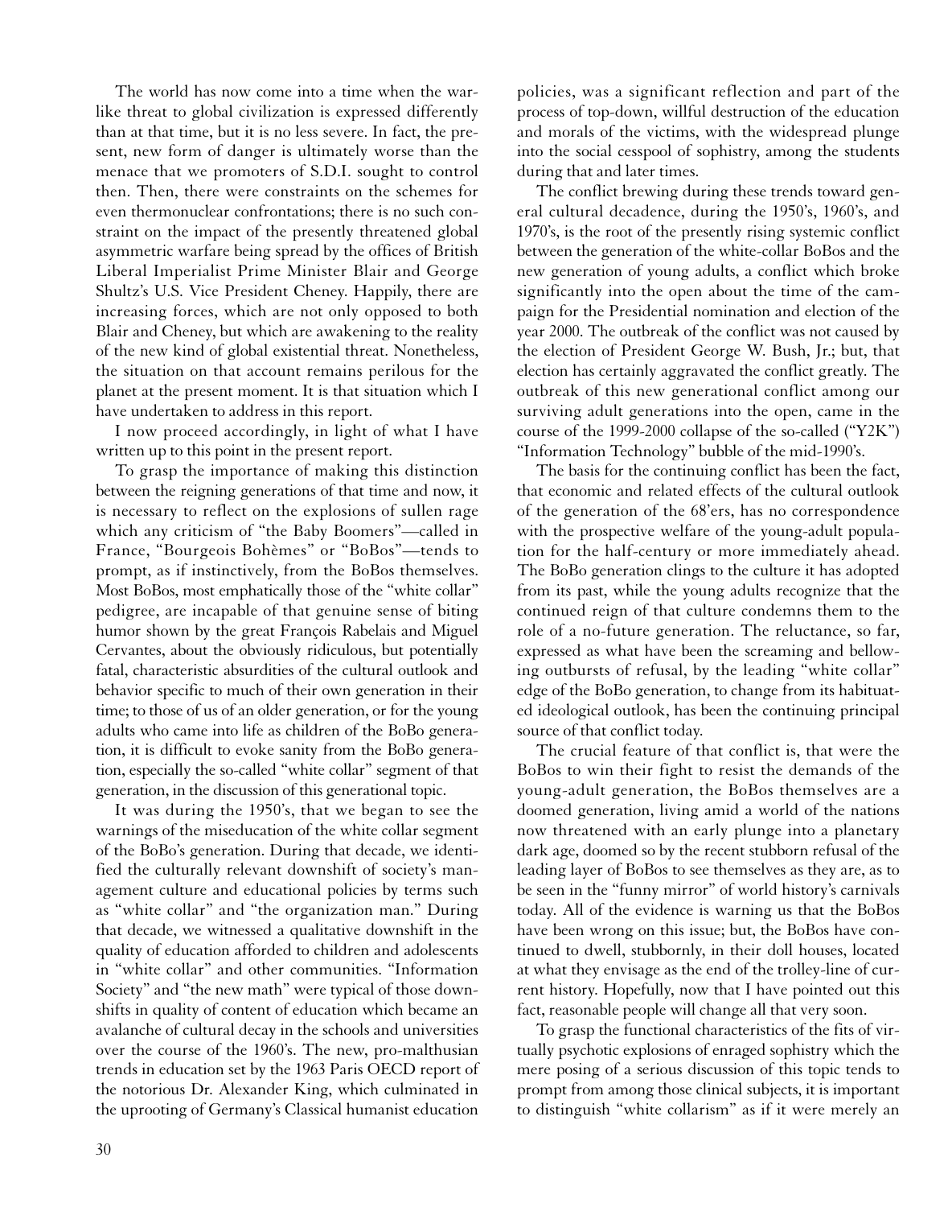The world has now come into a time when the war-like threat to global civilization is expressed differently than at that time, but it is no less severe. In fact, the present, new form of danger is ultimately worse than the menace that we promoters of S.D.I. sought to control then. Then, there were constraints on the schemes for even thermonuclear confrontations; there is no such constraint on the impact of the presently threatened global asymmetric warfare being spread by the offices of British Liberal Imperialist Prime Minister Blair and George Shultz's U.S. Vice President Cheney. Happily, there are increasing forces, which are not only opposed to both Blair and Cheney, but which are awakening to the reality of the new kind of global existential threat. Nonetheless, the situation on that account remains perilous for the planet at the present moment. It is that situation which I have undertaken to address in this report.

I now proceed accordingly, in light of what I have written up to this point in the present report.

To grasp the importance of making this distinction between the reigning generations of that time and now, it is necessary to reflect on the explosions of sullen rage which any criticism of "the Baby Boomers"—called in France, "Bourgeois Bohèmes" or "BoBos"—tends to prompt, as if instinctively, from the BoBos themselves. Most BoBos, most emphatically those of the "white collar" pedigree, are incapable of that genuine sense of biting humor shown by the great François Rabelais and Miguel Cervantes, about the obviously ridiculous, but potentially fatal, characteristic absurdities of the cultural outlook and behavior specific to much of their own generation in their time; to those of us of an older generation, or for the young adults who came into life as children of the BoBo generation, it is difficult to evoke sanity from the BoBo generation, especially the so-called "white collar" segment of that generation, in the discussion of this generational topic.

It was during the 1950's, that we began to see the warnings of the miseducation of the white collar segment of the BoBo's generation. During that decade, we identified the culturally relevant downshift of society's management culture and educational policies by terms such as "white collar" and "the organization man." During that decade, we witnessed a qualitative downshift in the quality of education afforded to children and adolescents in "white collar" and other communities. "Information Society" and "the new math" were typical of those downshifts in quality of content of education which became an avalanche of cultural decay in the schools and universities over the course of the 1960's. The new, pro-malthusian trends in education set by the 1963 Paris OECD report of the notorious Dr. Alexander King, which culminated in the uprooting of Germany's Classical humanist education policies, was a significant reflection and part of the process of top-down, willful destruction of the education and morals of the victims, with the widespread plunge into the social cesspool of sophistry, among the students during that and later times.

The conflict brewing during these trends toward general cultural decadence, during the 1950's, 1960's, and 1970's, is the root of the presently rising systemic conflict between the generation of the white-collar BoBos and the new generation of young adults, a conflict which broke significantly into the open about the time of the campaign for the Presidential nomination and election of the year 2000. The outbreak of the conflict was not caused by the election of President George W. Bush, Jr.; but, that election has certainly aggravated the conflict greatly. The outbreak of this new generational conflict among our surviving adult generations into the open, came in the course of the 1999-2000 collapse of the so-called ("Y2K") "Information Technology" bubble of the mid-1990's.

The basis for the continuing conflict has been the fact, that economic and related effects of the cultural outlook of the generation of the 68'ers, has no correspondence with the prospective welfare of the young-adult population for the half-century or more immediately ahead. The BoBo generation clings to the culture it has adopted from its past, while the young adults recognize that the continued reign of that culture condemns them to the role of a no-future generation. The reluctance, so far, expressed as what have been the screaming and bellowing outbursts of refusal, by the leading "white collar" edge of the BoBo generation, to change from its habituated ideological outlook, has been the continuing principal source of that conflict today.

The crucial feature of that conflict is, that were the BoBos to win their fight to resist the demands of the young-adult generation, the BoBos themselves are a doomed generation, living amid a world of the nations now threatened with an early plunge into a planetary dark age, doomed so by the recent stubborn refusal of the leading layer of BoBos to see themselves as they are, as to be seen in the "funny mirror" of world history's carnivals today. All of the evidence is warning us that the BoBos have been wrong on this issue; but, the BoBos have continued to dwell, stubbornly, in their doll houses, located at what they envisage as the end of the trolley-line of current history. Hopefully, now that I have pointed out this fact, reasonable people will change all that very soon.

To grasp the functional characteristics of the fits of virtually psychotic explosions of enraged sophistry which the mere posing of a serious discussion of this topic tends to prompt from among those clinical subjects, it is important to distinguish "white collarism" as if it were merely an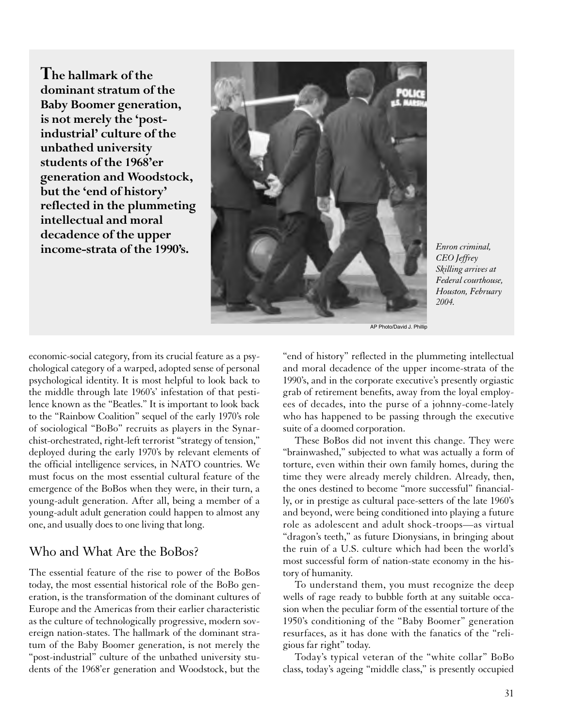**The hallmark of the dominant stratum of the Baby Boomer generation, is not merely the 'post-industrial' culture of the unbathed university students of the 1968'er generation and Woodstock, but the 'end of history' reflected in the plummeting intellectual and moral decadence of the upper income-strata of the 1990's.**

AP Photo/David J. Phillip

*Enron criminal, CEO Jeffrey Skilling arrives at Federal courthouse, Houston, February 2004.*

economic-social category, from its crucial feature as a psychological category of a warped, adopted sense of personal psychological identity. It is most helpful to look back to the middle through late 1960's' infestation of that pestilence known as the "Beatles." It is important to look back to the "Rainbow Coalition" sequel of the early 1970's role of sociological "BoBo" recruits as players in the Synarchist-orchestrated, right-left terrorist "strategy of tension," deployed during the early 1970's by relevant elements of the official intelligence services, in NATO countries. We must focus on the most essential cultural feature of the emergence of the BoBos when they were, in their turn, a young-adult generation. After all, being a member of a young-adult adult generation could happen to almost any one, and usually does to one living that long.

## Who and What Are the BoBos?

The essential feature of the rise to power of the BoBos today, the most essential historical role of the BoBo generation, is the transformation of the dominant cultures of Europe and the Americas from their earlier characteristic as the culture of technologically progressive, modern sovereign nation-states. The hallmark of the dominant stratum of the Baby Boomer generation, is not merely the "post-industrial" culture of the unbathed university students of the 1968'er generation and Woodstock, but the "end of history" reflected in the plummeting intellectual and moral decadence of the upper income-strata of the 1990's, and in the corporate executive's presently orgiastic grab of retirement benefits, away from the loyal employees of decades, into the purse of a johnny-come-lately who has happened to be passing through the executive suite of a doomed corporation.

These BoBos did not invent this change. They were "brainwashed," subjected to what was actually a form of torture, even within their own family homes, during the time they were already merely children. Already, then, the ones destined to become "more successful" financially, or in prestige as cultural pace-setters of the late 1960's and beyond, were being conditioned into playing a future role as adolescent and adult shock-troops—as virtual "dragon's teeth," as future Dionysians, in bringing about the ruin of a U.S. culture which had been the world's most successful form of nation-state economy in the history of humanity.

To understand them, you must recognize the deep wells of rage ready to bubble forth at any suitable occasion when the peculiar form of the essential torture of the 1950's conditioning of the "Baby Boomer" generation resurfaces, as it has done with the fanatics of the "religious far right" today.

Today's typical veteran of the "white collar" BoBo class, today's ageing "middle class," is presently occupied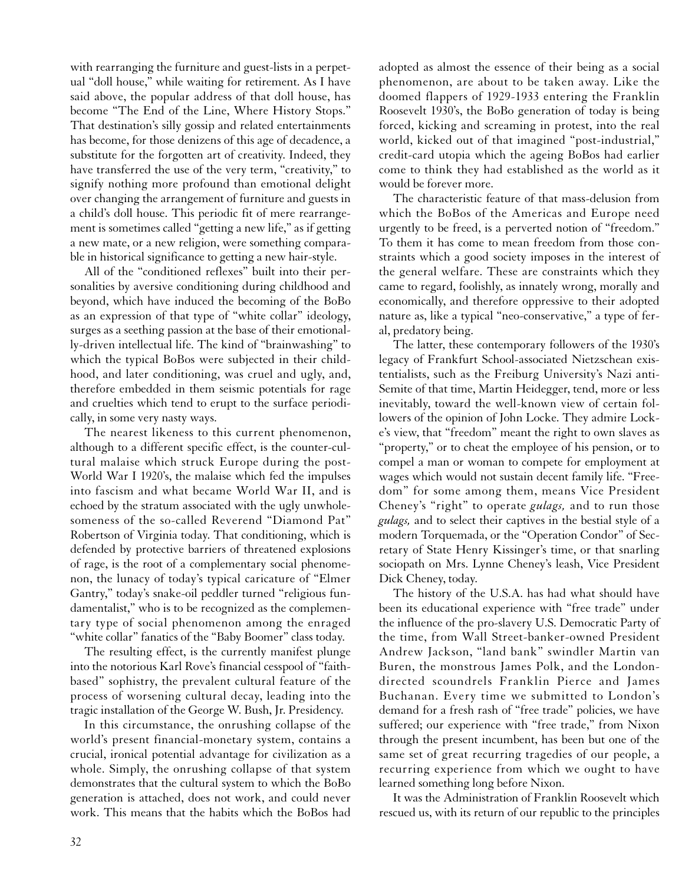with rearranging the furniture and guest-lists in a perpetual "doll house," while waiting for retirement. As I have said above, the popular address of that doll house, has become "The End of the Line, Where History Stops." That destination's silly gossip and related entertainments has become, for those denizens of this age of decadence, a substitute for the forgotten art of creativity. Indeed, they have transferred the use of the very term, "creativity," to signify nothing more profound than emotional delight over changing the arrangement of furniture and guests in a child's doll house. This periodic fit of mere rearrangement is sometimes called "getting a new life," as if getting a new mate, or a new religion, were something comparable in historical significance to getting a new hair-style.

All of the "conditioned reflexes" built into their personalities by aversive conditioning during childhood and beyond, which have induced the becoming of the BoBo as an expression of that type of "white collar" ideology, surges as a seething passion at the base of their emotionally-driven intellectual life. The kind of "brainwashing" to which the typical BoBos were subjected in their childhood, and later conditioning, was cruel and ugly, and, therefore embedded in them seismic potentials for rage and cruelties which tend to erupt to the surface periodically, in some very nasty ways.

The nearest likeness to this current phenomenon, although to a different specific effect, is the counter-cultural malaise which struck Europe during the post-World War I 1920's, the malaise which fed the impulses into fascism and what became World War II, and is echoed by the stratum associated with the ugly unwholesomeness of the so-called Reverend "Diamond Pat" Robertson of Virginia today. That conditioning, which is defended by protective barriers of threatened explosions of rage, is the root of a complementary social phenomenon, the lunacy of today's typical caricature of "Elmer Gantry," today's snake-oil peddler turned "religious fundamentalist," who is to be recognized as the complementary type of social phenomenon among the enraged "white collar" fanatics of the "Baby Boomer" class today.

The resulting effect, is the currently manifest plunge into the notorious Karl Rove's financial cesspool of "faith-based" sophistry, the prevalent cultural feature of the process of worsening cultural decay, leading into the tragic installation of the George W. Bush, Jr. Presidency.

In this circumstance, the onrushing collapse of the world's present financial-monetary system, contains a crucial, ironical potential advantage for civilization as a whole. Simply, the onrushing collapse of that system demonstrates that the cultural system to which the BoBo generation is attached, does not work, and could never work. This means that the habits which the BoBos had adopted as almost the essence of their being as a social phenomenon, are about to be taken away. Like the doomed flappers of 1929-1933 entering the Franklin Roosevelt 1930's, the BoBo generation of today is being forced, kicking and screaming in protest, into the real world, kicked out of that imagined "post-industrial," credit-card utopia which the ageing BoBos had earlier come to think they had established as the world as it would be forever more.

The characteristic feature of that mass-delusion from which the BoBos of the Americas and Europe need urgently to be freed, is a perverted notion of "freedom." To them it has come to mean freedom from those constraints which a good society imposes in the interest of the general welfare. These are constraints which they came to regard, foolishly, as innately wrong, morally and economically, and therefore oppressive to their adopted nature as, like a typical "neo-conservative," a type of feral, predatory being.

The latter, these contemporary followers of the 1930's legacy of Frankfurt School-associated Nietzschean existentialists, such as the Freiburg University's Nazi anti-Semite of that time, Martin Heidegger, tend, more or less inevitably, toward the well-known view of certain followers of the opinion of John Locke. They admire Locke's view, that "freedom" meant the right to own slaves as "property," or to cheat the employee of his pension, or to compel a man or woman to compete for employment at wages which would not sustain decent family life. "Freedom" for some among them, means Vice President Cheney's "right" to operate *gulags,* and to run those *gulags,* and to select their captives in the bestial style of a modern Torquemada, or the "Operation Condor" of Secretary of State Henry Kissinger's time, or that snarling sociopath on Mrs. Lynne Cheney's leash, Vice President Dick Cheney, today.

The history of the U.S.A. has had what should have been its educational experience with "free trade" under the influence of the pro-slavery U.S. Democratic Party of the time, from Wall Street-banker-owned President Andrew Jackson, "land bank" swindler Martin van Buren, the monstrous James Polk, and the London-directed scoundrels Franklin Pierce and James Buchanan. Every time we submitted to London's demand for a fresh rash of "free trade" policies, we have suffered; our experience with "free trade," from Nixon through the present incumbent, has been but one of the same set of great recurring tragedies of our people, a recurring experience from which we ought to have learned something long before Nixon.

It was the Administration of Franklin Roosevelt which rescued us, with its return of our republic to the principles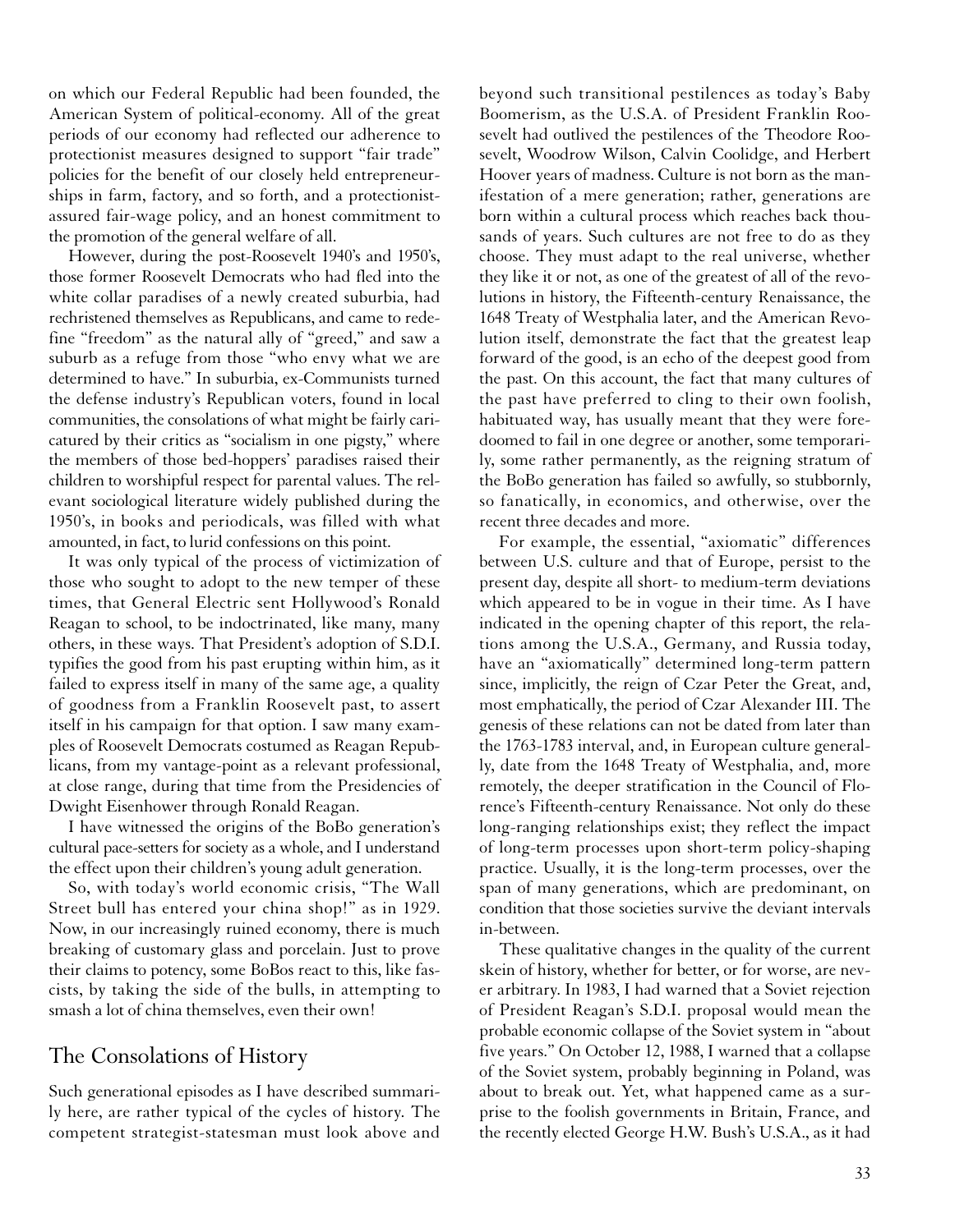on which our Federal Republic had been founded, the American System of political-economy. All of the great periods of our economy had reflected our adherence to protectionist measures designed to support "fair trade" policies for the benefit of our closely held entrepreneurships in farm, factory, and so forth, and a protectionist-assured fair-wage policy, and an honest commitment to the promotion of the general welfare of all.

However, during the post-Roosevelt 1940's and 1950's, those former Roosevelt Democrats who had fled into the white collar paradises of a newly created suburbia, had rechristened themselves as Republicans, and came to redefine "freedom" as the natural ally of "greed," and saw a suburb as a refuge from those "who envy what we are determined to have." In suburbia, ex-Communists turned the defense industry's Republican voters, found in local communities, the consolations of what might be fairly caricatured by their critics as "socialism in one pigsty," where the members of those bed-hoppers' paradises raised their children to worshipful respect for parental values. The relevant sociological literature widely published during the 1950's, in books and periodicals, was filled with what amounted, in fact, to lurid confessions on this point.

It was only typical of the process of victimization of those who sought to adopt to the new temper of these times, that General Electric sent Hollywood's Ronald Reagan to school, to be indoctrinated, like many, many others, in these ways. That President's adoption of S.D.I. typifies the good from his past erupting within him, as it failed to express itself in many of the same age, a quality of goodness from a Franklin Roosevelt past, to assert itself in his campaign for that option. I saw many examples of Roosevelt Democrats costumed as Reagan Republicans, from my vantage-point as a relevant professional, at close range, during that time from the Presidencies of Dwight Eisenhower through Ronald Reagan.

I have witnessed the origins of the BoBo generation's cultural pace-setters for society as a whole, and I understand the effect upon their children's young adult generation.

So, with today's world economic crisis, "The Wall Street bull has entered your china shop!" as in 1929. Now, in our increasingly ruined economy, there is much breaking of customary glass and porcelain. Just to prove their claims to potency, some BoBos react to this, like fascists, by taking the side of the bulls, in attempting to smash a lot of china themselves, even their own!

## The Consolations of History

Such generational episodes as I have described summarily here, are rather typical of the cycles of history. The competent strategist-statesman must look above and beyond such transitional pestilences as today's Baby Boomerism, as the U.S.A. of President Franklin Roosevelt had outlived the pestilences of the Theodore Roosevelt, Woodrow Wilson, Calvin Coolidge, and Herbert Hoover years of madness. Culture is not born as the manifestation of a mere generation; rather, generations are born within a cultural process which reaches back thousands of years. Such cultures are not free to do as they choose. They must adapt to the real universe, whether they like it or not, as one of the greatest of all of the revolutions in history, the Fifteenth-century Renaissance, the 1648 Treaty of Westphalia later, and the American Revolution itself, demonstrate the fact that the greatest leap forward of the good, is an echo of the deepest good from the past. On this account, the fact that many cultures of the past have preferred to cling to their own foolish, habituated way, has usually meant that they were foredoomed to fail in one degree or another, some temporarily, some rather permanently, as the reigning stratum of the BoBo generation has failed so awfully, so stubbornly, so fanatically, in economics, and otherwise, over the recent three decades and more.

For example, the essential, "axiomatic" differences between U.S. culture and that of Europe, persist to the present day, despite all short- to medium-term deviations which appeared to be in vogue in their time. As I have indicated in the opening chapter of this report, the relations among the U.S.A., Germany, and Russia today, have an "axiomatically" determined long-term pattern since, implicitly, the reign of Czar Peter the Great, and, most emphatically, the period of Czar Alexander III. The genesis of these relations can not be dated from later than the 1763-1783 interval, and, in European culture generally, date from the 1648 Treaty of Westphalia, and, more remotely, the deeper stratification in the Council of Florence's Fifteenth-century Renaissance. Not only do these long-ranging relationships exist; they reflect the impact of long-term processes upon short-term policy-shaping practice. Usually, it is the long-term processes, over the span of many generations, which are predominant, on condition that those societies survive the deviant intervals in-between.

These qualitative changes in the quality of the current skein of history, whether for better, or for worse, are never arbitrary. In 1983, I had warned that a Soviet rejection of President Reagan's S.D.I. proposal would mean the probable economic collapse of the Soviet system in "about five years." On October 12, 1988, I warned that a collapse of the Soviet system, probably beginning in Poland, was about to break out. Yet, what happened came as a surprise to the foolish governments in Britain, France, and the recently elected George H.W. Bush's U.S.A., as it had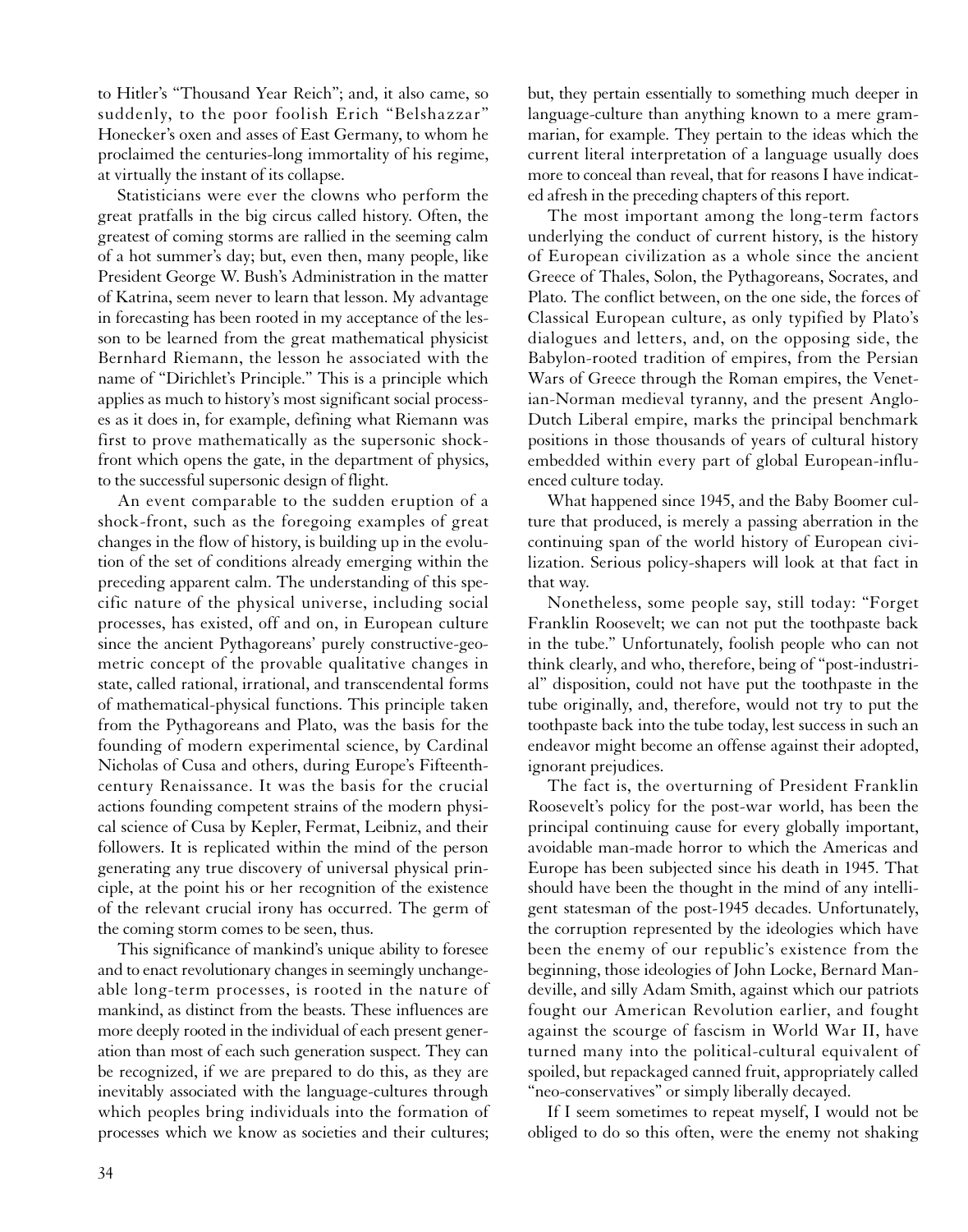to Hitler's "Thousand Year Reich"; and, it also came, so suddenly, to the poor foolish Erich "Belshazzar" Honecker's oxen and asses of East Germany, to whom he proclaimed the centuries-long immortality of his regime, at virtually the instant of its collapse.

Statisticians were ever the clowns who perform the great pratfalls in the big circus called history. Often, the greatest of coming storms are rallied in the seeming calm of a hot summer's day; but, even then, many people, like President George W. Bush's Administration in the matter of Katrina, seem never to learn that lesson. My advantage in forecasting has been rooted in my acceptance of the lesson to be learned from the great mathematical physicist Bernhard Riemann, the lesson he associated with the name of "Dirichlet's Principle." This is a principle which applies as much to history's most significant social processes as it does in, for example, defining what Riemann was first to prove mathematically as the supersonic shock-front which opens the gate, in the department of physics, to the successful supersonic design of flight.

An event comparable to the sudden eruption of a shock-front, such as the foregoing examples of great changes in the flow of history, is building up in the evolution of the set of conditions already emerging within the preceding apparent calm. The understanding of this specific nature of the physical universe, including social processes, has existed, off and on, in European culture since the ancient Pythagoreans' purely constructive-geometric concept of the provable qualitative changes in state, called rational, irrational, and transcendental forms of mathematical-physical functions. This principle taken from the Pythagoreans and Plato, was the basis for the founding of modern experimental science, by Cardinal Nicholas of Cusa and others, during Europe's Fifteenth-century Renaissance. It was the basis for the crucial actions founding competent strains of the modern physical science of Cusa by Kepler, Fermat, Leibniz, and their followers. It is replicated within the mind of the person generating any true discovery of universal physical principle, at the point his or her recognition of the existence of the relevant crucial irony has occurred. The germ of the coming storm comes to be seen, thus.

This significance of mankind's unique ability to foresee and to enact revolutionary changes in seemingly unchangeable long-term processes, is rooted in the nature of mankind, as distinct from the beasts. These influences are more deeply rooted in the individual of each present generation than most of each such generation suspect. They can be recognized, if we are prepared to do this, as they are inevitably associated with the language-cultures through which peoples bring individuals into the formation of processes which we know as societies and their cultures; but, they pertain essentially to something much deeper in language-culture than anything known to a mere grammarian, for example. They pertain to the ideas which the current literal interpretation of a language usually does more to conceal than reveal, that for reasons I have indicated afresh in the preceding chapters of this report.

The most important among the long-term factors underlying the conduct of current history, is the history of European civilization as a whole since the ancient Greece of Thales, Solon, the Pythagoreans, Socrates, and Plato. The conflict between, on the one side, the forces of Classical European culture, as only typified by Plato's dialogues and letters, and, on the opposing side, the Babylon-rooted tradition of empires, from the Persian Wars of Greece through the Roman empires, the Venetian-Norman medieval tyranny, and the present Anglo-Dutch Liberal empire, marks the principal benchmark positions in those thousands of years of cultural history embedded within every part of global European-influenced culture today.

What happened since 1945, and the Baby Boomer culture that produced, is merely a passing aberration in the continuing span of the world history of European civilization. Serious policy-shapers will look at that fact in that way.

Nonetheless, some people say, still today: "Forget Franklin Roosevelt; we can not put the toothpaste back in the tube." Unfortunately, foolish people who can not think clearly, and who, therefore, being of "post-industrial" disposition, could not have put the toothpaste in the tube originally, and, therefore, would not try to put the toothpaste back into the tube today, lest success in such an endeavor might become an offense against their adopted, ignorant prejudices.

The fact is, the overturning of President Franklin Roosevelt's policy for the post-war world, has been the principal continuing cause for every globally important, avoidable man-made horror to which the Americas and Europe has been subjected since his death in 1945. That should have been the thought in the mind of any intelligent statesman of the post-1945 decades. Unfortunately, the corruption represented by the ideologies which have been the enemy of our republic's existence from the beginning, those ideologies of John Locke, Bernard Mandeville, and silly Adam Smith, against which our patriots fought our American Revolution earlier, and fought against the scourge of fascism in World War II, have turned many into the political-cultural equivalent of spoiled, but repackaged canned fruit, appropriately called "neo-conservatives" or simply liberally decayed.

If I seem sometimes to repeat myself, I would not be obliged to do so this often, were the enemy not shaking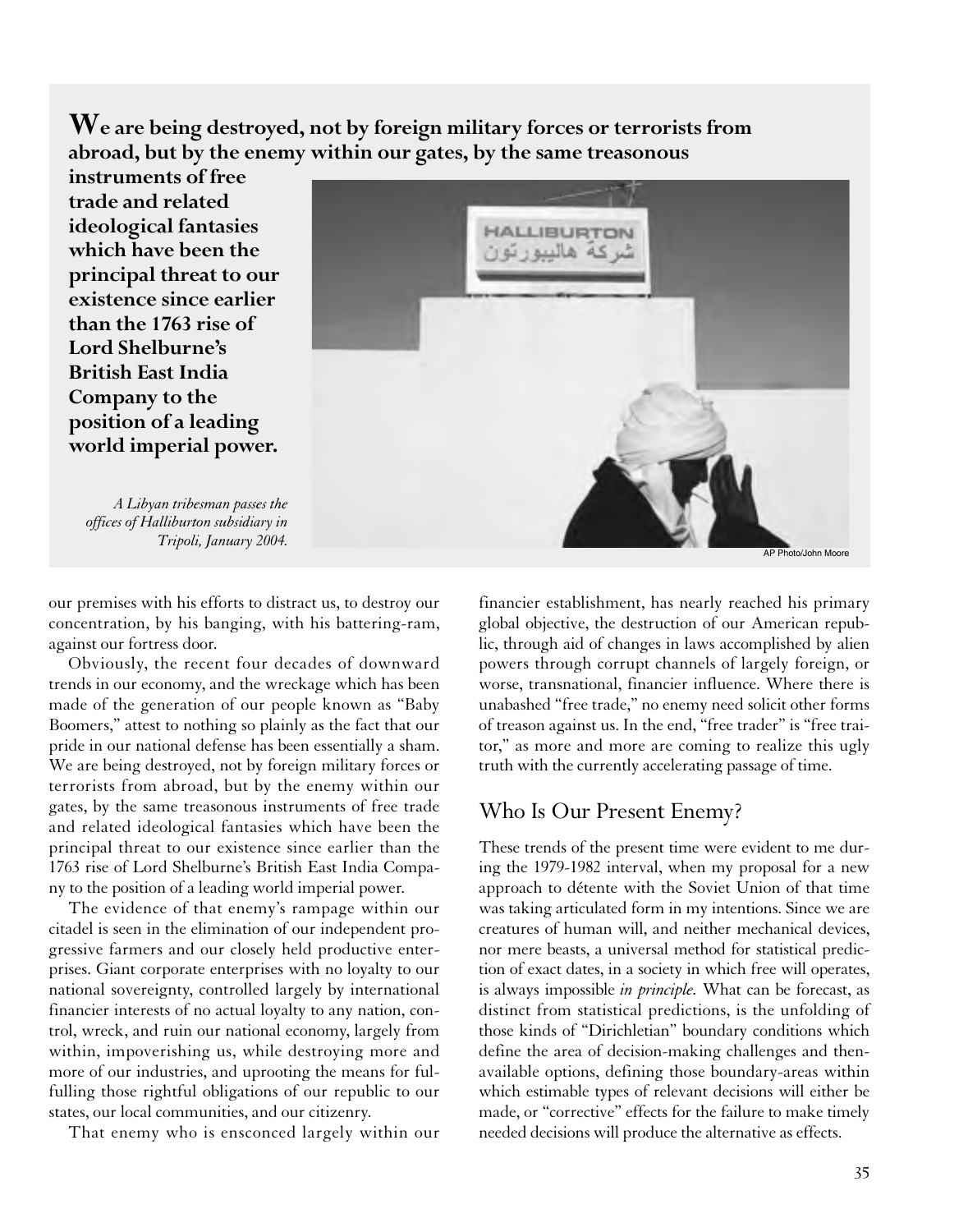**We are being destroyed, not by foreign military forces or terrorists from abroad, but by the enemy within our gates, by the same treasonous instruments of free trade and related ideological fantasies which have been the principal threat to our existence since earlier than the 1763 rise of Lord Shelburne's British East India Company to the position of a leading world imperial power.**

*A Libyan tribesman passes the offices of Halliburton subsidiary in Tripoli, January 2004.*

AP Photo/John Moore

our premises with his efforts to distract us, to destroy our concentration, by his banging, with his battering-ram, against our fortress door.

Obviously, the recent four decades of downward trends in our economy, and the wreckage which has been made of the generation of our people known as "Baby Boomers," attest to nothing so plainly as the fact that our pride in our national defense has been essentially a sham. We are being destroyed, not by foreign military forces or terrorists from abroad, but by the enemy within our gates, by the same treasonous instruments of free trade and related ideological fantasies which have been the principal threat to our existence since earlier than the 1763 rise of Lord Shelburne's British East India Company to the position of a leading world imperial power.

The evidence of that enemy's rampage within our citadel is seen in the elimination of our independent progressive farmers and our closely held productive enterprises. Giant corporate enterprises with no loyalty to our national sovereignty, controlled largely by international financier interests of no actual loyalty to any nation, control, wreck, and ruin our national economy, largely from within, impoverishing us, while destroying more and more of our industries, and uprooting the means for fulfilling those rightful obligations of our republic to our states, our local communities, and our citizenry.

That enemy who is ensconced largely within our financier establishment, has nearly reached his primary global objective, the destruction of our American republic, through aid of changes in laws accomplished by alien powers through corrupt channels of largely foreign, or worse, transnational, financier influence. Where there is unabashed "free trade," no enemy need solicit other forms of treason against us. In the end, "free trader" is "free traitor," as more and more are coming to realize this ugly truth with the currently accelerating passage of time.

## Who Is Our Present Enemy?

These trends of the present time were evident to me during the 1979-1982 interval, when my proposal for a new approach to détente with the Soviet Union of that time was taking articulated form in my intentions. Since we are creatures of human will, and neither mechanical devices, nor mere beasts, a universal method for statistical prediction of exact dates, in a society in which free will operates, is always impossible *in principle.* What can be forecast, as distinct from statistical predictions, is the unfolding of those kinds of "Dirichletian" boundary conditions which define the area of decision-making challenges and then-available options, defining those boundary-areas within which estimable types of relevant decisions will either be made, or "corrective" effects for the failure to make timely needed decisions will produce the alternative as effects.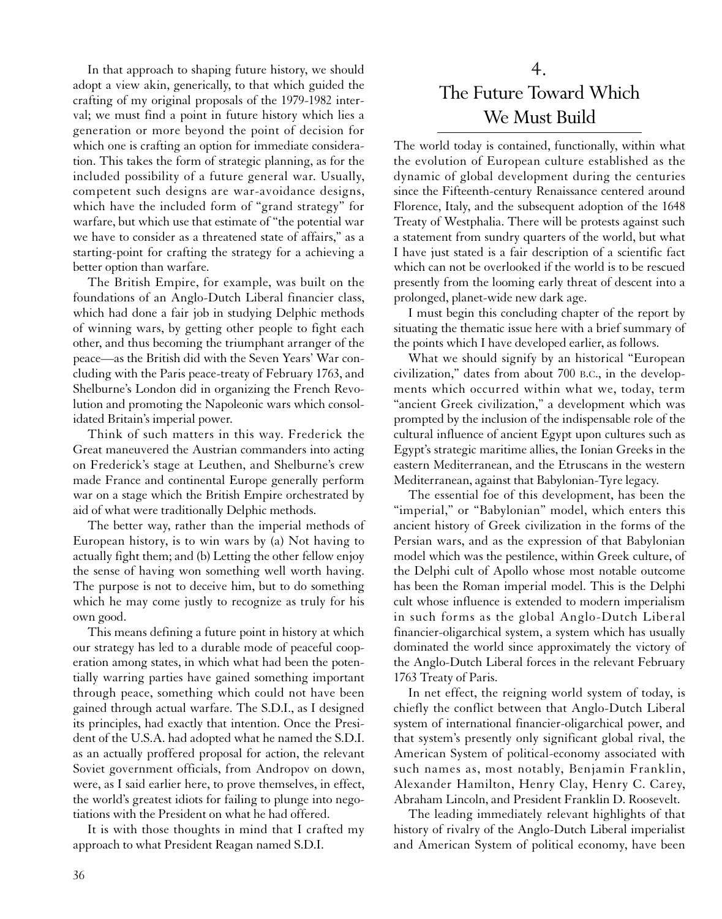In that approach to shaping future history, we should adopt a view akin, generically, to that which guided the crafting of my original proposals of the 1979-1982 interval; we must find a point in future history which lies a generation or more beyond the point of decision for which one is crafting an option for immediate consideration. This takes the form of strategic planning, as for the included possibility of a future general war. Usually, competent such designs are war-avoidance designs, which have the included form of "grand strategy" for warfare, but which use that estimate of "the potential war we have to consider as a threatened state of affairs," as a starting-point for crafting the strategy for a achieving a better option than warfare.

The British Empire, for example, was built on the foundations of an Anglo-Dutch Liberal financier class, which had done a fair job in studying Delphic methods of winning wars, by getting other people to fight each other, and thus becoming the triumphant arranger of the peace—as the British did with the Seven Years' War concluding with the Paris peace-treaty of February 1763, and Shelburne's London did in organizing the French Revolution and promoting the Napoleonic wars which consolidated Britain's imperial power.

Think of such matters in this way. Frederick the Great maneuvered the Austrian commanders into acting on Frederick's stage at Leuthen, and Shelburne's crew made France and continental Europe generally perform war on a stage which the British Empire orchestrated by aid of what were traditionally Delphic methods.

The better way, rather than the imperial methods of European history, is to win wars by (a) Not having to actually fight them; and (b) Letting the other fellow enjoy the sense of having won something well worth having. The purpose is not to deceive him, but to do something which he may come justly to recognize as truly for his own good.

This means defining a future point in history at which our strategy has led to a durable mode of peaceful cooperation among states, in which what had been the potentially warring parties have gained something important through peace, something which could not have been gained through actual warfare. The S.D.I., as I designed its principles, had exactly that intention. Once the President of the U.S.A. had adopted what he named the S.D.I. as an actually proffered proposal for action, the relevant Soviet government officials, from Andropov on down, were, as I said earlier here, to prove themselves, in effect, the world's greatest idiots for failing to plunge into negotiations with the President on what he had offered.

It is with those thoughts in mind that I crafted my approach to what President Reagan named S.D.I.

## 4. The Future Toward Which We Must Build

The world today is contained, functionally, within what the evolution of European culture established as the dynamic of global development during the centuries since the Fifteenth-century Renaissance centered around Florence, Italy, and the subsequent adoption of the 1648 Treaty of Westphalia. There will be protests against such a statement from sundry quarters of the world, but what I have just stated is a fair description of a scientific fact which can not be overlooked if the world is to be rescued presently from the looming early threat of descent into a prolonged, planet-wide new dark age.

I must begin this concluding chapter of the report by situating the thematic issue here with a brief summary of the points which I have developed earlier, as follows.

What we should signify by an historical "European civilization," dates from about 700 B.C., in the developments which occurred within what we, today, term "ancient Greek civilization," a development which was prompted by the inclusion of the indispensable role of the cultural influence of ancient Egypt upon cultures such as Egypt's strategic maritime allies, the Ionian Greeks in the eastern Mediterranean, and the Etruscans in the western Mediterranean, against that Babylonian-Tyre legacy.

The essential foe of this development, has been the "imperial," or "Babylonian" model, which enters this ancient history of Greek civilization in the forms of the Persian wars, and as the expression of that Babylonian model which was the pestilence, within Greek culture, of the Delphi cult of Apollo whose most notable outcome has been the Roman imperial model. This is the Delphi cult whose influence is extended to modern imperialism in such forms as the global Anglo-Dutch Liberal financier-oligarchical system, a system which has usually dominated the world since approximately the victory of the Anglo-Dutch Liberal forces in the relevant February 1763 Treaty of Paris.

In net effect, the reigning world system of today, is chiefly the conflict between that Anglo-Dutch Liberal system of international financier-oligarchical power, and that system's presently only significant global rival, the American System of political-economy associated with such names as, most notably, Benjamin Franklin, Alexander Hamilton, Henry Clay, Henry C. Carey, Abraham Lincoln, and President Franklin D. Roosevelt.

The leading immediately relevant highlights of that history of rivalry of the Anglo-Dutch Liberal imperialist and American System of political economy, have been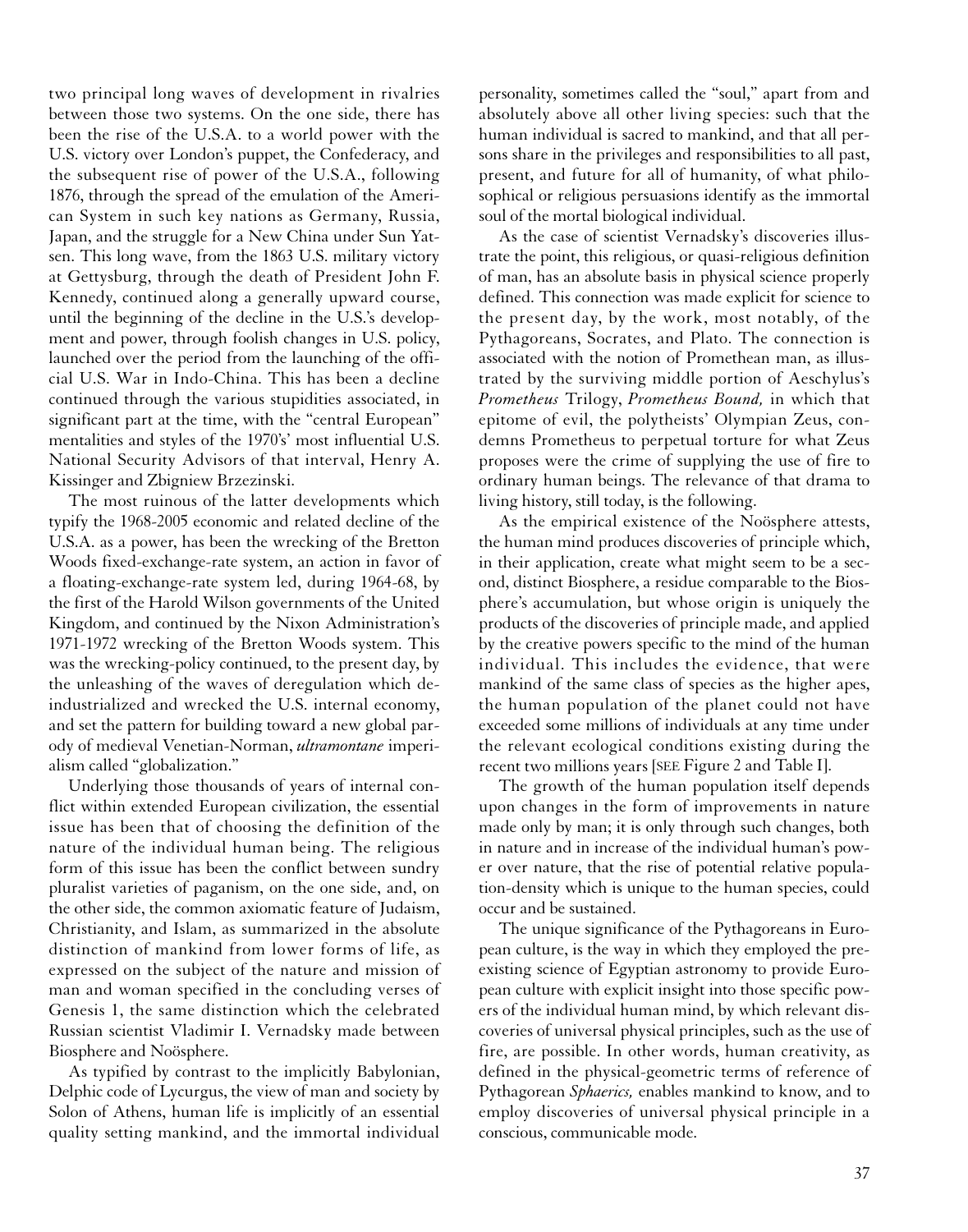two principal long waves of development in rivalries between those two systems. On the one side, there has been the rise of the U.S.A. to a world power with the U.S. victory over London's puppet, the Confederacy, and the subsequent rise of power of the U.S.A., following 1876, through the spread of the emulation of the American System in such key nations as Germany, Russia, Japan, and the struggle for a New China under Sun Yatsen. This long wave, from the 1863 U.S. military victory at Gettysburg, through the death of President John F. Kennedy, continued along a generally upward course, until the beginning of the decline in the U.S.'s development and power, through foolish changes in U.S. policy, launched over the period from the launching of the official U.S. War in Indo-China. This has been a decline continued through the various stupidities associated, in significant part at the time, with the "central European" mentalities and styles of the 1970's' most influential U.S. National Security Advisors of that interval, Henry A. Kissinger and Zbigniew Brzezinski.

The most ruinous of the latter developments which typify the 1968-2005 economic and related decline of the U.S.A. as a power, has been the wrecking of the Bretton Woods fixed-exchange-rate system, an action in favor of a floating-exchange-rate system led, during 1964-68, by the first of the Harold Wilson governments of the United Kingdom, and continued by the Nixon Administration's 1971-1972 wrecking of the Bretton Woods system. This was the wrecking-policy continued, to the present day, by the unleashing of the waves of deregulation which deindustrialized and wrecked the U.S. internal economy, and set the pattern for building toward a new global parody of medieval Venetian-Norman, ***ultramontane*** imperialism called "globalization."

Underlying those thousands of years of internal conflict within extended European civilization, the essential issue has been that of choosing the definition of the nature of the individual human being. The religious form of this issue has been the conflict between sundry pluralist varieties of paganism, on the one side, and, on the other side, the common axiomatic feature of Judaism, Christianity, and Islam, as summarized in the absolute distinction of mankind from lower forms of life, as expressed on the subject of the nature and mission of man and woman specified in the concluding verses of Genesis 1, the same distinction which the celebrated Russian scientist Vladimir I. Vernadsky made between Biosphere and Noösphere.

As typified by contrast to the implicitly Babylonian, Delphic code of Lycurgus, the view of man and society by Solon of Athens, human life is implicitly of an essential quality setting mankind, and the immortal individual personality, sometimes called the "soul," apart from and absolutely above all other living species: such that the human individual is sacred to mankind, and that all persons share in the privileges and responsibilities to all past, present, and future for all of humanity, of what philosophical or religious persuasions identify as the immortal soul of the mortal biological individual.

As the case of scientist Vernadsky's discoveries illustrate the point, this religious, or quasi-religious definition of man, has an absolute basis in physical science properly defined. This connection was made explicit for science to the present day, by the work, most notably, of the Pythagoreans, Socrates, and Plato. The connection is associated with the notion of Promethean man, as illustrated by the surviving middle portion of Aeschylus's *Prometheus* Trilogy, *Prometheus Bound,* in which that epitome of evil, the polytheists' Olympian Zeus, condemns Prometheus to perpetual torture for what Zeus proposes were the crime of supplying the use of fire to ordinary human beings. The relevance of that drama to living history, still today, is the following.

As the empirical existence of the Noösphere attests, the human mind produces discoveries of principle which, in their application, create what might seem to be a second, distinct Biosphere, a residue comparable to the Biosphere's accumulation, but whose origin is uniquely the products of the discoveries of principle made, and applied by the creative powers specific to the mind of the human individual. This includes the evidence, that were mankind of the same class of species as the higher apes, the human population of the planet could not have exceeded some millions of individuals at any time under the relevant ecological conditions existing during the recent two millions years [SEE Figure 2 and Table I].

The growth of the human population itself depends upon changes in the form of improvements in nature made only by man; it is only through such changes, both in nature and in increase of the individual human's power over nature, that the rise of potential relative population-density which is unique to the human species, could occur and be sustained.

The unique significance of the Pythagoreans in European culture, is the way in which they employed the preexisting science of Egyptian astronomy to provide European culture with explicit insight into those specific powers of the individual human mind, by which relevant discoveries of universal physical principles, such as the use of fire, are possible. In other words, human creativity, as defined in the physical-geometric terms of reference of Pythagorean *Sphaerics,* enables mankind to know, and to employ discoveries of universal physical principle in a conscious, communicable mode.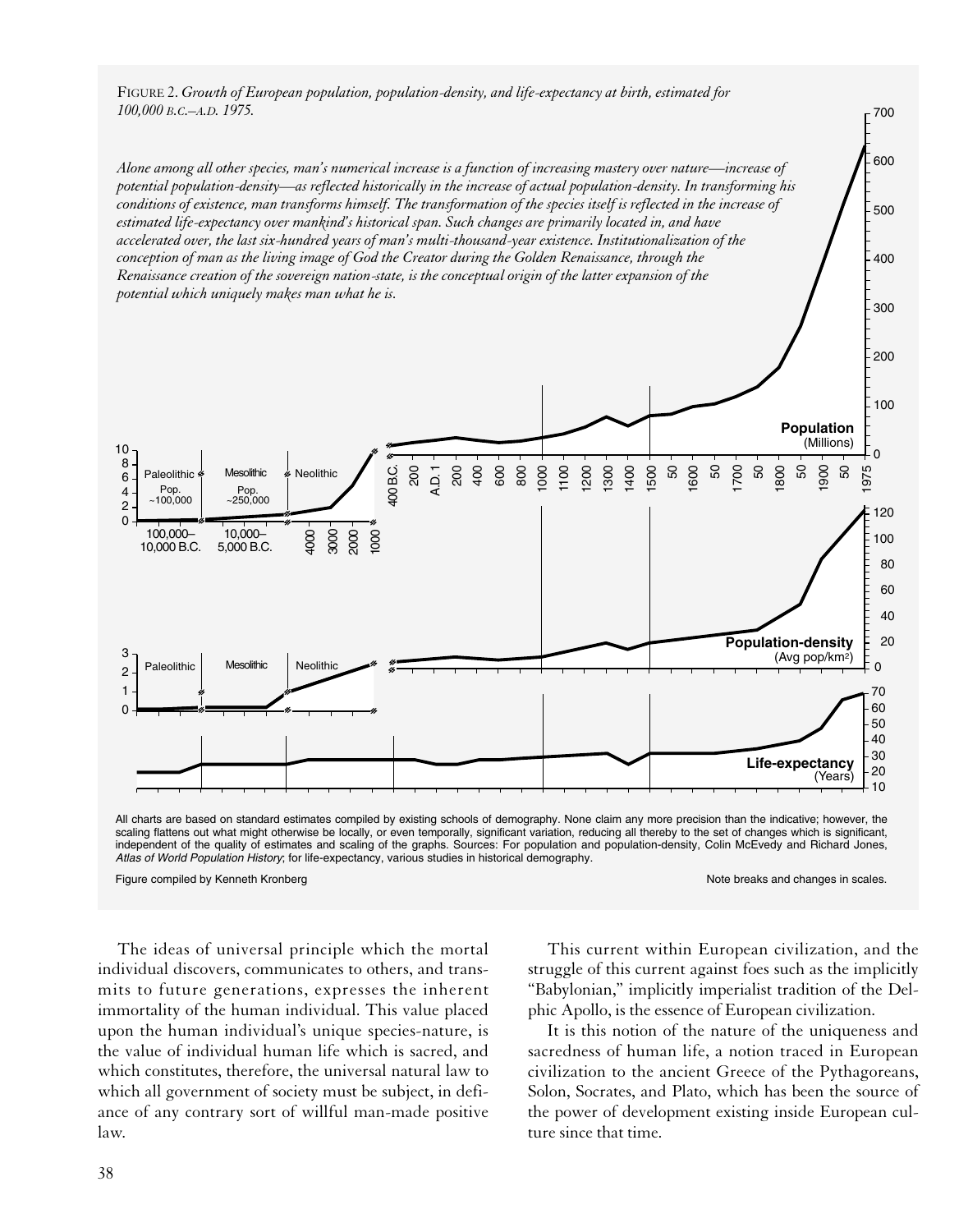FIGURE 2. *Growth of European population, population-density, and life-expectancy at birth, estimated for 100,000 B.C.–A.D. 1975.*

*Alone among all other species, man's numerical increase is a function of increasing mastery over nature—increase of potential population-density—as reflected historically in the increase of actual population-density. In transforming his conditions of existence, man transforms himself. The transformation of the species itself is reflected in the increase of estimated life-expectancy over mankind's historical span. Such changes are primarily located in, and have accelerated over, the last six-hundred years of man's multi-thousand-year existence. Institutionalization of the conception of man as the living image of God the Creator during the Golden Renaissance, through the Renaissance creation of the sovereign nation-state, is the conceptual origin of the latter expansion of the potential which uniquely makes man what he is.*

All charts are based on standard estimates compiled by existing schools of demography. None claim any more precision than the indicative; however, the scaling flattens out what might otherwise be locally, or even temporally, significant variation, reducing all thereby to the set of changes which is significant, independent of the quality of estimates and scaling of the graphs. Sources: For population and population-density, Colin McEvedy and Richard Jones, *Atlas of World Population History*; for life-expectancy, various studies in historical demography.

Figure compiled by Kenneth Kronberg

Note breaks and changes in scales.

The ideas of universal principle which the mortal individual discovers, communicates to others, and transmits to future generations, expresses the inherent immortality of the human individual. This value placed upon the human individual's unique species-nature, is the value of individual human life which is sacred, and which constitutes, therefore, the universal natural law to which all government of society must be subject, in defiance of any contrary sort of willful man-made positive law.

This current within European civilization, and the struggle of this current against foes such as the implicitly "Babylonian," implicitly imperialist tradition of the Delphic Apollo, is the essence of European civilization.

It is this notion of the nature of the uniqueness and sacredness of human life, a notion traced in European civilization to the ancient Greece of the Pythagoreans, Solon, Socrates, and Plato, which has been the source of the power of development existing inside European culture since that time.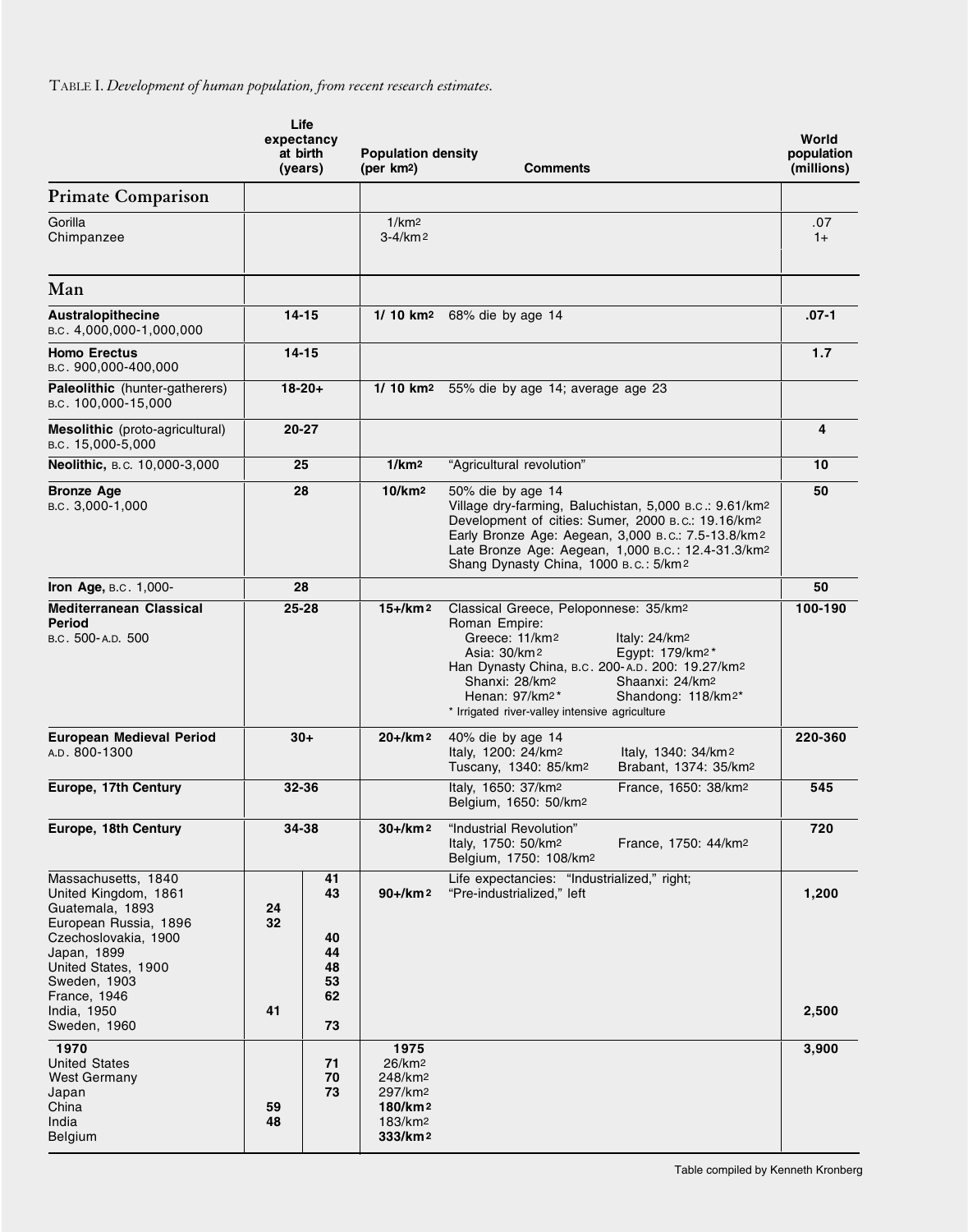TABLE I. *Development of human population, from recent research estimates.*

| | Life expectancy at birth (years) | | Population density (per km²) | Comments | World population (millions) |
|---|---|---|---|---|---|
| **Primate Comparison** | | | | | |
| Gorilla | | | 1/km² | | .07 |
| Chimpanzee | | | 3-4/km² | | 1+ |
| **Man** | | | | | |
| **Australopithecine** B.C. 4,000,000-1,000,000 | **14-15** | | **1/ 10 km²** | 68% die by age 14 | **.07-1** |
| **Homo Erectus** B.C. 900,000-400,000 | **14-15** | | | | **1.7** |
| **Paleolithic** (hunter-gatherers) B.C. 100,000-15,000 | **18-20+** | | **1/ 10 km²** | 55% die by age 14; average age 23 | |
| **Mesolithic** (proto-agricultural) B.C. 15,000-5,000 | **20-27** | | | | **4** |
| **Neolithic,** B.C. 10,000-3,000 | **25** | | **1/km²** | "Agricultural revolution" | **10** |
| **Bronze Age** B.C. 3,000-1,000 | **28** | | **10/km²** | 50% die by age 14<br>Village dry-farming, Baluchistan, 5,000 B.C.: 9.61/km²<br>Development of cities: Sumer, 2000 B.C.: 19.16/km²<br>Early Bronze Age: Aegean, 3,000 B.C.: 7.5-13.8/km²<br>Late Bronze Age: Aegean, 1,000 B.C.: 12.4-31.3/km²<br>Shang Dynasty China, 1000 B.C.: 5/km² | **50** |
| **Iron Age,** B.C. 1,000- | **28** | | | | **50** |
| **Mediterranean Classical Period** B.C. 500-A.D. 500 | **25-28** | | **15+/km²** | Classical Greece, Peloponnese: 35/km²<br>Roman Empire:<br>Greece: 11/km² Italy: 24/km²<br>Asia: 30/km² Egypt: 179/km²*<br>Han Dynasty China, B.C. 200-A.D. 200: 19.27/km²<br>Shanxi: 28/km² Shaanxi: 24/km²<br>Henan: 97/km²* Shandong: 118/km²*<br>* Irrigated river-valley intensive agriculture | **100-190** |
| **European Medieval Period** A.D. 800-1300 | **30+** | | **20+/km²** | 40% die by age 14<br>Italy, 1200: 24/km² Italy, 1340: 34/km²<br>Tuscany, 1340: 85/km² Brabant, 1374: 35/km² | **220-360** |
| **Europe, 17th Century** | **32-36** | | | Italy, 1650: 37/km² France, 1650: 38/km²<br>Belgium, 1650: 50/km² | **545** |
| **Europe, 18th Century** | **34-38** | | **30+/km²** | "Industrial Revolution"<br>Italy, 1750: 50/km² France, 1750: 44/km²<br>Belgium, 1750: 108/km² | **720** |
| Massachusetts, 1840 | | **41** | | Life expectancies: "Industrialized," right; | |
| United Kingdom, 1861 | | **43** | **90+/km²** | "Pre-industrialized," left | **1,200** |
| Guatemala, 1893 | **24** | | | | |
| European Russia, 1896 | **32** | | | | |
| Czechoslovakia, 1900 | | **40** | | | |
| Japan, 1899 | | **44** | | | |
| United States, 1900 | | **48** | | | |
| Sweden, 1903 | | **53** | | | |
| France, 1946 | | **62** | | | |
| India, 1950 | **41** | | | | **2,500** |
| Sweden, 1960 | | **73** | | | |
| **1970** | | | **1975** | | **3,900** |
| United States | | **71** | 26/km² | | |
| West Germany | | **70** | 248/km² | | |
| Japan | | **73** | 297/km² | | |
| China | **59** | | **180/km²** | | |
| India | **48** | | 183/km² | | |
| Belgium | | | **333/km²** | | |

Table compiled by Kenneth Kronberg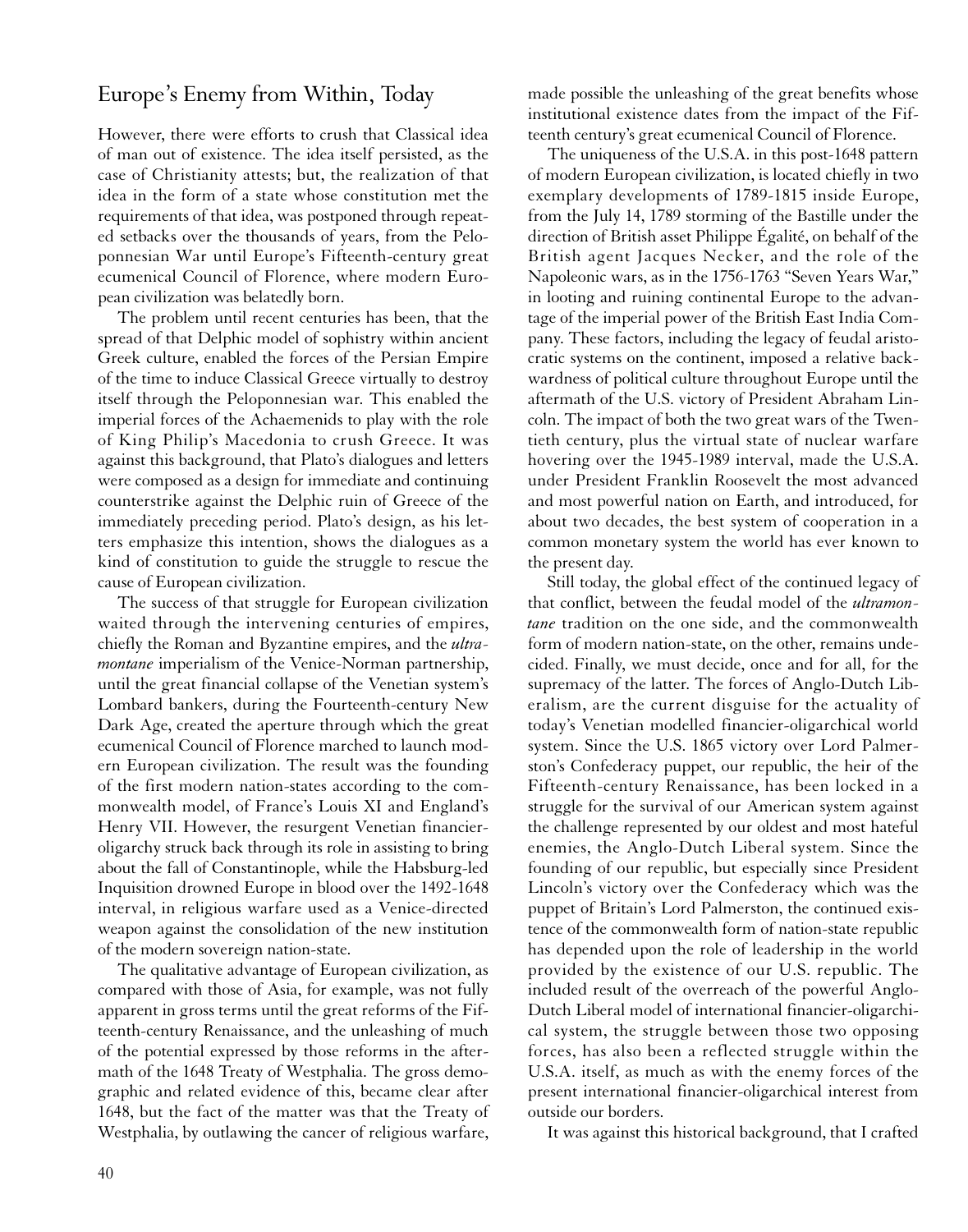## Europe's Enemy from Within, Today

However, there were efforts to crush that Classical idea of man out of existence. The idea itself persisted, as the case of Christianity attests; but, the realization of that idea in the form of a state whose constitution met the requirements of that idea, was postponed through repeated setbacks over the thousands of years, from the Peloponnesian War until Europe's Fifteenth-century great ecumenical Council of Florence, where modern European civilization was belatedly born.

The problem until recent centuries has been, that the spread of that Delphic model of sophistry within ancient Greek culture, enabled the forces of the Persian Empire of the time to induce Classical Greece virtually to destroy itself through the Peloponnesian war. This enabled the imperial forces of the Achaemenids to play with the role of King Philip's Macedonia to crush Greece. It was against this background, that Plato's dialogues and letters were composed as a design for immediate and continuing counterstrike against the Delphic ruin of Greece of the immediately preceding period. Plato's design, as his letters emphasize this intention, shows the dialogues as a kind of constitution to guide the struggle to rescue the cause of European civilization.

The success of that struggle for European civilization waited through the intervening centuries of empires, chiefly the Roman and Byzantine empires, and the *ultramontane* imperialism of the Venice-Norman partnership, until the great financial collapse of the Venetian system's Lombard bankers, during the Fourteenth-century New Dark Age, created the aperture through which the great ecumenical Council of Florence marched to launch modern European civilization. The result was the founding of the first modern nation-states according to the commonwealth model, of France's Louis XI and England's Henry VII. However, the resurgent Venetian financier-oligarchy struck back through its role in assisting to bring about the fall of Constantinople, while the Habsburg-led Inquisition drowned Europe in blood over the 1492-1648 interval, in religious warfare used as a Venice-directed weapon against the consolidation of the new institution of the modern sovereign nation-state.

The qualitative advantage of European civilization, as compared with those of Asia, for example, was not fully apparent in gross terms until the great reforms of the Fifteenth-century Renaissance, and the unleashing of much of the potential expressed by those reforms in the aftermath of the 1648 Treaty of Westphalia. The gross demographic and related evidence of this, became clear after 1648, but the fact of the matter was that the Treaty of Westphalia, by outlawing the cancer of religious warfare, made possible the unleashing of the great benefits whose institutional existence dates from the impact of the Fifteenth century's great ecumenical Council of Florence.

The uniqueness of the U.S.A. in this post-1648 pattern of modern European civilization, is located chiefly in two exemplary developments of 1789-1815 inside Europe, from the July 14, 1789 storming of the Bastille under the direction of British asset Philippe Égalité, on behalf of the British agent Jacques Necker, and the role of the Napoleonic wars, as in the 1756-1763 "Seven Years War," in looting and ruining continental Europe to the advantage of the imperial power of the British East India Company. These factors, including the legacy of feudal aristocratic systems on the continent, imposed a relative backwardness of political culture throughout Europe until the aftermath of the U.S. victory of President Abraham Lincoln. The impact of both the two great wars of the Twentieth century, plus the virtual state of nuclear warfare hovering over the 1945-1989 interval, made the U.S.A. under President Franklin Roosevelt the most advanced and most powerful nation on Earth, and introduced, for about two decades, the best system of cooperation in a common monetary system the world has ever known to the present day.

Still today, the global effect of the continued legacy of that conflict, between the feudal model of the *ultramontane* tradition on the one side, and the commonwealth form of modern nation-state, on the other, remains undecided. Finally, we must decide, once and for all, for the supremacy of the latter. The forces of Anglo-Dutch Liberalism, are the current disguise for the actuality of today's Venetian modelled financier-oligarchical world system. Since the U.S. 1865 victory over Lord Palmerston's Confederacy puppet, our republic, the heir of the Fifteenth-century Renaissance, has been locked in a struggle for the survival of our American system against the challenge represented by our oldest and most hateful enemies, the Anglo-Dutch Liberal system. Since the founding of our republic, but especially since President Lincoln's victory over the Confederacy which was the puppet of Britain's Lord Palmerston, the continued existence of the commonwealth form of nation-state republic has depended upon the role of leadership in the world provided by the existence of our U.S. republic. The included result of the overreach of the powerful Anglo-Dutch Liberal model of international financier-oligarchical system, the struggle between those two opposing forces, has also been a reflected struggle within the U.S.A. itself, as much as with the enemy forces of the present international financier-oligarchical interest from outside our borders.

It was against this historical background, that I crafted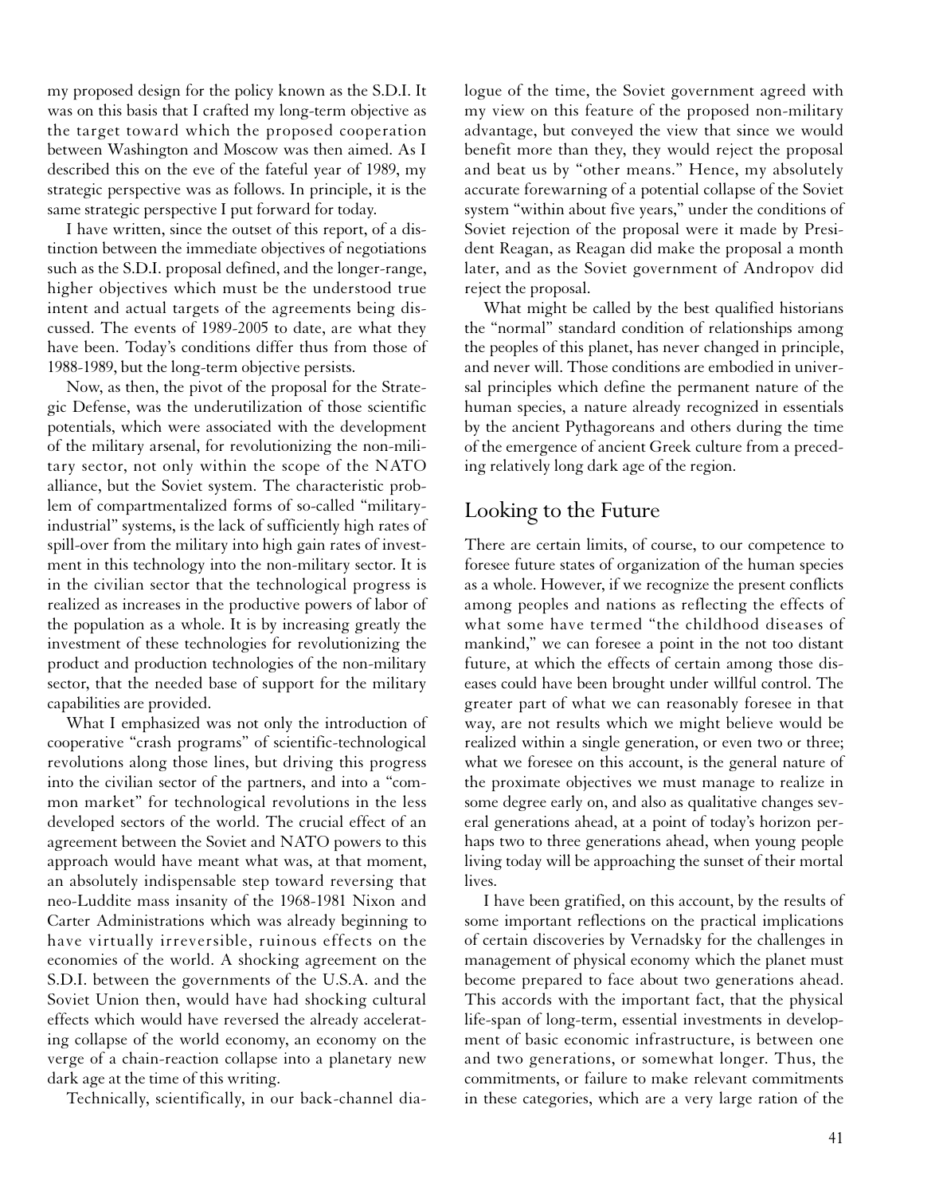my proposed design for the policy known as the S.D.I. It was on this basis that I crafted my long-term objective as the target toward which the proposed cooperation between Washington and Moscow was then aimed. As I described this on the eve of the fateful year of 1989, my strategic perspective was as follows. In principle, it is the same strategic perspective I put forward for today.

I have written, since the outset of this report, of a distinction between the immediate objectives of negotiations such as the S.D.I. proposal defined, and the longer-range, higher objectives which must be the understood true intent and actual targets of the agreements being discussed. The events of 1989-2005 to date, are what they have been. Today's conditions differ thus from those of 1988-1989, but the long-term objective persists.

Now, as then, the pivot of the proposal for the Strategic Defense, was the underutilization of those scientific potentials, which were associated with the development of the military arsenal, for revolutionizing the non-military sector, not only within the scope of the NATO alliance, but the Soviet system. The characteristic problem of compartmentalized forms of so-called "military-industrial" systems, is the lack of sufficiently high rates of spill-over from the military into high gain rates of investment in this technology into the non-military sector. It is in the civilian sector that the technological progress is realized as increases in the productive powers of labor of the population as a whole. It is by increasing greatly the investment of these technologies for revolutionizing the product and production technologies of the non-military sector, that the needed base of support for the military capabilities are provided.

What I emphasized was not only the introduction of cooperative "crash programs" of scientific-technological revolutions along those lines, but driving this progress into the civilian sector of the partners, and into a "common market" for technological revolutions in the less developed sectors of the world. The crucial effect of an agreement between the Soviet and NATO powers to this approach would have meant what was, at that moment, an absolutely indispensable step toward reversing that neo-Luddite mass insanity of the 1968-1981 Nixon and Carter Administrations which was already beginning to have virtually irreversible, ruinous effects on the economies of the world. A shocking agreement on the S.D.I. between the governments of the U.S.A. and the Soviet Union then, would have had shocking cultural effects which would have reversed the already accelerating collapse of the world economy, an economy on the verge of a chain-reaction collapse into a planetary new dark age at the time of this writing.

Technically, scientifically, in our back-channel dialogue of the time, the Soviet government agreed with my view on this feature of the proposed non-military advantage, but conveyed the view that since we would benefit more than they, they would reject the proposal and beat us by "other means." Hence, my absolutely accurate forewarning of a potential collapse of the Soviet system "within about five years," under the conditions of Soviet rejection of the proposal were it made by President Reagan, as Reagan did make the proposal a month later, and as the Soviet government of Andropov did reject the proposal.

What might be called by the best qualified historians the "normal" standard condition of relationships among the peoples of this planet, has never changed in principle, and never will. Those conditions are embodied in universal principles which define the permanent nature of the human species, a nature already recognized in essentials by the ancient Pythagoreans and others during the time of the emergence of ancient Greek culture from a preceding relatively long dark age of the region.

## Looking to the Future

There are certain limits, of course, to our competence to foresee future states of organization of the human species as a whole. However, if we recognize the present conflicts among peoples and nations as reflecting the effects of what some have termed "the childhood diseases of mankind," we can foresee a point in the not too distant future, at which the effects of certain among those diseases could have been brought under willful control. The greater part of what we can reasonably foresee in that way, are not results which we might believe would be realized within a single generation, or even two or three; what we foresee on this account, is the general nature of the proximate objectives we must manage to realize in some degree early on, and also as qualitative changes several generations ahead, at a point of today's horizon perhaps two to three generations ahead, when young people living today will be approaching the sunset of their mortal lives.

I have been gratified, on this account, by the results of some important reflections on the practical implications of certain discoveries by Vernadsky for the challenges in management of physical economy which the planet must become prepared to face about two generations ahead. This accords with the important fact, that the physical life-span of long-term, essential investments in development of basic economic infrastructure, is between one and two generations, or somewhat longer. Thus, the commitments, or failure to make relevant commitments in these categories, which are a very large ration of the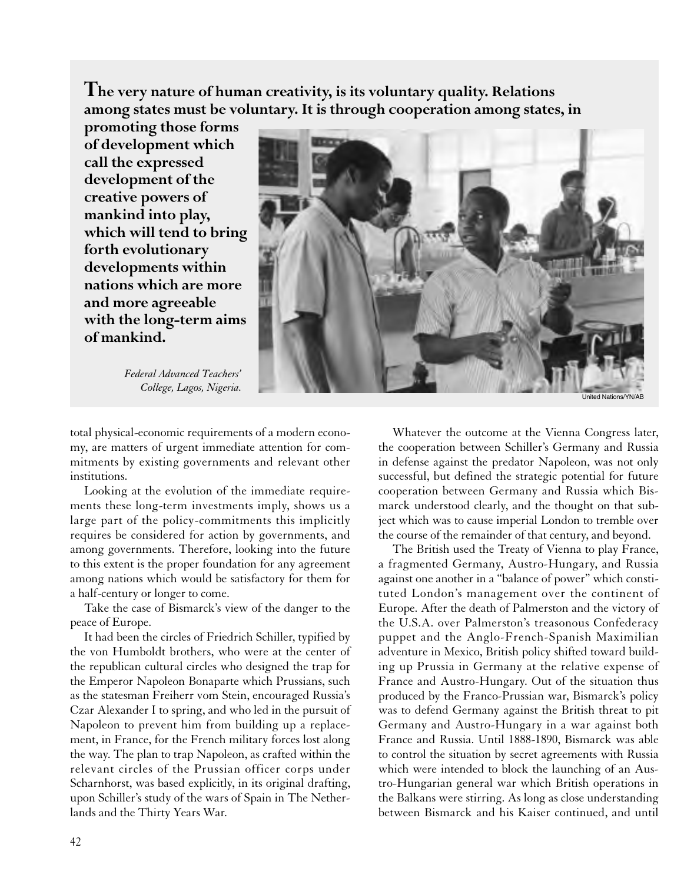**The very nature of human creativity, is its voluntary quality. Relations among states must be voluntary. It is through cooperation among states, in promoting those forms of development which call the expressed development of the creative powers of mankind into play, which will tend to bring forth evolutionary developments within nations which are more and more agreeable with the long-term aims of mankind.**

*Federal Advanced Teachers' College, Lagos, Nigeria.*

United Nations/YN/AB

total physical-economic requirements of a modern economy, are matters of urgent immediate attention for commitments by existing governments and relevant other institutions.

Looking at the evolution of the immediate requirements these long-term investments imply, shows us a large part of the policy-commitments this implicitly requires be considered for action by governments, and among governments. Therefore, looking into the future to this extent is the proper foundation for any agreement among nations which would be satisfactory for them for a half-century or longer to come.

Take the case of Bismarck's view of the danger to the peace of Europe.

It had been the circles of Friedrich Schiller, typified by the von Humboldt brothers, who were at the center of the republican cultural circles who designed the trap for the Emperor Napoleon Bonaparte which Prussians, such as the statesman Freiherr vom Stein, encouraged Russia's Czar Alexander I to spring, and who led in the pursuit of Napoleon to prevent him from building up a replacement, in France, for the French military forces lost along the way. The plan to trap Napoleon, as crafted within the relevant circles of the Prussian officer corps under Scharnhorst, was based explicitly, in its original drafting, upon Schiller's study of the wars of Spain in The Netherlands and the Thirty Years War.

Whatever the outcome at the Vienna Congress later, the cooperation between Schiller's Germany and Russia in defense against the predator Napoleon, was not only successful, but defined the strategic potential for future cooperation between Germany and Russia which Bismarck understood clearly, and the thought on that subject which was to cause imperial London to tremble over the course of the remainder of that century, and beyond.

The British used the Treaty of Vienna to play France, a fragmented Germany, Austro-Hungary, and Russia against one another in a "balance of power" which constituted London's management over the continent of Europe. After the death of Palmerston and the victory of the U.S.A. over Palmerston's treasonous Confederacy puppet and the Anglo-French-Spanish Maximilian adventure in Mexico, British policy shifted toward building up Prussia in Germany at the relative expense of France and Austro-Hungary. Out of the situation thus produced by the Franco-Prussian war, Bismarck's policy was to defend Germany against the British threat to pit Germany and Austro-Hungary in a war against both France and Russia. Until 1888-1890, Bismarck was able to control the situation by secret agreements with Russia which were intended to block the launching of an Austro-Hungarian general war which British operations in the Balkans were stirring. As long as close understanding between Bismarck and his Kaiser continued, and until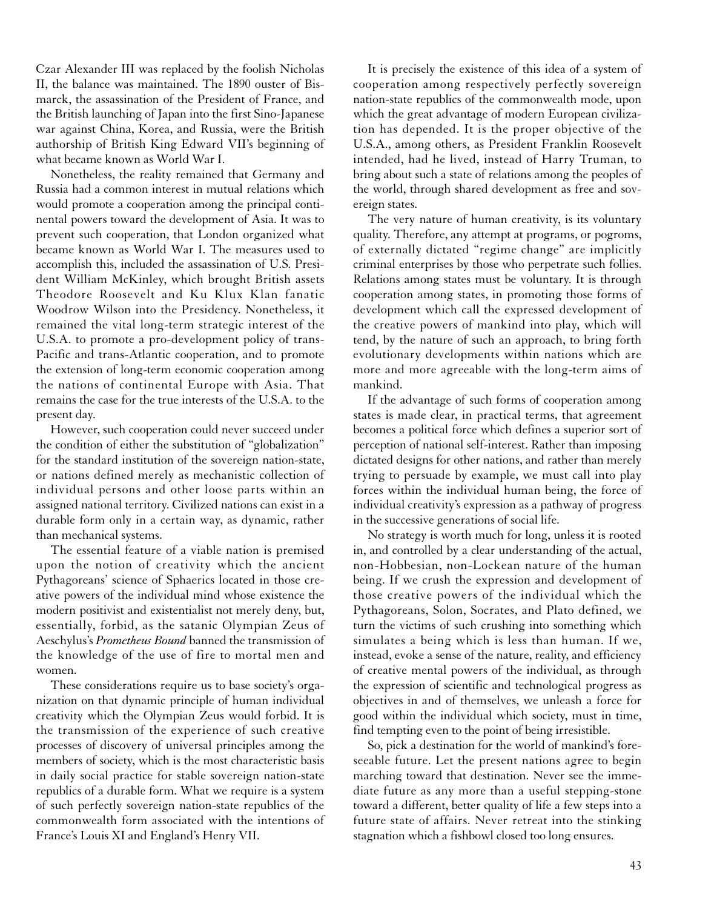Czar Alexander III was replaced by the foolish Nicholas II, the balance was maintained. The 1890 ouster of Bismarck, the assassination of the President of France, and the British launching of Japan into the first Sino-Japanese war against China, Korea, and Russia, were the British authorship of British King Edward VII's beginning of what became known as World War I.

Nonetheless, the reality remained that Germany and Russia had a common interest in mutual relations which would promote a cooperation among the principal continental powers toward the development of Asia. It was to prevent such cooperation, that London organized what became known as World War I. The measures used to accomplish this, included the assassination of U.S. President William McKinley, which brought British assets Theodore Roosevelt and Ku Klux Klan fanatic Woodrow Wilson into the Presidency. Nonetheless, it remained the vital long-term strategic interest of the U.S.A. to promote a pro-development policy of trans-Pacific and trans-Atlantic cooperation, and to promote the extension of long-term economic cooperation among the nations of continental Europe with Asia. That remains the case for the true interests of the U.S.A. to the present day.

However, such cooperation could never succeed under the condition of either the substitution of "globalization" for the standard institution of the sovereign nation-state, or nations defined merely as mechanistic collection of individual persons and other loose parts within an assigned national territory. Civilized nations can exist in a durable form only in a certain way, as dynamic, rather than mechanical systems.

The essential feature of a viable nation is premised upon the notion of creativity which the ancient Pythagoreans' science of Sphaerics located in those creative powers of the individual mind whose existence the modern positivist and existentialist not merely deny, but, essentially, forbid, as the satanic Olympian Zeus of Aeschylus's *Prometheus Bound* banned the transmission of the knowledge of the use of fire to mortal men and women.

These considerations require us to base society's organization on that dynamic principle of human individual creativity which the Olympian Zeus would forbid. It is the transmission of the experience of such creative processes of discovery of universal principles among the members of society, which is the most characteristic basis in daily social practice for stable sovereign nation-state republics of a durable form. What we require is a system of such perfectly sovereign nation-state republics of the commonwealth form associated with the intentions of France's Louis XI and England's Henry VII.

It is precisely the existence of this idea of a system of cooperation among respectively perfectly sovereign nation-state republics of the commonwealth mode, upon which the great advantage of modern European civilization has depended. It is the proper objective of the U.S.A., among others, as President Franklin Roosevelt intended, had he lived, instead of Harry Truman, to bring about such a state of relations among the peoples of the world, through shared development as free and sovereign states.

The very nature of human creativity, is its voluntary quality. Therefore, any attempt at programs, or pogroms, of externally dictated "regime change" are implicitly criminal enterprises by those who perpetrate such follies. Relations among states must be voluntary. It is through cooperation among states, in promoting those forms of development which call the expressed development of the creative powers of mankind into play, which will tend, by the nature of such an approach, to bring forth evolutionary developments within nations which are more and more agreeable with the long-term aims of mankind.

If the advantage of such forms of cooperation among states is made clear, in practical terms, that agreement becomes a political force which defines a superior sort of perception of national self-interest. Rather than imposing dictated designs for other nations, and rather than merely trying to persuade by example, we must call into play forces within the individual human being, the force of individual creativity's expression as a pathway of progress in the successive generations of social life.

No strategy is worth much for long, unless it is rooted in, and controlled by a clear understanding of the actual, non-Hobbesian, non-Lockean nature of the human being. If we crush the expression and development of those creative powers of the individual which the Pythagoreans, Solon, Socrates, and Plato defined, we turn the victims of such crushing into something which simulates a being which is less than human. If we, instead, evoke a sense of the nature, reality, and efficiency of creative mental powers of the individual, as through the expression of scientific and technological progress as objectives in and of themselves, we unleash a force for good within the individual which society, must in time, find tempting even to the point of being irresistible.

So, pick a destination for the world of mankind's foreseeable future. Let the present nations agree to begin marching toward that destination. Never see the immediate future as any more than a useful stepping-stone toward a different, better quality of life a few steps into a future state of affairs. Never retreat into the stinking stagnation which a fishbowl closed too long ensures.